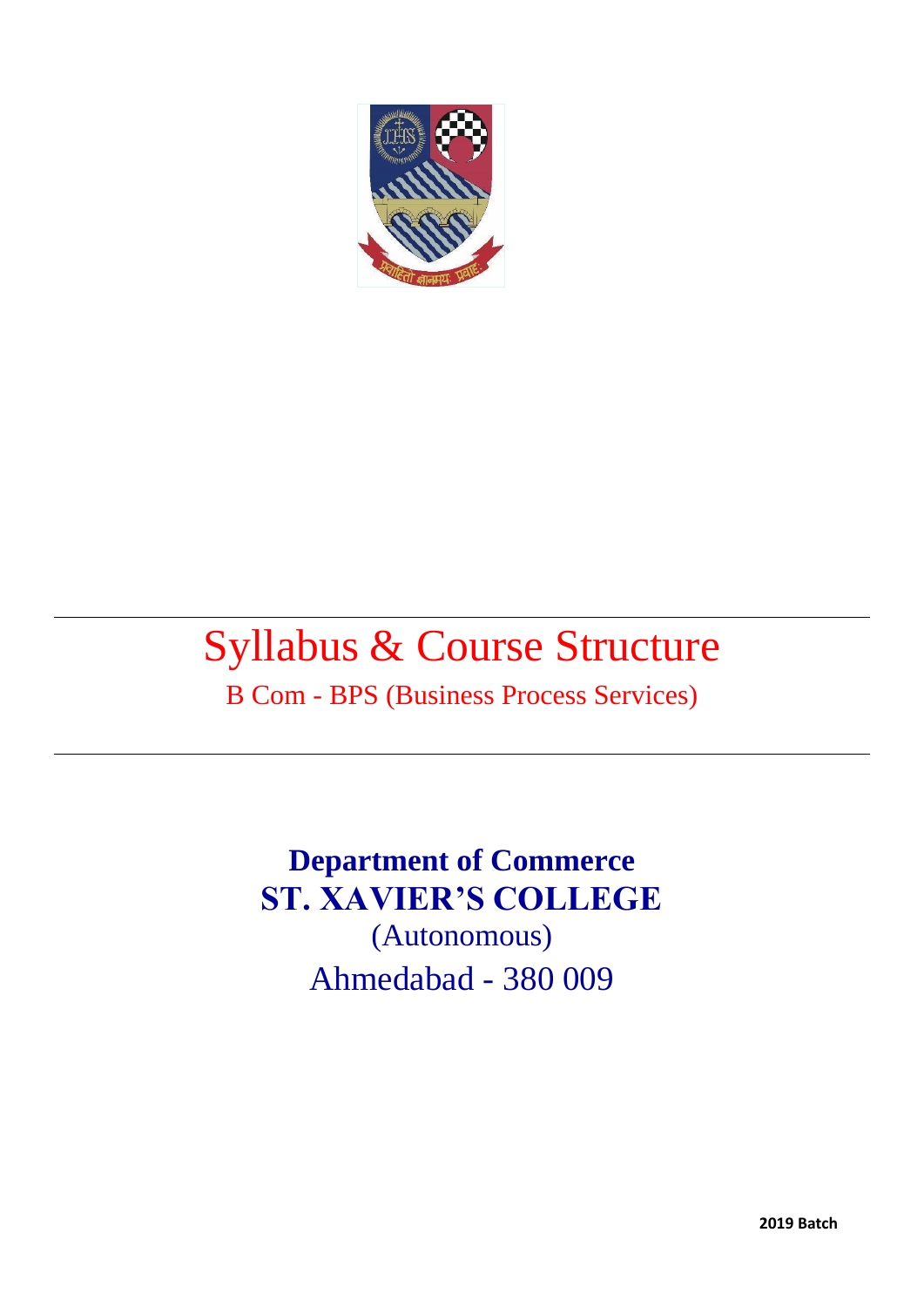# Syllabus & Course Structure

## B Com - BPS (Business Process Services)

**Department of Commerce**

**ST. XAVIER'S COLLEGE**

(Autonomous)

Ahmedabad - 380 009

**2019 Batch**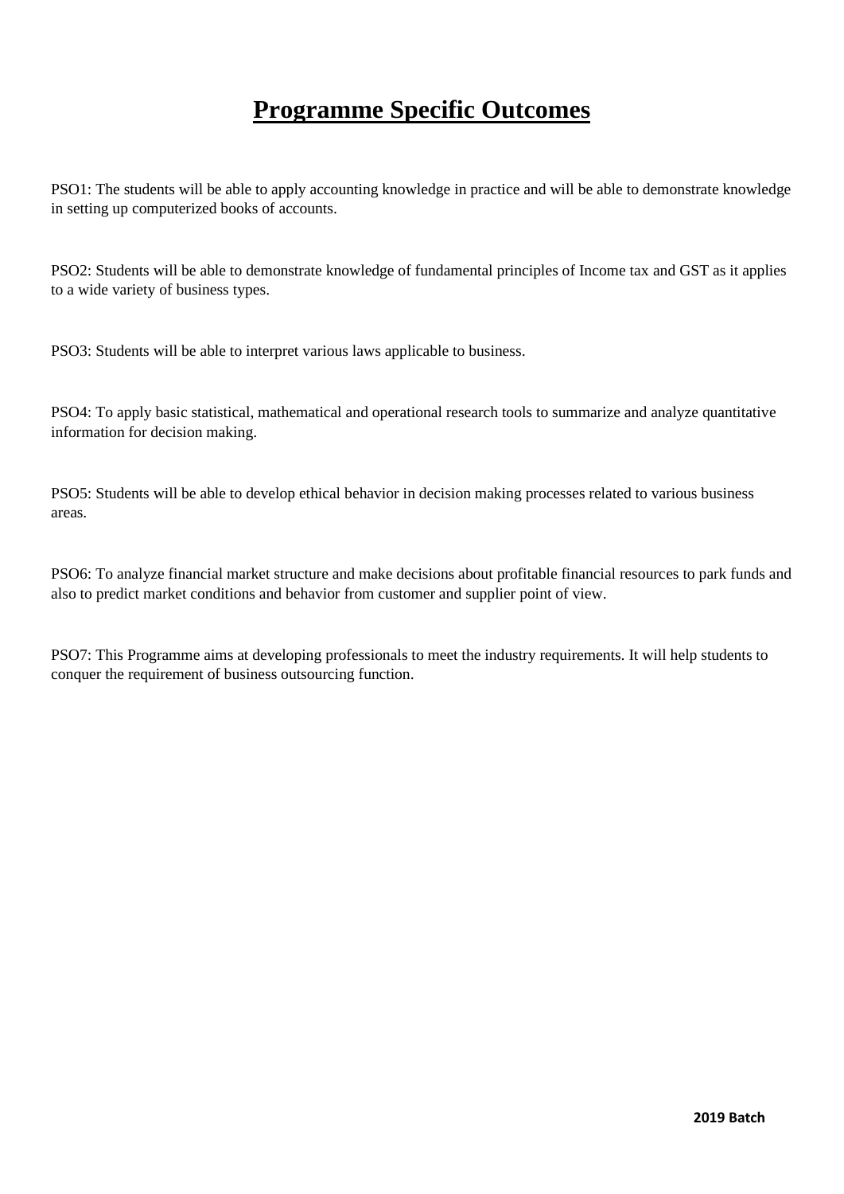# Programme Specific Outcomes

PSO1: The students will be able to apply accounting knowledge in practice and will be able to demonstrate knowledge in setting up computerized books of accounts.

PSO2: Students will be able to demonstrate knowledge of fundamental principles of Income tax and GST as it applies to a wide variety of business types.

PSO3: Students will be able to interpret various laws applicable to business.

PSO4: To apply basic statistical, mathematical and operational research tools to summarize and analyze quantitative information for decision making.

PSO5: Students will be able to develop ethical behavior in decision making processes related to various business areas.

PSO6: To analyze financial market structure and make decisions about profitable financial resources to park funds and also to predict market conditions and behavior from customer and supplier point of view.

PSO7: This Programme aims at developing professionals to meet the industry requirements. It will help students to conquer the requirement of business outsourcing function.

**2019 Batch**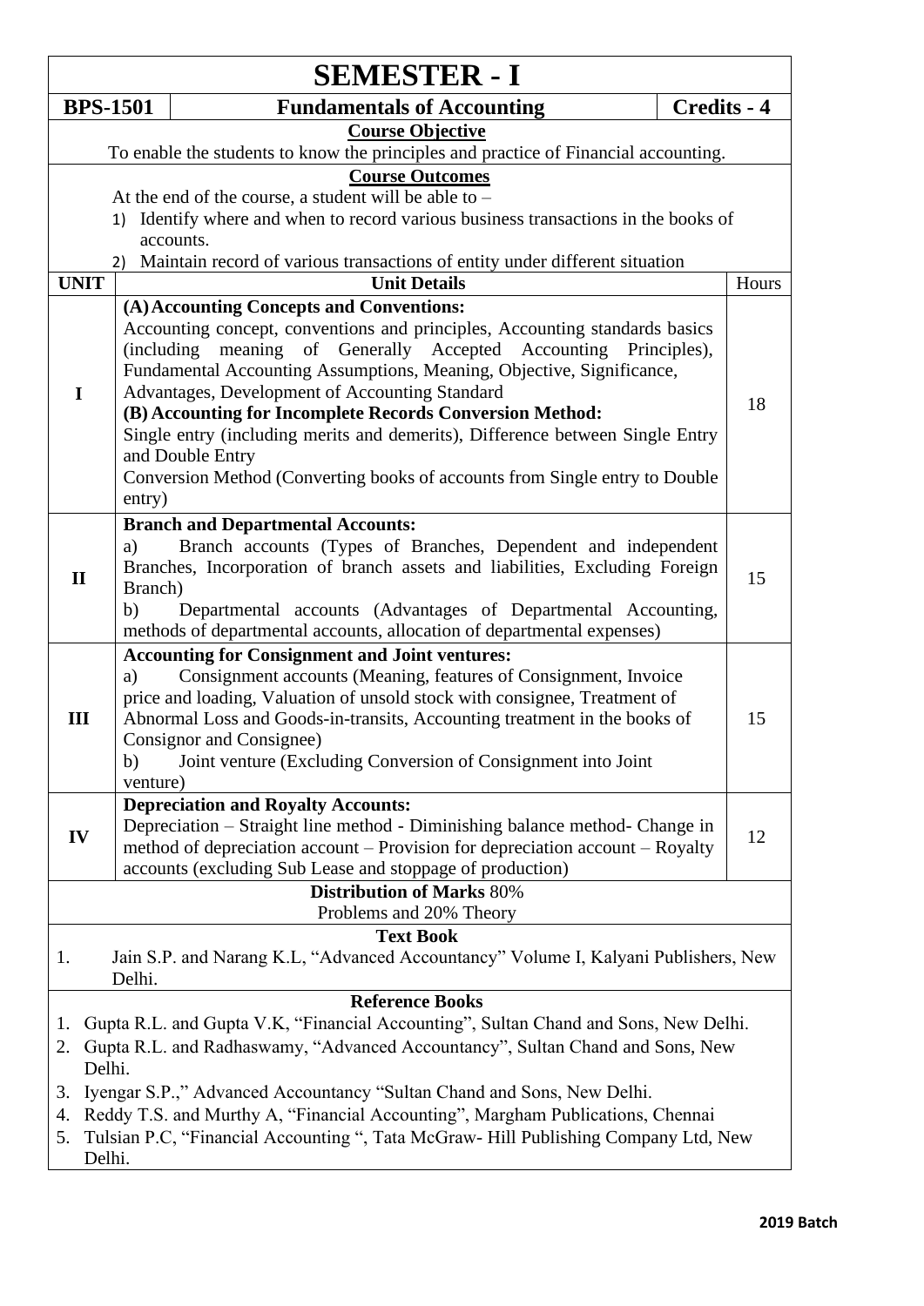# SEMESTER - I

| BPS-1501 | Fundamentals of Accounting | Credits - 4 |
|---|---|---|

**Course Objective**

To enable the students to know the principles and practice of Financial accounting.

**Course Outcomes**

At the end of the course, a student will be able to –

1) Identify where and when to record various business transactions in the books of accounts.
2) Maintain record of various transactions of entity under different situation

| UNIT | Unit Details | Hours |
|---|---|---|
| I | **(A) Accounting Concepts and Conventions:** Accounting concept, conventions and principles, Accounting standards basics (including meaning of Generally Accepted Accounting Principles), Fundamental Accounting Assumptions, Meaning, Objective, Significance, Advantages, Development of Accounting Standard **(B) Accounting for Incomplete Records Conversion Method:** Single entry (including merits and demerits), Difference between Single Entry and Double Entry Conversion Method (Converting books of accounts from Single entry to Double entry) | 18 |
| II | **Branch and Departmental Accounts:** a) Branch accounts (Types of Branches, Dependent and independent Branches, Incorporation of branch assets and liabilities, Excluding Foreign Branch) b) Departmental accounts (Advantages of Departmental Accounting, methods of departmental accounts, allocation of departmental expenses) | 15 |
| III | **Accounting for Consignment and Joint ventures:** a) Consignment accounts (Meaning, features of Consignment, Invoice price and loading, Valuation of unsold stock with consignee, Treatment of Abnormal Loss and Goods-in-transits, Accounting treatment in the books of Consignor and Consignee) b) Joint venture (Excluding Conversion of Consignment into Joint venture) | 15 |
| IV | **Depreciation and Royalty Accounts:** Depreciation – Straight line method - Diminishing balance method- Change in method of depreciation account – Provision for depreciation account – Royalty accounts (excluding Sub Lease and stoppage of production) | 12 |

**Distribution of Marks** 80% Problems and 20% Theory

**Text Book**

1. Jain S.P. and Narang K.L, "Advanced Accountancy" Volume I, Kalyani Publishers, New Delhi.

**Reference Books**

1. Gupta R.L. and Gupta V.K, "Financial Accounting", Sultan Chand and Sons, New Delhi.
2. Gupta R.L. and Radhaswamy, "Advanced Accountancy", Sultan Chand and Sons, New Delhi.
3. Iyengar S.P.," Advanced Accountancy "Sultan Chand and Sons, New Delhi.
4. Reddy T.S. and Murthy A, "Financial Accounting", Margham Publications, Chennai
5. Tulsian P.C, "Financial Accounting ", Tata McGraw- Hill Publishing Company Ltd, New Delhi.

**2019 Batch**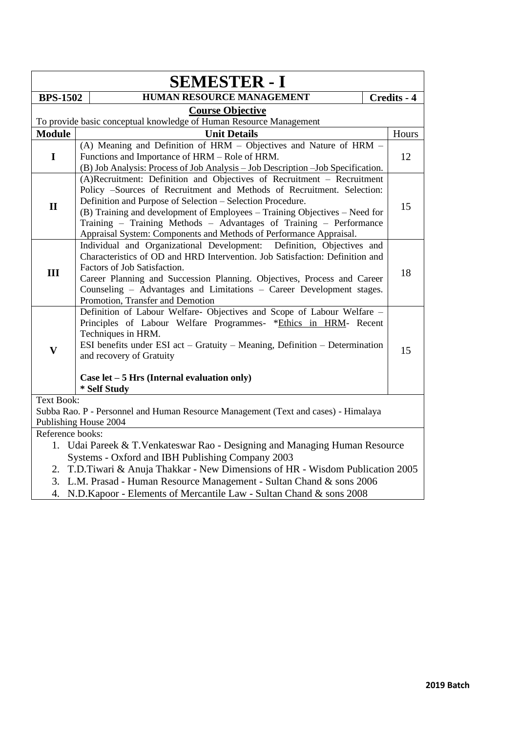# SEMESTER - I

| **BPS-1502** | **HUMAN RESOURCE MANAGEMENT** | **Credits - 4** |
|---|---|---|

**Course Objective**

To provide basic conceptual knowledge of Human Resource Management

| **Module** | **Unit Details** | Hours |
|---|---|---|
| **I** | (A) Meaning and Definition of HRM – Objectives and Nature of HRM – Functions and Importance of HRM – Role of HRM.<br>(B) Job Analysis: Process of Job Analysis – Job Description –Job Specification. | 12 |
| **II** | (A)Recruitment: Definition and Objectives of Recruitment – Recruitment Policy –Sources of Recruitment and Methods of Recruitment. Selection: Definition and Purpose of Selection – Selection Procedure.<br>(B) Training and development of Employees – Training Objectives – Need for Training – Training Methods – Advantages of Training – Performance Appraisal System: Components and Methods of Performance Appraisal. | 15 |
| **III** | Individual and Organizational Development: Definition, Objectives and Characteristics of OD and HRD Intervention. Job Satisfaction: Definition and Factors of Job Satisfaction.<br>Career Planning and Succession Planning. Objectives, Process and Career Counseling – Advantages and Limitations – Career Development stages. Promotion, Transfer and Demotion | 18 |
| **V** | Definition of Labour Welfare- Objectives and Scope of Labour Welfare – Principles of Labour Welfare Programmes- *Ethics in HRM- Recent Techniques in HRM.<br>ESI benefits under ESI act – Gratuity – Meaning, Definition – Determination and recovery of Gratuity<br><br>**Case let – 5 Hrs (Internal evaluation only)**<br>**\* Self Study** | 15 |

Text Book:

Subba Rao. P - Personnel and Human Resource Management (Text and cases) - Himalaya Publishing House 2004

Reference books:

1. Udai Pareek & T.Venkateswar Rao - Designing and Managing Human Resource Systems - Oxford and IBH Publishing Company 2003
2. T.D.Tiwari & Anuja Thakkar - New Dimensions of HR - Wisdom Publication 2005
3. L.M. Prasad - Human Resource Management - Sultan Chand & sons 2006
4. N.D.Kapoor - Elements of Mercantile Law - Sultan Chand & sons 2008

**2019 Batch**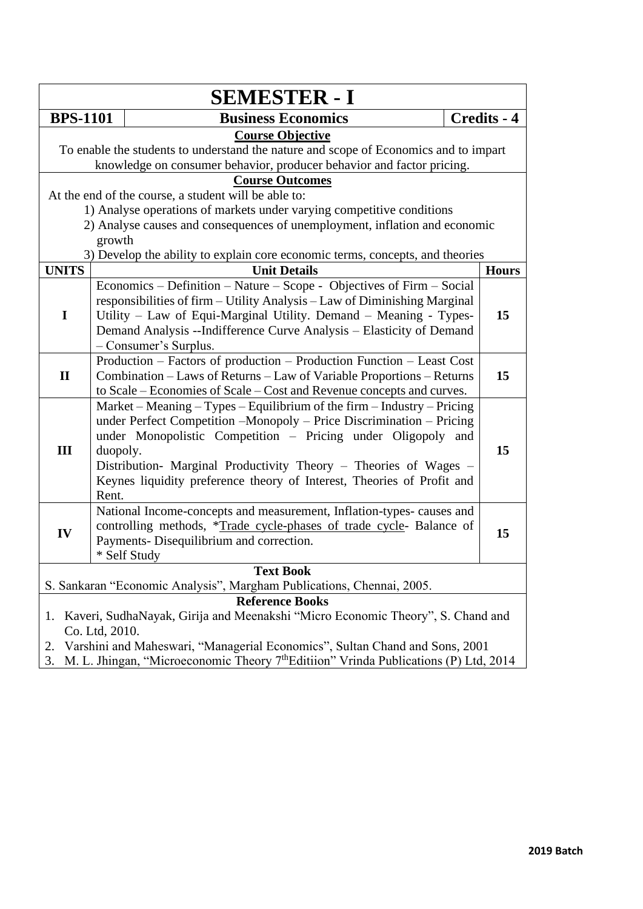# SEMESTER - I

| BPS-1101 | Business Economics | Credits - 4 |
|---|---|---|

**Course Objective**

To enable the students to understand the nature and scope of Economics and to impart knowledge on consumer behavior, producer behavior and factor pricing.

**Course Outcomes**

At the end of the course, a student will be able to:

1) Analyse operations of markets under varying competitive conditions
2) Analyse causes and consequences of unemployment, inflation and economic growth
3) Develop the ability to explain core economic terms, concepts, and theories

| UNITS | Unit Details | Hours |
|---|---|---|
| I | Economics – Definition – Nature – Scope - Objectives of Firm – Social responsibilities of firm – Utility Analysis – Law of Diminishing Marginal Utility – Law of Equi-Marginal Utility. Demand – Meaning - Types- Demand Analysis --Indifference Curve Analysis – Elasticity of Demand – Consumer's Surplus. | 15 |
| II | Production – Factors of production – Production Function – Least Cost Combination – Laws of Returns – Law of Variable Proportions – Returns to Scale – Economies of Scale – Cost and Revenue concepts and curves. | 15 |
| III | Market – Meaning – Types – Equilibrium of the firm – Industry – Pricing under Perfect Competition –Monopoly – Price Discrimination – Pricing under Monopolistic Competition – Pricing under Oligopoly and duopoly.<br>Distribution- Marginal Productivity Theory – Theories of Wages – Keynes liquidity preference theory of Interest, Theories of Profit and Rent. | 15 |
| IV | National Income-concepts and measurement, Inflation-types- causes and controlling methods, *<u>Trade cycle-phases of trade cycle</u>- Balance of Payments- Disequilibrium and correction.<br>* Self Study | 15 |

**Text Book**

S. Sankaran "Economic Analysis", Margham Publications, Chennai, 2005.

**Reference Books**

1. Kaveri, SudhaNayak, Girija and Meenakshi "Micro Economic Theory", S. Chand and Co. Ltd, 2010.
2. Varshini and Maheswari, "Managerial Economics", Sultan Chand and Sons, 2001
3. M. L. Jhingan, "Microeconomic Theory 7th Editiion" Vrinda Publications (P) Ltd, 2014

2019 Batch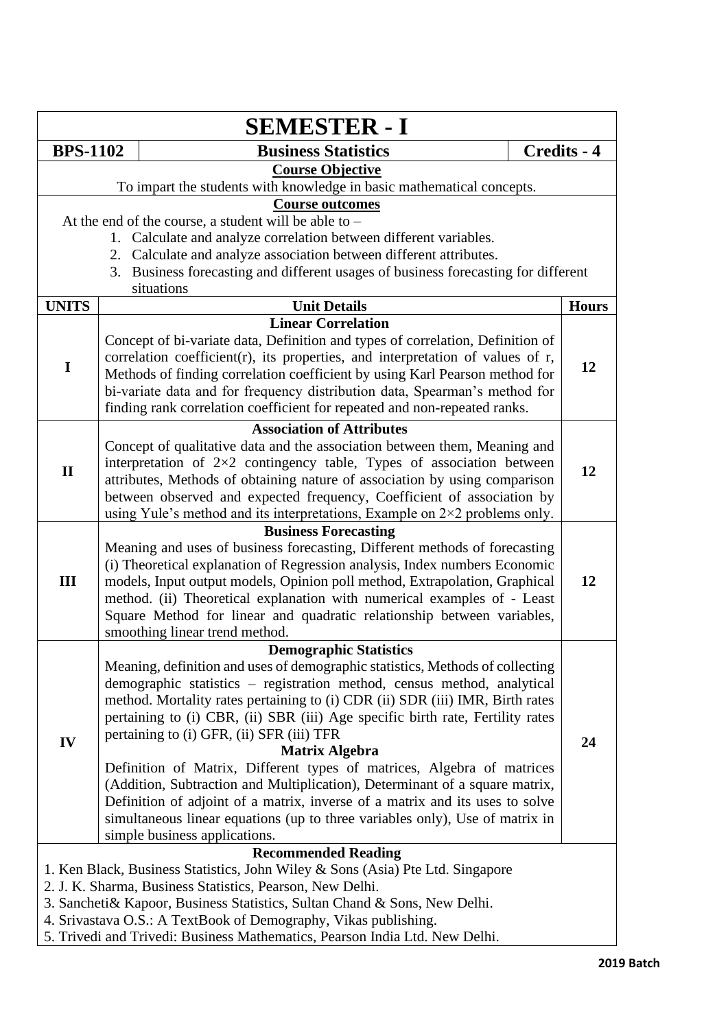# SEMESTER - I

| BPS-1102 | Business Statistics | Credits - 4 |
|---|---|---|

**Course Objective**

To impart the students with knowledge in basic mathematical concepts.

**Course outcomes**

At the end of the course, a student will be able to –

1. Calculate and analyze correlation between different variables.
2. Calculate and analyze association between different attributes.
3. Business forecasting and different usages of business forecasting for different situations

| UNITS | Unit Details | Hours |
|---|---|---|
| I | **Linear Correlation**<br>Concept of bi-variate data, Definition and types of correlation, Definition of correlation coefficient(r), its properties, and interpretation of values of r, Methods of finding correlation coefficient by using Karl Pearson method for bi-variate data and for frequency distribution data, Spearman's method for finding rank correlation coefficient for repeated and non-repeated ranks. | 12 |
| II | **Association of Attributes**<br>Concept of qualitative data and the association between them, Meaning and interpretation of 2×2 contingency table, Types of association between attributes, Methods of obtaining nature of association by using comparison between observed and expected frequency, Coefficient of association by using Yule's method and its interpretations, Example on 2×2 problems only. | 12 |
| III | **Business Forecasting**<br>Meaning and uses of business forecasting, Different methods of forecasting (i) Theoretical explanation of Regression analysis, Index numbers Economic models, Input output models, Opinion poll method, Extrapolation, Graphical method. (ii) Theoretical explanation with numerical examples of - Least Square Method for linear and quadratic relationship between variables, smoothing linear trend method. | 12 |
| IV | **Demographic Statistics**<br>Meaning, definition and uses of demographic statistics, Methods of collecting demographic statistics – registration method, census method, analytical method. Mortality rates pertaining to (i) CDR (ii) SDR (iii) IMR, Birth rates pertaining to (i) CBR, (ii) SBR (iii) Age specific birth rate, Fertility rates pertaining to (i) GFR, (ii) SFR (iii) TFR<br>**Matrix Algebra**<br>Definition of Matrix, Different types of matrices, Algebra of matrices (Addition, Subtraction and Multiplication), Determinant of a square matrix, Definition of adjoint of a matrix, inverse of a matrix and its uses to solve simultaneous linear equations (up to three variables only), Use of matrix in simple business applications. | 24 |

**Recommended Reading**

1. Ken Black, Business Statistics, John Wiley & Sons (Asia) Pte Ltd. Singapore
2. J. K. Sharma, Business Statistics, Pearson, New Delhi.
3. Sancheti& Kapoor, Business Statistics, Sultan Chand & Sons, New Delhi.
4. Srivastava O.S.: A TextBook of Demography, Vikas publishing.
5. Trivedi and Trivedi: Business Mathematics, Pearson India Ltd. New Delhi.

**2019 Batch**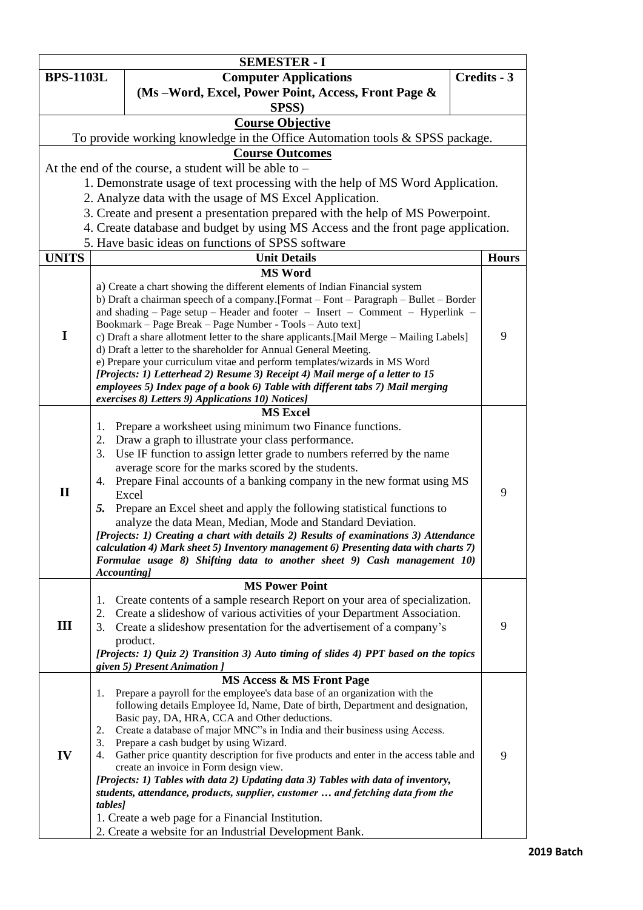| SEMESTER - I | | |
|---|---|---|
| **BPS-1103L** | **Computer Applications (Ms –Word, Excel, Power Point, Access, Front Page & SPSS)** | **Credits - 3** |

**Course Objective**

To provide working knowledge in the Office Automation tools & SPSS package.

**Course Outcomes**

At the end of the course, a student will be able to –

1. Demonstrate usage of text processing with the help of MS Word Application.
2. Analyze data with the usage of MS Excel Application.
3. Create and present a presentation prepared with the help of MS Powerpoint.
4. Create database and budget by using MS Access and the front page application.
5. Have basic ideas on functions of SPSS software

| UNITS | Unit Details | Hours |
|---|---|---|
| I | **MS Word**<br>a) Create a chart showing the different elements of Indian Financial system<br>b) Draft a chairman speech of a company.[Format – Font – Paragraph – Bullet – Border and shading – Page setup – Header and footer – Insert – Comment – Hyperlink – Bookmark – Page Break – Page Number - Tools – Auto text]<br>c) Draft a share allotment letter to the share applicants.[Mail Merge – Mailing Labels]<br>d) Draft a letter to the shareholder for Annual General Meeting.<br>e) Prepare your curriculum vitae and perform templates/wizards in MS Word<br>***[Projects: 1) Letterhead 2) Resume 3) Receipt 4) Mail merge of a letter to 15 employees 5) Index page of a book 6) Table with different tabs 7) Mail merging exercises 8) Letters 9) Applications 10) Notices]*** | 9 |
| II | **MS Excel**<br>1. Prepare a worksheet using minimum two Finance functions.<br>2. Draw a graph to illustrate your class performance.<br>3. Use IF function to assign letter grade to numbers referred by the name average score for the marks scored by the students.<br>4. Prepare Final accounts of a banking company in the new format using MS Excel<br>5. Prepare an Excel sheet and apply the following statistical functions to analyze the data Mean, Median, Mode and Standard Deviation.<br>***[Projects: 1) Creating a chart with details 2) Results of examinations 3) Attendance calculation 4) Mark sheet 5) Inventory management 6) Presenting data with charts 7) Formulae usage 8) Shifting data to another sheet 9) Cash management 10) Accounting]*** | 9 |
| III | **MS Power Point**<br>1. Create contents of a sample research Report on your area of specialization.<br>2. Create a slideshow of various activities of your Department Association.<br>3. Create a slideshow presentation for the advertisement of a company's product.<br>***[Projects: 1) Quiz 2) Transition 3) Auto timing of slides 4) PPT based on the topics given 5) Present Animation ]*** | 9 |
| IV | **MS Access & MS Front Page**<br>1. Prepare a payroll for the employee's data base of an organization with the following details Employee Id, Name, Date of birth, Department and designation, Basic pay, DA, HRA, CCA and Other deductions.<br>2. Create a database of major MNC"s in India and their business using Access.<br>3. Prepare a cash budget by using Wizard.<br>4. Gather price quantity description for five products and enter in the access table and create an invoice in Form design view.<br>***[Projects: 1) Tables with data 2) Updating data 3) Tables with data of inventory, students, attendance, products, supplier, customer … and fetching data from the tables]***<br>1. Create a web page for a Financial Institution.<br>2. Create a website for an Industrial Development Bank. | 9 |

**2019 Batch**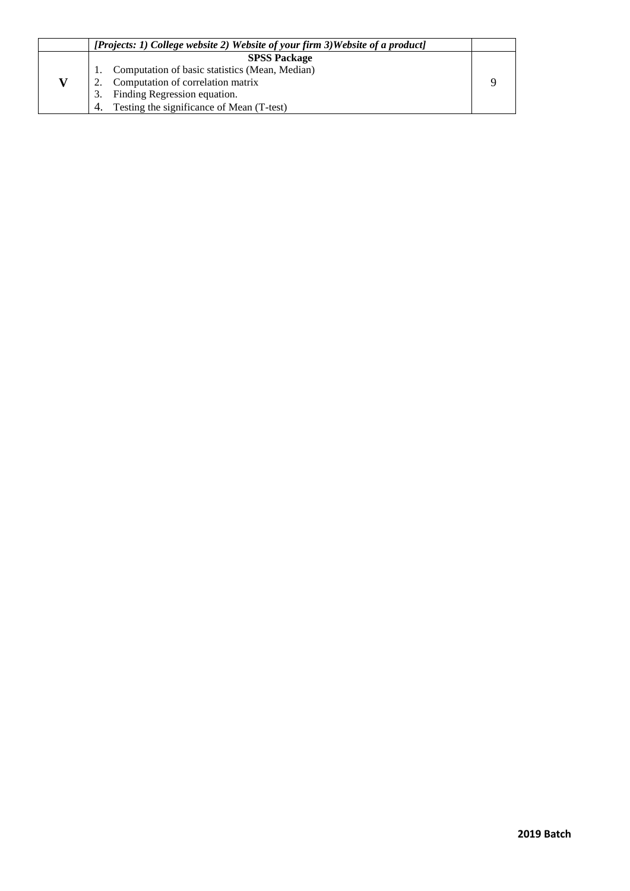| | | |
|---|---|---|
| | *[Projects: 1) College website 2) Website of your firm 3)Website of a product]* | |
| **V** | **SPSS Package**<br>1. Computation of basic statistics (Mean, Median)<br>2. Computation of correlation matrix<br>3. Finding Regression equation.<br>4. Testing the significance of Mean (T-test) | 9 |

**2019 Batch**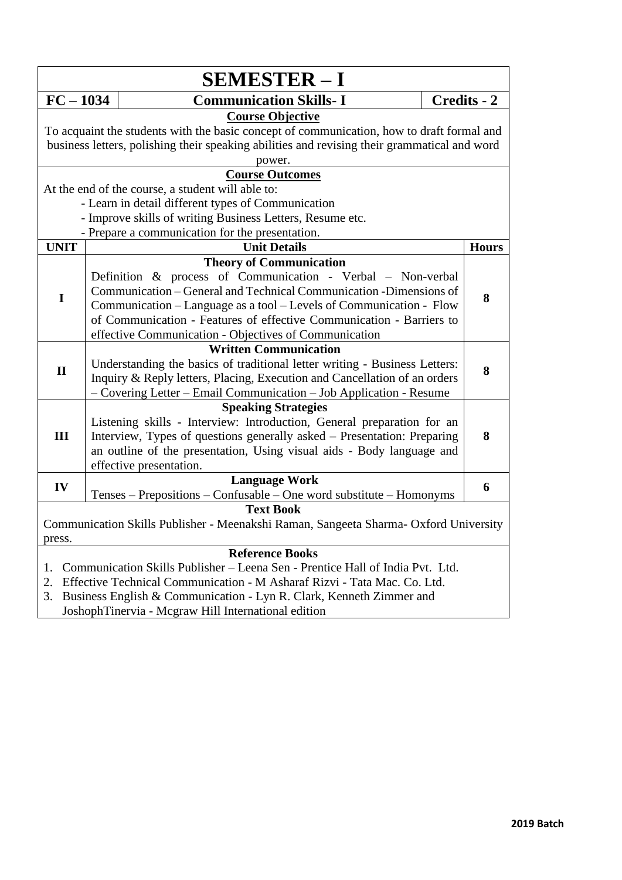# SEMESTER – I

| FC – 1034 | Communication Skills- I | Credits - 2 |
|---|---|---|

**Course Objective**

To acquaint the students with the basic concept of communication, how to draft formal and business letters, polishing their speaking abilities and revising their grammatical and word power.

**Course Outcomes**

At the end of the course, a student will able to:

- Learn in detail different types of Communication
- Improve skills of writing Business Letters, Resume etc.
- Prepare a communication for the presentation.

| UNIT | Unit Details | Hours |
|---|---|---|
| I | **Theory of Communication**<br>Definition & process of Communication - Verbal – Non-verbal Communication – General and Technical Communication -Dimensions of Communication – Language as a tool – Levels of Communication - Flow of Communication - Features of effective Communication - Barriers to effective Communication - Objectives of Communication | 8 |
| II | **Written Communication**<br>Understanding the basics of traditional letter writing - Business Letters: Inquiry & Reply letters, Placing, Execution and Cancellation of an orders – Covering Letter – Email Communication – Job Application - Resume | 8 |
| III | **Speaking Strategies**<br>Listening skills - Interview: Introduction, General preparation for an Interview, Types of questions generally asked – Presentation: Preparing an outline of the presentation, Using visual aids - Body language and effective presentation. | 8 |
| IV | **Language Work**<br>Tenses – Prepositions – Confusable – One word substitute – Homonyms | 6 |

**Text Book**

Communication Skills Publisher - Meenakshi Raman, Sangeeta Sharma- Oxford University press.

**Reference Books**

1. Communication Skills Publisher – Leena Sen - Prentice Hall of India Pvt. Ltd.
2. Effective Technical Communication - M Asharaf Rizvi - Tata Mac. Co. Ltd.
3. Business English & Communication - Lyn R. Clark, Kenneth Zimmer and JoshophTinervia - Mcgraw Hill International edition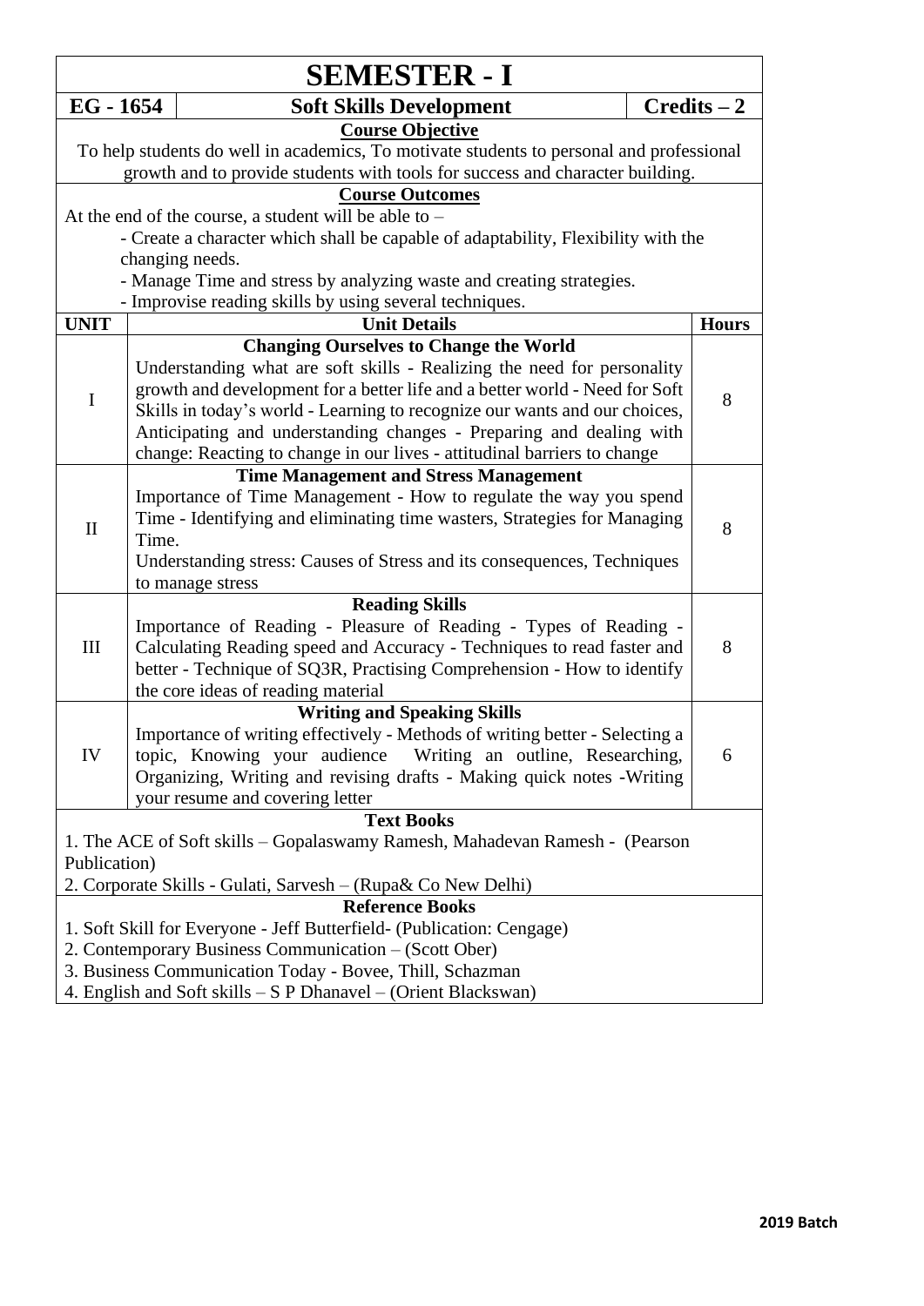# SEMESTER - I

| EG - 1654 | Soft Skills Development | Credits – 2 |
|---|---|---|

**Course Objective**

To help students do well in academics, To motivate students to personal and professional growth and to provide students with tools for success and character building.

**Course Outcomes**

At the end of the course, a student will be able to –

- Create a character which shall be capable of adaptability, Flexibility with the changing needs.
- Manage Time and stress by analyzing waste and creating strategies.
- Improvise reading skills by using several techniques.

| UNIT | Unit Details | Hours |
|---|---|---|
| I | **Changing Ourselves to Change the World**<br>Understanding what are soft skills - Realizing the need for personality growth and development for a better life and a better world - Need for Soft Skills in today's world - Learning to recognize our wants and our choices, Anticipating and understanding changes - Preparing and dealing with change: Reacting to change in our lives - attitudinal barriers to change | 8 |
| II | **Time Management and Stress Management**<br>Importance of Time Management - How to regulate the way you spend Time - Identifying and eliminating time wasters, Strategies for Managing Time.<br>Understanding stress: Causes of Stress and its consequences, Techniques to manage stress | 8 |
| III | **Reading Skills**<br>Importance of Reading - Pleasure of Reading - Types of Reading - Calculating Reading speed and Accuracy - Techniques to read faster and better - Technique of SQ3R, Practising Comprehension - How to identify the core ideas of reading material | 8 |
| IV | **Writing and Speaking Skills**<br>Importance of writing effectively - Methods of writing better - Selecting a topic, Knowing your audience Writing an outline, Researching, Organizing, Writing and revising drafts - Making quick notes -Writing your resume and covering letter | 6 |

**Text Books**

1. The ACE of Soft skills – Gopalaswamy Ramesh, Mahadevan Ramesh - (Pearson Publication)
2. Corporate Skills - Gulati, Sarvesh – (Rupa& Co New Delhi)

**Reference Books**

1. Soft Skill for Everyone - Jeff Butterfield- (Publication: Cengage)
2. Contemporary Business Communication – (Scott Ober)
3. Business Communication Today - Bovee, Thill, Schazman
4. English and Soft skills – S P Dhanavel – (Orient Blackswan)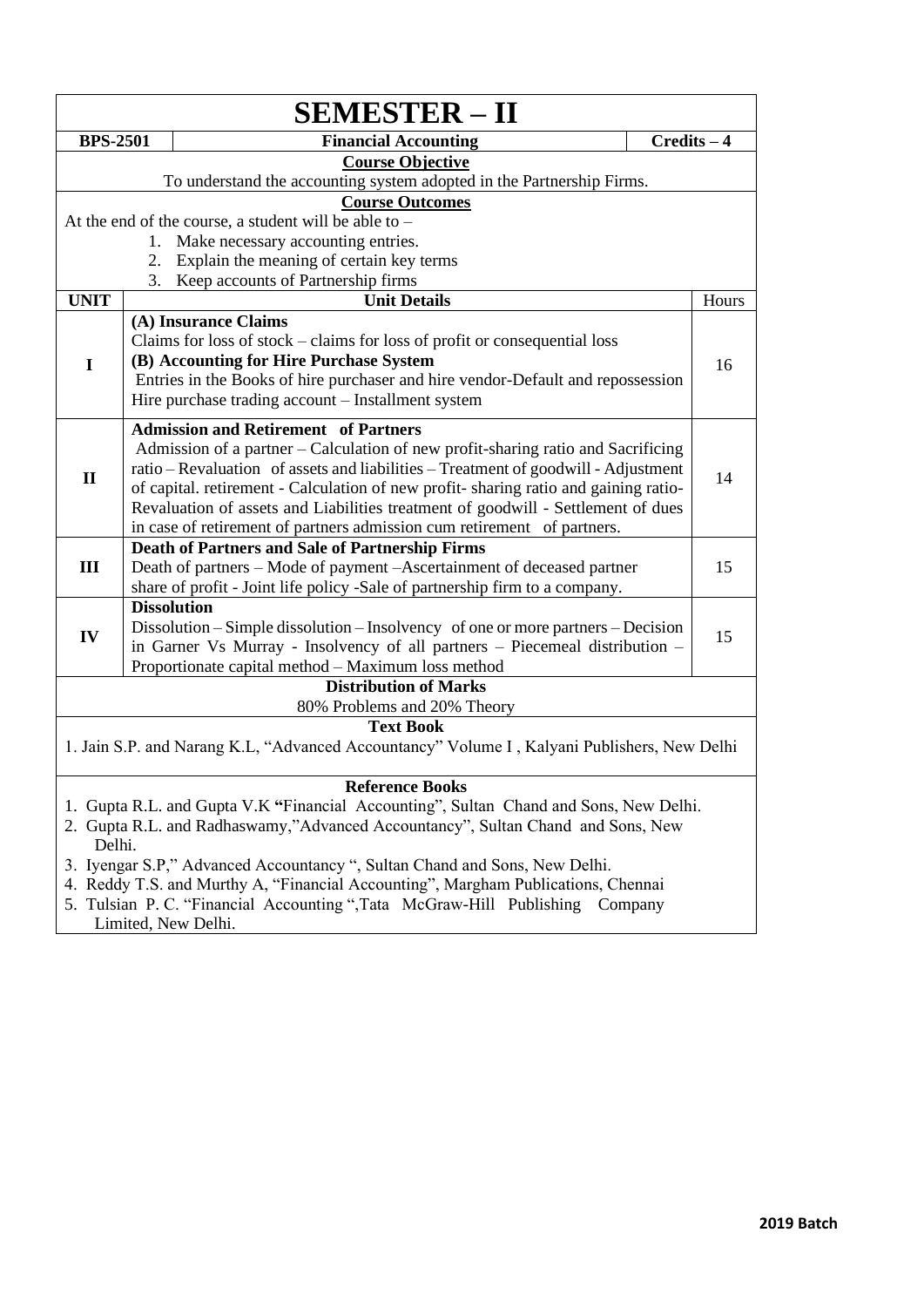# SEMESTER – II

| BPS-2501 | Financial Accounting | Credits – 4 |
|---|---|---|

**Course Objective**

To understand the accounting system adopted in the Partnership Firms.

**Course Outcomes**

At the end of the course, a student will be able to –

1. Make necessary accounting entries.
2. Explain the meaning of certain key terms
3. Keep accounts of Partnership firms

| UNIT | Unit Details | Hours |
|---|---|---|
| I | **(A) Insurance Claims**<br>Claims for loss of stock – claims for loss of profit or consequential loss<br>**(B) Accounting for Hire Purchase System**<br>Entries in the Books of hire purchaser and hire vendor-Default and repossession Hire purchase trading account – Installment system | 16 |
| II | **Admission and Retirement of Partners**<br>Admission of a partner – Calculation of new profit-sharing ratio and Sacrificing ratio – Revaluation of assets and liabilities – Treatment of goodwill - Adjustment of capital. retirement - Calculation of new profit- sharing ratio and gaining ratio-Revaluation of assets and Liabilities treatment of goodwill - Settlement of dues in case of retirement of partners admission cum retirement of partners. | 14 |
| III | **Death of Partners and Sale of Partnership Firms**<br>Death of partners – Mode of payment –Ascertainment of deceased partner share of profit - Joint life policy -Sale of partnership firm to a company. | 15 |
| IV | **Dissolution**<br>Dissolution – Simple dissolution – Insolvency of one or more partners – Decision in Garner Vs Murray - Insolvency of all partners – Piecemeal distribution – Proportionate capital method – Maximum loss method | 15 |

**Distribution of Marks**

80% Problems and 20% Theory

**Text Book**

1. Jain S.P. and Narang K.L, "Advanced Accountancy" Volume I , Kalyani Publishers, New Delhi

**Reference Books**

1. Gupta R.L. and Gupta V.K "Financial Accounting", Sultan Chand and Sons, New Delhi.
2. Gupta R.L. and Radhaswamy,"Advanced Accountancy", Sultan Chand and Sons, New Delhi.
3. Iyengar S.P," Advanced Accountancy ", Sultan Chand and Sons, New Delhi.
4. Reddy T.S. and Murthy A, "Financial Accounting", Margham Publications, Chennai
5. Tulsian P. C. "Financial Accounting ",Tata McGraw-Hill Publishing Company Limited, New Delhi.

**2019 Batch**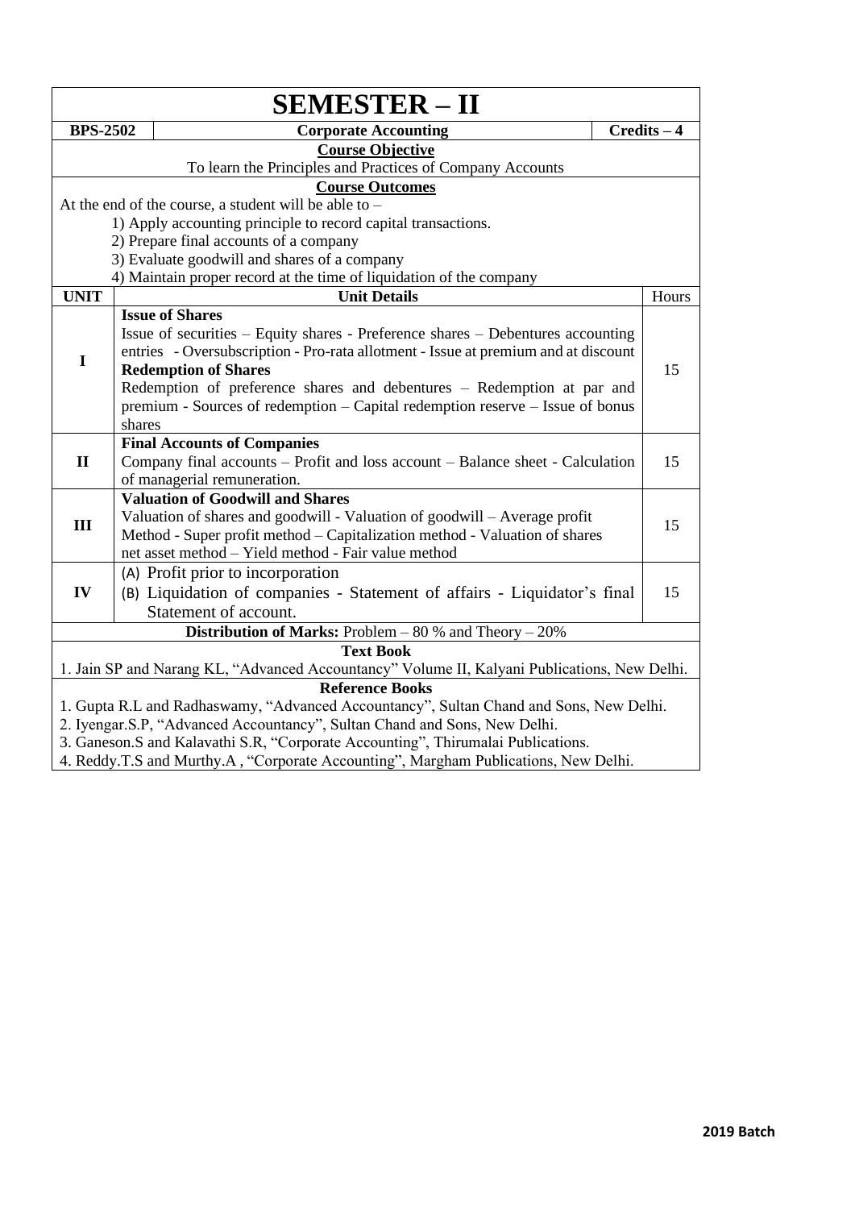# SEMESTER – II

| BPS-2502 | Corporate Accounting | Credits – 4 |
|---|---|---|

**Course Objective**

To learn the Principles and Practices of Company Accounts

**Course Outcomes**

At the end of the course, a student will be able to –

1) Apply accounting principle to record capital transactions.
2) Prepare final accounts of a company
3) Evaluate goodwill and shares of a company
4) Maintain proper record at the time of liquidation of the company

| UNIT | Unit Details | Hours |
|---|---|---|
| I | **Issue of Shares**<br>Issue of securities – Equity shares - Preference shares – Debentures accounting entries - Oversubscription - Pro-rata allotment - Issue at premium and at discount<br>**Redemption of Shares**<br>Redemption of preference shares and debentures – Redemption at par and premium - Sources of redemption – Capital redemption reserve – Issue of bonus shares | 15 |
| II | **Final Accounts of Companies**<br>Company final accounts – Profit and loss account – Balance sheet - Calculation of managerial remuneration. | 15 |
| III | **Valuation of Goodwill and Shares**<br>Valuation of shares and goodwill - Valuation of goodwill – Average profit Method - Super profit method – Capitalization method - Valuation of shares net asset method – Yield method - Fair value method | 15 |
| IV | (A) Profit prior to incorporation<br>(B) Liquidation of companies - Statement of affairs - Liquidator's final Statement of account. | 15 |

**Distribution of Marks:** Problem – 80 % and Theory – 20%

**Text Book**

1. Jain SP and Narang KL, "Advanced Accountancy" Volume II, Kalyani Publications, New Delhi.

**Reference Books**

1. Gupta R.L and Radhaswamy, "Advanced Accountancy", Sultan Chand and Sons, New Delhi.
2. Iyengar.S.P, "Advanced Accountancy", Sultan Chand and Sons, New Delhi.
3. Ganeson.S and Kalavathi S.R, "Corporate Accounting", Thirumalai Publications.
4. Reddy.T.S and Murthy.A , "Corporate Accounting", Margham Publications, New Delhi.

**2019 Batch**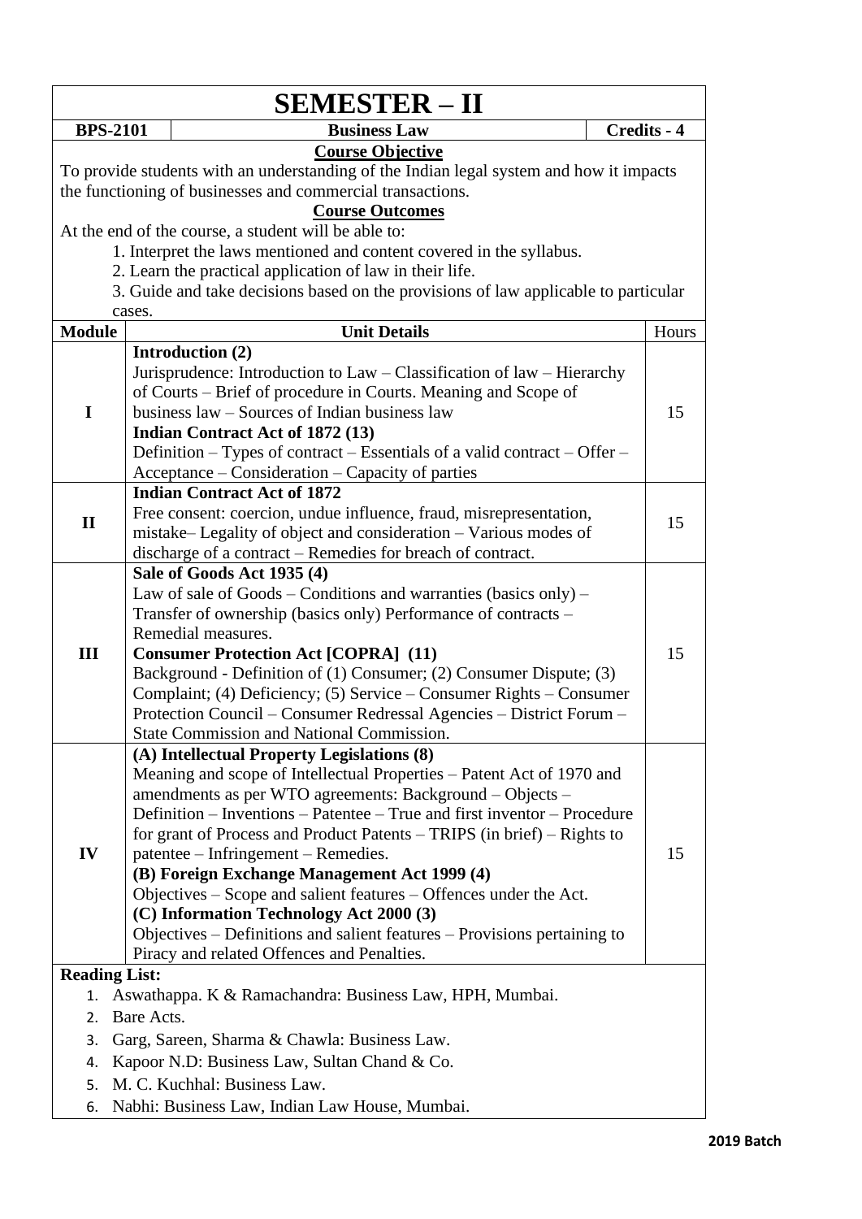# SEMESTER – II

| BPS-2101 | Business Law | Credits - 4 |
|---|---|---|

**Course Objective**

To provide students with an understanding of the Indian legal system and how it impacts the functioning of businesses and commercial transactions.

**Course Outcomes**

At the end of the course, a student will be able to:

1. Interpret the laws mentioned and content covered in the syllabus.
2. Learn the practical application of law in their life.
3. Guide and take decisions based on the provisions of law applicable to particular cases.

| Module | Unit Details | Hours |
|---|---|---|
| I | **Introduction (2)**<br>Jurisprudence: Introduction to Law – Classification of law – Hierarchy of Courts – Brief of procedure in Courts. Meaning and Scope of business law – Sources of Indian business law<br>**Indian Contract Act of 1872 (13)**<br>Definition – Types of contract – Essentials of a valid contract – Offer – Acceptance – Consideration – Capacity of parties | 15 |
| II | **Indian Contract Act of 1872**<br>Free consent: coercion, undue influence, fraud, misrepresentation, mistake– Legality of object and consideration – Various modes of discharge of a contract – Remedies for breach of contract. | 15 |
| III | **Sale of Goods Act 1935 (4)**<br>Law of sale of Goods – Conditions and warranties (basics only) – Transfer of ownership (basics only) Performance of contracts – Remedial measures.<br>**Consumer Protection Act [COPRA] (11)**<br>Background - Definition of (1) Consumer; (2) Consumer Dispute; (3) Complaint; (4) Deficiency; (5) Service – Consumer Rights – Consumer Protection Council – Consumer Redressal Agencies – District Forum – State Commission and National Commission. | 15 |
| IV | **(A) Intellectual Property Legislations (8)**<br>Meaning and scope of Intellectual Properties – Patent Act of 1970 and amendments as per WTO agreements: Background – Objects – Definition – Inventions – Patentee – True and first inventor – Procedure for grant of Process and Product Patents – TRIPS (in brief) – Rights to patentee – Infringement – Remedies.<br>**(B) Foreign Exchange Management Act 1999 (4)**<br>Objectives – Scope and salient features – Offences under the Act.<br>**(C) Information Technology Act 2000 (3)**<br>Objectives – Definitions and salient features – Provisions pertaining to Piracy and related Offences and Penalties. | 15 |

**Reading List:**

1. Aswathappa. K & Ramachandra: Business Law, HPH, Mumbai.
2. Bare Acts.
3. Garg, Sareen, Sharma & Chawla: Business Law.
4. Kapoor N.D: Business Law, Sultan Chand & Co.
5. M. C. Kuchhal: Business Law.
6. Nabhi: Business Law, Indian Law House, Mumbai.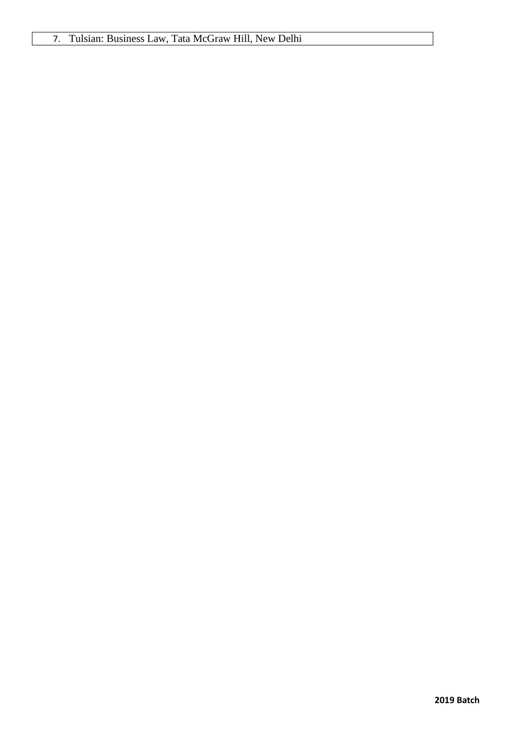7. Tulsian: Business Law, Tata McGraw Hill, New Delhi

**2019 Batch**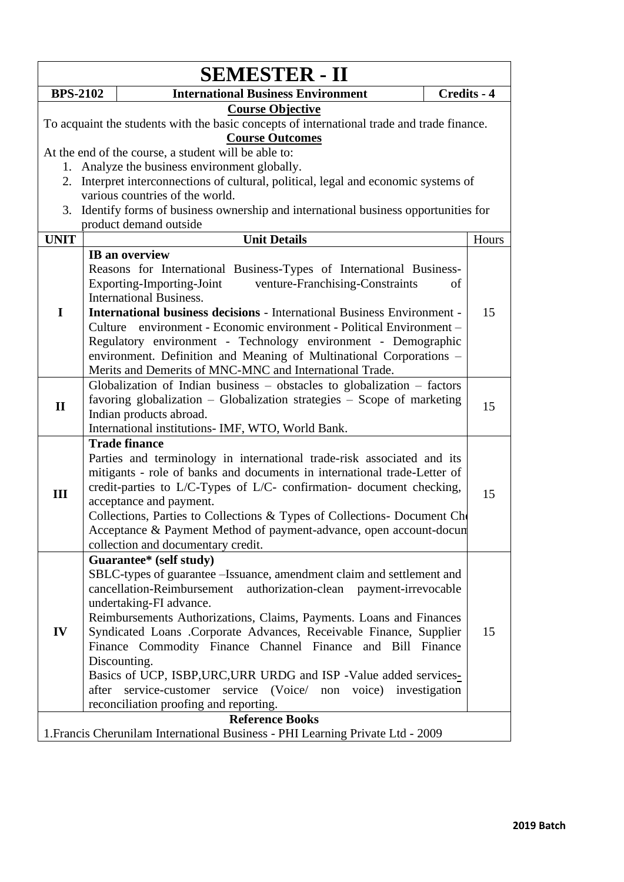# SEMESTER - II

| BPS-2102 | International Business Environment | Credits - 4 |
|---|---|---|

**Course Objective**

To acquaint the students with the basic concepts of international trade and trade finance.

**Course Outcomes**

At the end of the course, a student will be able to:

1. Analyze the business environment globally.
2. Interpret interconnections of cultural, political, legal and economic systems of various countries of the world.
3. Identify forms of business ownership and international business opportunities for product demand outside

| UNIT | Unit Details | Hours |
|---|---|---|
| I | **IB an overview**<br>Reasons for International Business-Types of International Business-Exporting-Importing-Joint venture-Franchising-Constraints of International Business.<br>**International business decisions** - International Business Environment - Culture environment - Economic environment - Political Environment – Regulatory environment - Technology environment - Demographic environment. Definition and Meaning of Multinational Corporations – Merits and Demerits of MNC-MNC and International Trade. | 15 |
| II | Globalization of Indian business – obstacles to globalization – factors favoring globalization – Globalization strategies – Scope of marketing Indian products abroad.<br>International institutions- IMF, WTO, World Bank. | 15 |
| III | **Trade finance**<br>Parties and terminology in international trade-risk associated and its mitigants - role of banks and documents in international trade-Letter of credit-parties to L/C-Types of L/C- confirmation- document checking, acceptance and payment.<br>Collections, Parties to Collections & Types of Collections- Document Ch<br>Acceptance & Payment Method of payment-advance, open account-docum<br>collection and documentary credit. | 15 |
| IV | **Guarantee* (self study)**<br>SBLC-types of guarantee –Issuance, amendment claim and settlement and cancellation-Reimbursement authorization-clean payment-irrevocable undertaking-FI advance.<br>Reimbursements Authorizations, Claims, Payments. Loans and Finances Syndicated Loans .Corporate Advances, Receivable Finance, Supplier Finance Commodity Finance Channel Finance and Bill Finance Discounting.<br>Basics of UCP, ISBP,URC,URR URDG and ISP -Value added services-after service-customer service (Voice/ non voice) investigation reconciliation proofing and reporting. | 15 |

**Reference Books**

1.Francis Cherunilam International Business - PHI Learning Private Ltd - 2009

**2019 Batch**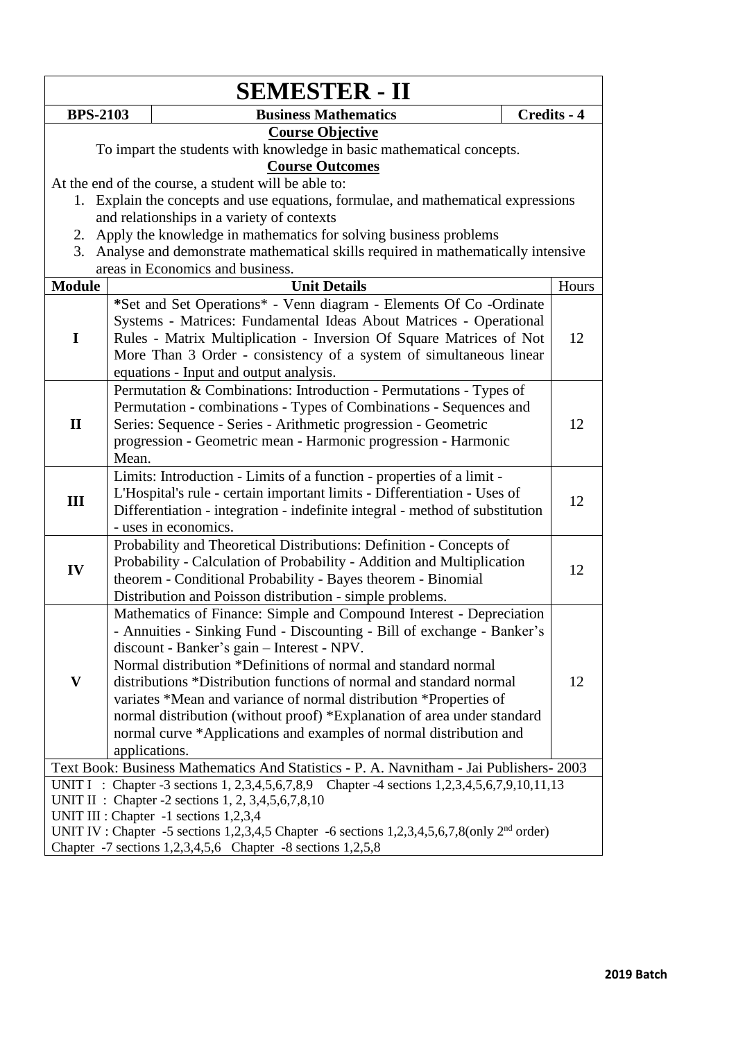# SEMESTER - II

| BPS-2103 | Business Mathematics | Credits - 4 |
|---|---|---|

**Course Objective**

To impart the students with knowledge in basic mathematical concepts.

**Course Outcomes**

At the end of the course, a student will be able to:

1. Explain the concepts and use equations, formulae, and mathematical expressions and relationships in a variety of contexts
2. Apply the knowledge in mathematics for solving business problems
3. Analyse and demonstrate mathematical skills required in mathematically intensive areas in Economics and business.

| Module | Unit Details | Hours |
|---|---|---|
| I | *Set and Set Operations* - Venn diagram - Elements Of Co -Ordinate Systems - Matrices: Fundamental Ideas About Matrices - Operational Rules - Matrix Multiplication - Inversion Of Square Matrices of Not More Than 3 Order - consistency of a system of simultaneous linear equations - Input and output analysis. | 12 |
| II | Permutation & Combinations: Introduction - Permutations - Types of Permutation - combinations - Types of Combinations - Sequences and Series: Sequence - Series - Arithmetic progression - Geometric progression - Geometric mean - Harmonic progression - Harmonic Mean. | 12 |
| III | Limits: Introduction - Limits of a function - properties of a limit - L'Hospital's rule - certain important limits - Differentiation - Uses of Differentiation - integration - indefinite integral - method of substitution - uses in economics. | 12 |
| IV | Probability and Theoretical Distributions: Definition - Concepts of Probability - Calculation of Probability - Addition and Multiplication theorem - Conditional Probability - Bayes theorem - Binomial Distribution and Poisson distribution - simple problems. | 12 |
| V | Mathematics of Finance: Simple and Compound Interest - Depreciation - Annuities - Sinking Fund - Discounting - Bill of exchange - Banker's discount - Banker's gain – Interest - NPV. Normal distribution *Definitions of normal and standard normal distributions *Distribution functions of normal and standard normal variates *Mean and variance of normal distribution *Properties of normal distribution (without proof) *Explanation of area under standard normal curve *Applications and examples of normal distribution and applications. | 12 |

Text Book: Business Mathematics And Statistics - P. A. Navnitham - Jai Publishers- 2003

UNIT I : Chapter -3 sections 1, 2,3,4,5,6,7,8,9 Chapter -4 sections 1,2,3,4,5,6,7,9,10,11,13
UNIT II : Chapter -2 sections 1, 2, 3,4,5,6,7,8,10
UNIT III : Chapter -1 sections 1,2,3,4
UNIT IV : Chapter -5 sections 1,2,3,4,5 Chapter -6 sections 1,2,3,4,5,6,7,8(only 2nd order)
Chapter -7 sections 1,2,3,4,5,6 Chapter -8 sections 1,2,5,8

**2019 Batch**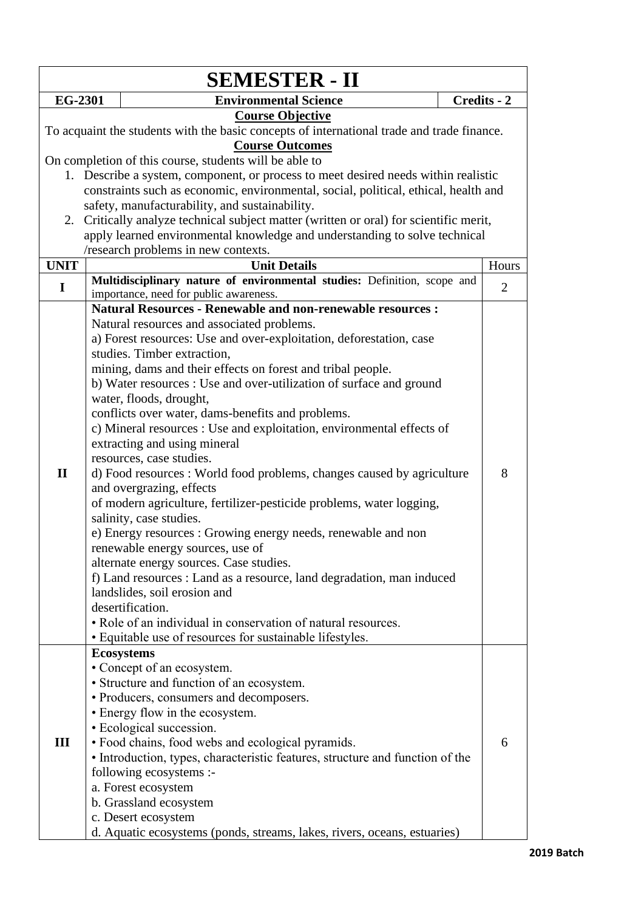# SEMESTER - II

| EG-2301 | Environmental Science | Credits - 2 |
|---|---|---|

**Course Objective**

To acquaint the students with the basic concepts of international trade and trade finance.

**Course Outcomes**

On completion of this course, students will be able to

1. Describe a system, component, or process to meet desired needs within realistic constraints such as economic, environmental, social, political, ethical, health and safety, manufacturability, and sustainability.
2. Critically analyze technical subject matter (written or oral) for scientific merit, apply learned environmental knowledge and understanding to solve technical /research problems in new contexts.

| UNIT | Unit Details | Hours |
|---|---|---|
| I | **Multidisciplinary nature of environmental studies:** Definition, scope and importance, need for public awareness. | 2 |
| II | **Natural Resources - Renewable and non-renewable resources :**<br>Natural resources and associated problems.<br>a) Forest resources: Use and over-exploitation, deforestation, case studies. Timber extraction, mining, dams and their effects on forest and tribal people.<br>b) Water resources : Use and over-utilization of surface and ground water, floods, drought, conflicts over water, dams-benefits and problems.<br>c) Mineral resources : Use and exploitation, environmental effects of extracting and using mineral resources, case studies.<br>d) Food resources : World food problems, changes caused by agriculture and overgrazing, effects of modern agriculture, fertilizer-pesticide problems, water logging, salinity, case studies.<br>e) Energy resources : Growing energy needs, renewable and non renewable energy sources, use of alternate energy sources. Case studies.<br>f) Land resources : Land as a resource, land degradation, man induced landslides, soil erosion and desertification.<br>• Role of an individual in conservation of natural resources.<br>• Equitable use of resources for sustainable lifestyles. | 8 |
| III | **Ecosystems**<br>• Concept of an ecosystem.<br>• Structure and function of an ecosystem.<br>• Producers, consumers and decomposers.<br>• Energy flow in the ecosystem.<br>• Ecological succession.<br>• Food chains, food webs and ecological pyramids.<br>• Introduction, types, characteristic features, structure and function of the following ecosystems :-<br>a. Forest ecosystem<br>b. Grassland ecosystem<br>c. Desert ecosystem<br>d. Aquatic ecosystems (ponds, streams, lakes, rivers, oceans, estuaries) | 6 |

**2019 Batch**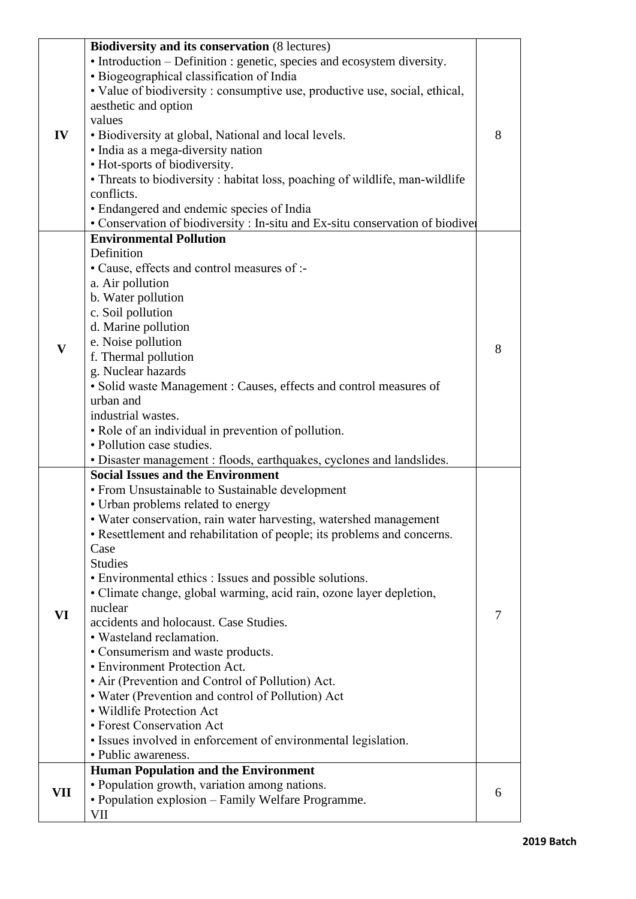| | | |
|---|---|---|
| IV | **Biodiversity and its conservation** (8 lectures)<br>• Introduction – Definition : genetic, species and ecosystem diversity.<br>• Biogeographical classification of India<br>• Value of biodiversity : consumptive use, productive use, social, ethical, aesthetic and option values<br>• Biodiversity at global, National and local levels.<br>• India as a mega-diversity nation<br>• Hot-sports of biodiversity.<br>• Threats to biodiversity : habitat loss, poaching of wildlife, man-wildlife conflicts.<br>• Endangered and endemic species of India<br>• Conservation of biodiversity : In-situ and Ex-situ conservation of biodiver | 8 |
| V | **Environmental Pollution**<br>Definition<br>• Cause, effects and control measures of :-<br>a. Air pollution<br>b. Water pollution<br>c. Soil pollution<br>d. Marine pollution<br>e. Noise pollution<br>f. Thermal pollution<br>g. Nuclear hazards<br>• Solid waste Management : Causes, effects and control measures of urban and industrial wastes.<br>• Role of an individual in prevention of pollution.<br>• Pollution case studies.<br>• Disaster management : floods, earthquakes, cyclones and landslides. | 8 |
| VI | **Social Issues and the Environment**<br>• From Unsustainable to Sustainable development<br>• Urban problems related to energy<br>• Water conservation, rain water harvesting, watershed management<br>• Resettlement and rehabilitation of people; its problems and concerns. Case Studies<br>• Environmental ethics : Issues and possible solutions.<br>• Climate change, global warming, acid rain, ozone layer depletion, nuclear accidents and holocaust. Case Studies.<br>• Wasteland reclamation.<br>• Consumerism and waste products.<br>• Environment Protection Act.<br>• Air (Prevention and Control of Pollution) Act.<br>• Water (Prevention and control of Pollution) Act<br>• Wildlife Protection Act<br>• Forest Conservation Act<br>• Issues involved in enforcement of environmental legislation.<br>• Public awareness. | 7 |
| VII | **Human Population and the Environment**<br>• Population growth, variation among nations.<br>• Population explosion – Family Welfare Programme.<br>VII | 6 |

**2019 Batch**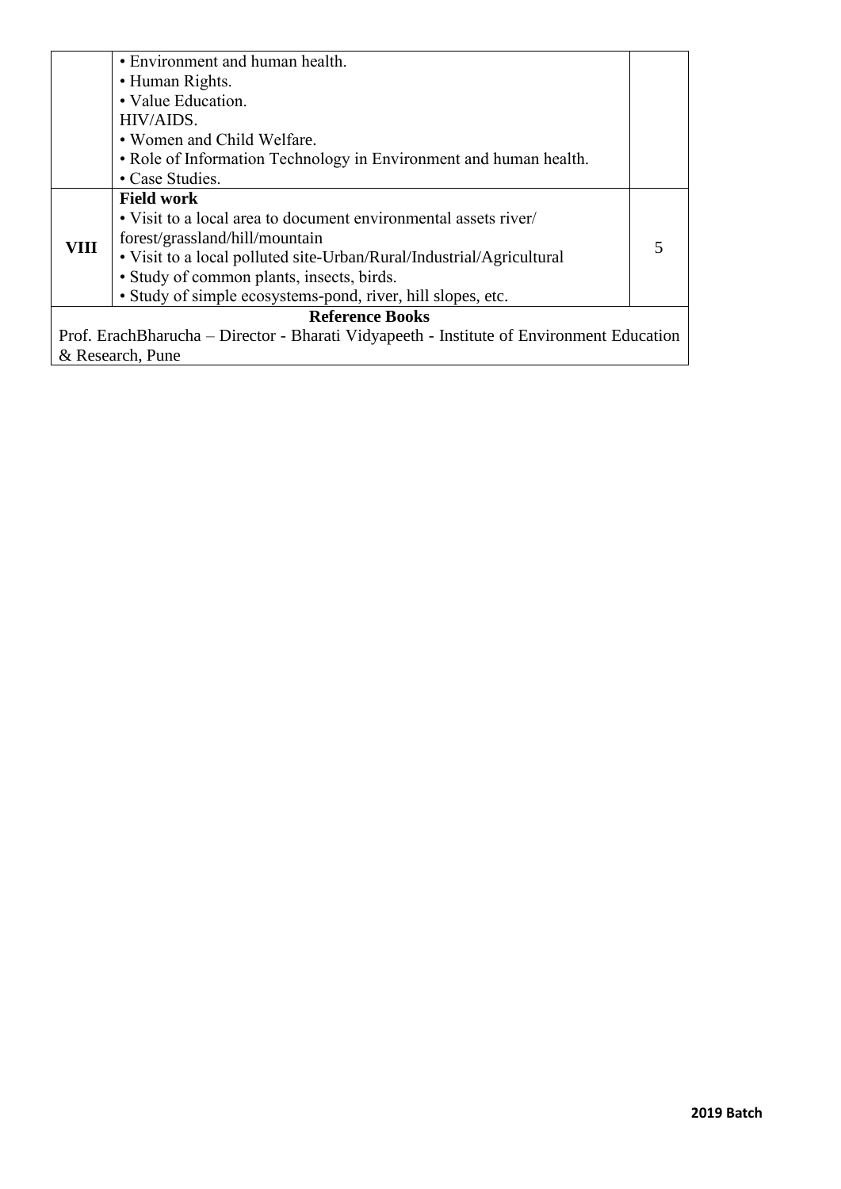| | | |
|---|---|---|
| | • Environment and human health.<br>• Human Rights.<br>• Value Education.<br>HIV/AIDS.<br>• Women and Child Welfare.<br>• Role of Information Technology in Environment and human health.<br>• Case Studies. | |
| **VIII** | **Field work**<br>• Visit to a local area to document environmental assets river/ forest/grassland/hill/mountain<br>• Visit to a local polluted site-Urban/Rural/Industrial/Agricultural<br>• Study of common plants, insects, birds.<br>• Study of simple ecosystems-pond, river, hill slopes, etc. | 5 |

**Reference Books**

Prof. ErachBharucha – Director - Bharati Vidyapeeth - Institute of Environment Education & Research, Pune

**2019 Batch**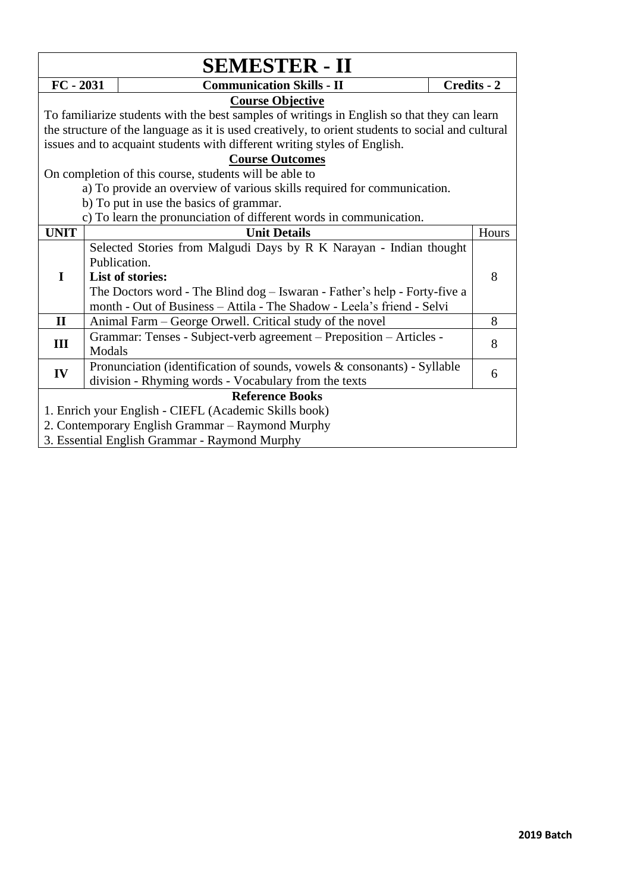# SEMESTER - II

| FC - 2031 | Communication Skills - II | Credits - 2 |
|---|---|---|

### Course Objective

To familiarize students with the best samples of writings in English so that they can learn the structure of the language as it is used creatively, to orient students to social and cultural issues and to acquaint students with different writing styles of English.

### Course Outcomes

On completion of this course, students will be able to

a) To provide an overview of various skills required for communication.
b) To put in use the basics of grammar.
c) To learn the pronunciation of different words in communication.

| UNIT | Unit Details | Hours |
|---|---|---|
| I | Selected Stories from Malgudi Days by R K Narayan - Indian thought Publication.<br>**List of stories:**<br>The Doctors word - The Blind dog – Iswaran - Father's help - Forty-five a month - Out of Business – Attila - The Shadow - Leela's friend - Selvi | 8 |
| II | Animal Farm – George Orwell. Critical study of the novel | 8 |
| III | Grammar: Tenses - Subject-verb agreement – Preposition – Articles - Modals | 8 |
| IV | Pronunciation (identification of sounds, vowels & consonants) - Syllable division - Rhyming words - Vocabulary from the texts | 6 |

### Reference Books

1. Enrich your English - CIEFL (Academic Skills book)
2. Contemporary English Grammar – Raymond Murphy
3. Essential English Grammar - Raymond Murphy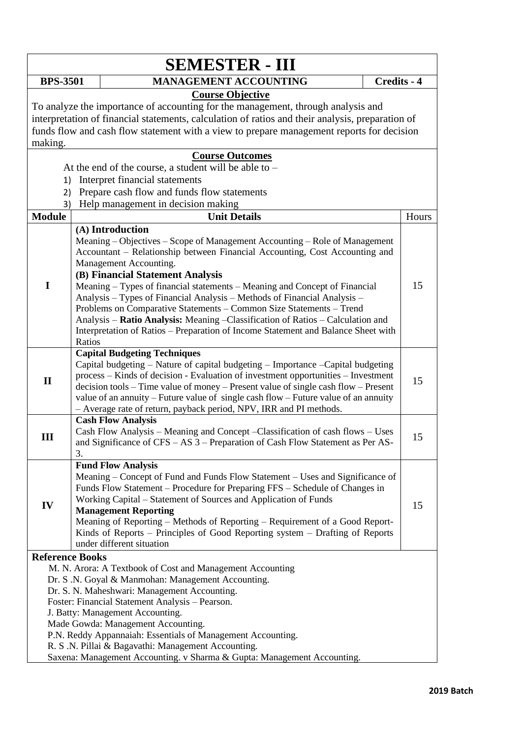# SEMESTER - III

| BPS-3501 | MANAGEMENT ACCOUNTING | Credits - 4 |
|---|---|---|

**Course Objective**

To analyze the importance of accounting for the management, through analysis and interpretation of financial statements, calculation of ratios and their analysis, preparation of funds flow and cash flow statement with a view to prepare management reports for decision making.

**Course Outcomes**

At the end of the course, a student will be able to –

1) Interpret financial statements
2) Prepare cash flow and funds flow statements
3) Help management in decision making

| Module | Unit Details | Hours |
|---|---|---|
| I | **(A) Introduction**<br>Meaning – Objectives – Scope of Management Accounting – Role of Management Accountant – Relationship between Financial Accounting, Cost Accounting and Management Accounting.<br>**(B) Financial Statement Analysis**<br>Meaning – Types of financial statements – Meaning and Concept of Financial Analysis – Types of Financial Analysis – Methods of Financial Analysis – Problems on Comparative Statements – Common Size Statements – Trend Analysis – **Ratio Analysis:** Meaning –Classification of Ratios – Calculation and Interpretation of Ratios – Preparation of Income Statement and Balance Sheet with Ratios | 15 |
| II | **Capital Budgeting Techniques**<br>Capital budgeting – Nature of capital budgeting – Importance –Capital budgeting process – Kinds of decision - Evaluation of investment opportunities – Investment decision tools – Time value of money – Present value of single cash flow – Present value of an annuity – Future value of single cash flow – Future value of an annuity – Average rate of return, payback period, NPV, IRR and PI methods. | 15 |
| III | **Cash Flow Analysis**<br>Cash Flow Analysis – Meaning and Concept –Classification of cash flows – Uses and Significance of CFS – AS 3 – Preparation of Cash Flow Statement as Per AS-3. | 15 |
| IV | **Fund Flow Analysis**<br>Meaning – Concept of Fund and Funds Flow Statement – Uses and Significance of Funds Flow Statement – Procedure for Preparing FFS – Schedule of Changes in Working Capital – Statement of Sources and Application of Funds<br>**Management Reporting**<br>Meaning of Reporting – Methods of Reporting – Requirement of a Good Report-Kinds of Reports – Principles of Good Reporting system – Drafting of Reports under different situation | 15 |

**Reference Books**

M. N. Arora: A Textbook of Cost and Management Accounting
Dr. S .N. Goyal & Manmohan: Management Accounting.
Dr. S. N. Maheshwari: Management Accounting.
Foster: Financial Statement Analysis – Pearson.
J. Batty: Management Accounting.
Made Gowda: Management Accounting.
P.N. Reddy Appannaiah: Essentials of Management Accounting.
R. S .N. Pillai & Bagavathi: Management Accounting.
Saxena: Management Accounting. v Sharma & Gupta: Management Accounting.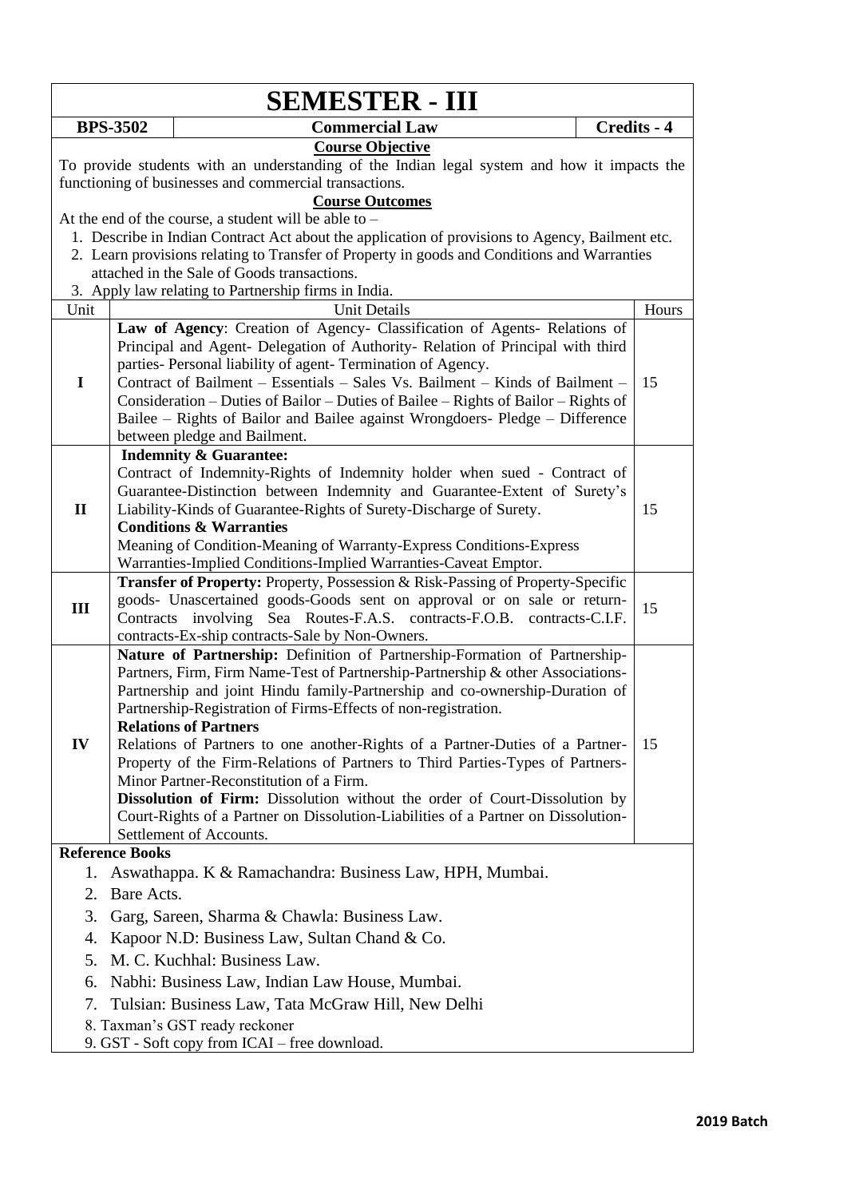# SEMESTER - III

| BPS-3502 | Commercial Law | Credits - 4 |
|---|---|---|

**Course Objective**

To provide students with an understanding of the Indian legal system and how it impacts the functioning of businesses and commercial transactions.

**Course Outcomes**

At the end of the course, a student will be able to –

1. Describe in Indian Contract Act about the application of provisions to Agency, Bailment etc.
2. Learn provisions relating to Transfer of Property in goods and Conditions and Warranties attached in the Sale of Goods transactions.
3. Apply law relating to Partnership firms in India.

| Unit | Unit Details | Hours |
|---|---|---|
| I | **Law of Agency**: Creation of Agency- Classification of Agents- Relations of Principal and Agent- Delegation of Authority- Relation of Principal with third parties- Personal liability of agent- Termination of Agency.<br>Contract of Bailment – Essentials – Sales Vs. Bailment – Kinds of Bailment – Consideration – Duties of Bailor – Duties of Bailee – Rights of Bailor – Rights of Bailee – Rights of Bailor and Bailee against Wrongdoers- Pledge – Difference between pledge and Bailment. | 15 |
| II | **Indemnity & Guarantee:**<br>Contract of Indemnity-Rights of Indemnity holder when sued - Contract of Guarantee-Distinction between Indemnity and Guarantee-Extent of Surety's Liability-Kinds of Guarantee-Rights of Surety-Discharge of Surety.<br>**Conditions & Warranties**<br>Meaning of Condition-Meaning of Warranty-Express Conditions-Express Warranties-Implied Conditions-Implied Warranties-Caveat Emptor. | 15 |
| III | **Transfer of Property:** Property, Possession & Risk-Passing of Property-Specific goods- Unascertained goods-Goods sent on approval or on sale or return-Contracts involving Sea Routes-F.A.S. contracts-F.O.B. contracts-C.I.F. contracts-Ex-ship contracts-Sale by Non-Owners. | 15 |
| IV | **Nature of Partnership:** Definition of Partnership-Formation of Partnership-Partners, Firm, Firm Name-Test of Partnership-Partnership & other Associations-Partnership and joint Hindu family-Partnership and co-ownership-Duration of Partnership-Registration of Firms-Effects of non-registration.<br>**Relations of Partners**<br>Relations of Partners to one another-Rights of a Partner-Duties of a Partner-Property of the Firm-Relations of Partners to Third Parties-Types of Partners-Minor Partner-Reconstitution of a Firm.<br>**Dissolution of Firm:** Dissolution without the order of Court-Dissolution by Court-Rights of a Partner on Dissolution-Liabilities of a Partner on Dissolution-Settlement of Accounts. | 15 |

**Reference Books**

1. Aswathappa. K & Ramachandra: Business Law, HPH, Mumbai.
2. Bare Acts.
3. Garg, Sareen, Sharma & Chawla: Business Law.
4. Kapoor N.D: Business Law, Sultan Chand & Co.
5. M. C. Kuchhal: Business Law.
6. Nabhi: Business Law, Indian Law House, Mumbai.
7. Tulsian: Business Law, Tata McGraw Hill, New Delhi
8. Taxman's GST ready reckoner
9. GST - Soft copy from ICAI – free download.

**2019 Batch**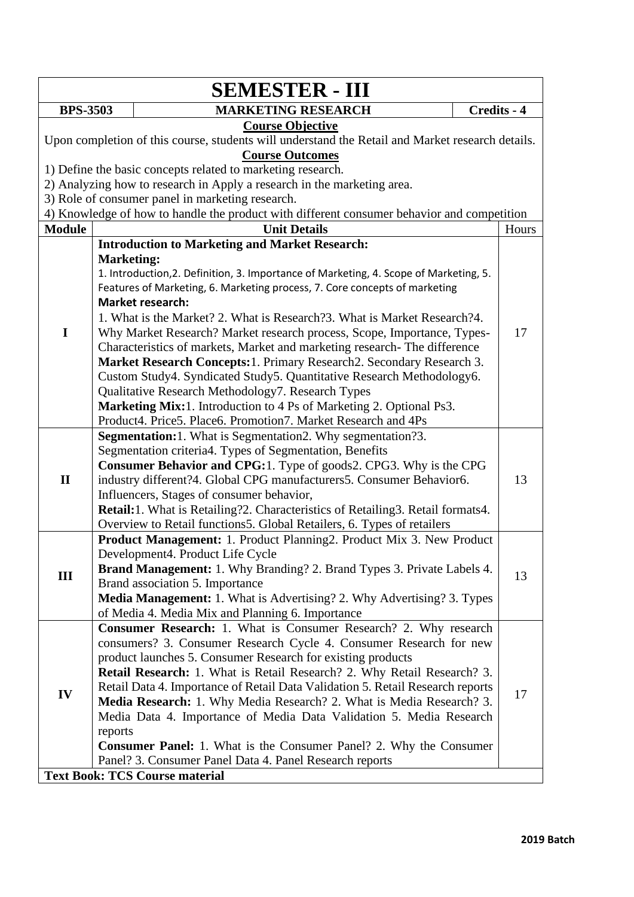# SEMESTER - III

| BPS-3503 | MARKETING RESEARCH | Credits - 4 |
|---|---|---|

**Course Objective**

Upon completion of this course, students will understand the Retail and Market research details.

**Course Outcomes**

1) Define the basic concepts related to marketing research.
2) Analyzing how to research in Apply a research in the marketing area.
3) Role of consumer panel in marketing research.
4) Knowledge of how to handle the product with different consumer behavior and competition

| Module | Unit Details | Hours |
|---|---|---|
| I | **Introduction to Marketing and Market Research:** **Marketing:** 1. Introduction,2. Definition, 3. Importance of Marketing, 4. Scope of Marketing, 5. Features of Marketing, 6. Marketing process, 7. Core concepts of marketing **Market research:** 1. What is the Market? 2. What is Research?3. What is Market Research?4. Why Market Research? Market research process, Scope, Importance, Types- Characteristics of markets, Market and marketing research- The difference **Market Research Concepts:**1. Primary Research2. Secondary Research 3. Custom Study4. Syndicated Study5. Quantitative Research Methodology6. Qualitative Research Methodology7. Research Types **Marketing Mix:**1. Introduction to 4 Ps of Marketing 2. Optional Ps3. Product4. Price5. Place6. Promotion7. Market Research and 4Ps | 17 |
| II | **Segmentation:**1. What is Segmentation2. Why segmentation?3. Segmentation criteria4. Types of Segmentation, Benefits **Consumer Behavior and CPG:**1. Type of goods2. CPG3. Why is the CPG industry different?4. Global CPG manufacturers5. Consumer Behavior6. Influencers, Stages of consumer behavior, **Retail:**1. What is Retailing?2. Characteristics of Retailing3. Retail formats4. Overview to Retail functions5. Global Retailers, 6. Types of retailers | 13 |
| III | **Product Management:** 1. Product Planning2. Product Mix 3. New Product Development4. Product Life Cycle **Brand Management:** 1. Why Branding? 2. Brand Types 3. Private Labels 4. Brand association 5. Importance **Media Management:** 1. What is Advertising? 2. Why Advertising? 3. Types of Media 4. Media Mix and Planning 6. Importance | 13 |
| IV | **Consumer Research:** 1. What is Consumer Research? 2. Why research consumers? 3. Consumer Research Cycle 4. Consumer Research for new product launches 5. Consumer Research for existing products **Retail Research:** 1. What is Retail Research? 2. Why Retail Research? 3. Retail Data 4. Importance of Retail Data Validation 5. Retail Research reports **Media Research:** 1. Why Media Research? 2. What is Media Research? 3. Media Data 4. Importance of Media Data Validation 5. Media Research reports **Consumer Panel:** 1. What is the Consumer Panel? 2. Why the Consumer Panel? 3. Consumer Panel Data 4. Panel Research reports | 17 |

**Text Book: TCS Course material**

**2019 Batch**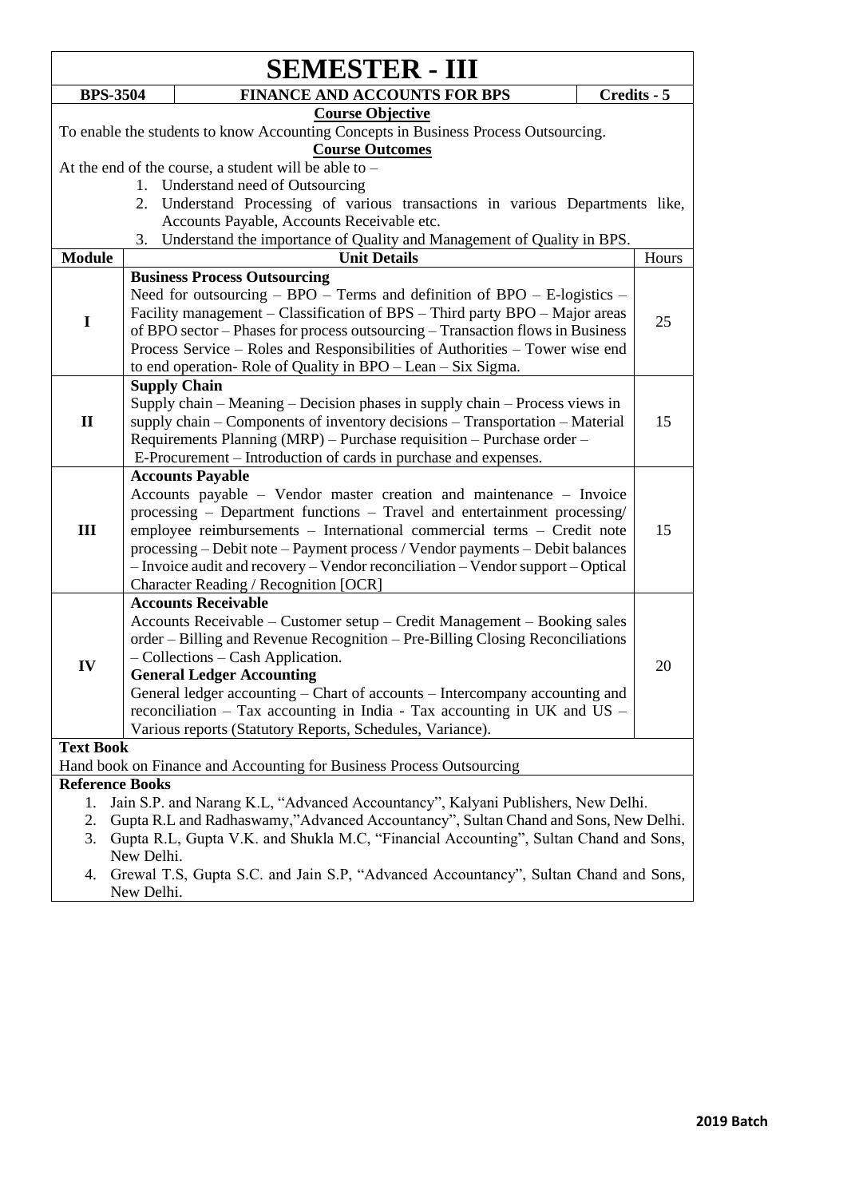# SEMESTER - III

| BPS-3504 | FINANCE AND ACCOUNTS FOR BPS | Credits - 5 |
|---|---|---|

**Course Objective**

To enable the students to know Accounting Concepts in Business Process Outsourcing.

**Course Outcomes**

At the end of the course, a student will be able to –

1. Understand need of Outsourcing
2. Understand Processing of various transactions in various Departments like, Accounts Payable, Accounts Receivable etc.
3. Understand the importance of Quality and Management of Quality in BPS.

| Module | Unit Details | Hours |
|---|---|---|
| I | **Business Process Outsourcing**<br>Need for outsourcing – BPO – Terms and definition of BPO – E-logistics – Facility management – Classification of BPS – Third party BPO – Major areas of BPO sector – Phases for process outsourcing – Transaction flows in Business Process Service – Roles and Responsibilities of Authorities – Tower wise end to end operation- Role of Quality in BPO – Lean – Six Sigma. | 25 |
| II | **Supply Chain**<br>Supply chain – Meaning – Decision phases in supply chain – Process views in supply chain – Components of inventory decisions – Transportation – Material Requirements Planning (MRP) – Purchase requisition – Purchase order – E-Procurement – Introduction of cards in purchase and expenses. | 15 |
| III | **Accounts Payable**<br>Accounts payable – Vendor master creation and maintenance – Invoice processing – Department functions – Travel and entertainment processing/ employee reimbursements – International commercial terms – Credit note processing – Debit note – Payment process / Vendor payments – Debit balances – Invoice audit and recovery – Vendor reconciliation – Vendor support – Optical Character Reading / Recognition [OCR] | 15 |
| IV | **Accounts Receivable**<br>Accounts Receivable – Customer setup – Credit Management – Booking sales order – Billing and Revenue Recognition – Pre-Billing Closing Reconciliations – Collections – Cash Application.<br>**General Ledger Accounting**<br>General ledger accounting – Chart of accounts – Intercompany accounting and reconciliation – Tax accounting in India - Tax accounting in UK and US – Various reports (Statutory Reports, Schedules, Variance). | 20 |

**Text Book**

Hand book on Finance and Accounting for Business Process Outsourcing

**Reference Books**

1. Jain S.P. and Narang K.L, "Advanced Accountancy", Kalyani Publishers, New Delhi.
2. Gupta R.L and Radhaswamy,"Advanced Accountancy", Sultan Chand and Sons, New Delhi.
3. Gupta R.L, Gupta V.K. and Shukla M.C, "Financial Accounting", Sultan Chand and Sons, New Delhi.
4. Grewal T.S, Gupta S.C. and Jain S.P, "Advanced Accountancy", Sultan Chand and Sons, New Delhi.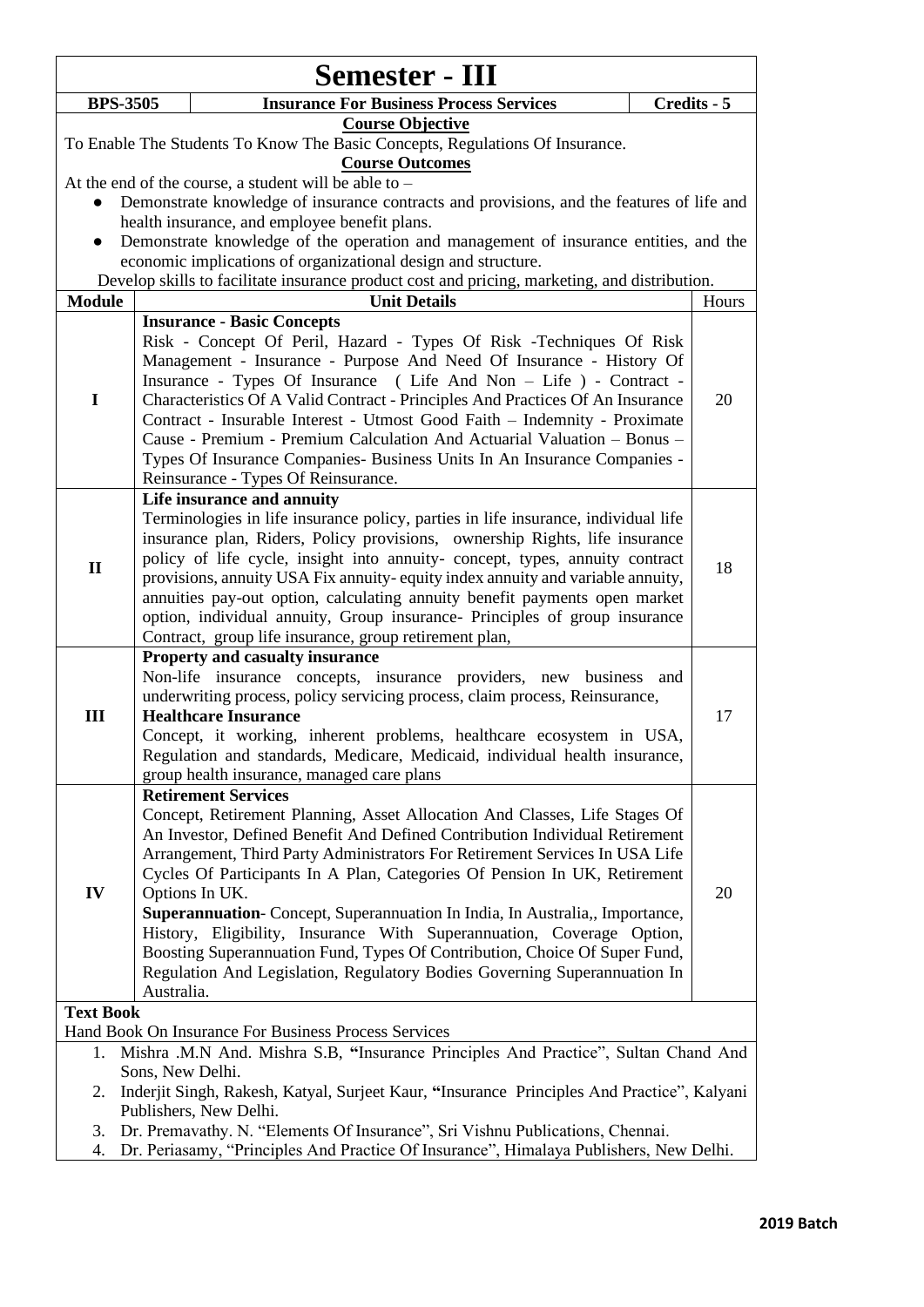# Semester - III

| BPS-3505 | Insurance For Business Process Services | Credits - 5 |
|---|---|---|

**Course Objective**

To Enable The Students To Know The Basic Concepts, Regulations Of Insurance.

**Course Outcomes**

At the end of the course, a student will be able to –

- Demonstrate knowledge of insurance contracts and provisions, and the features of life and health insurance, and employee benefit plans.
- Demonstrate knowledge of the operation and management of insurance entities, and the economic implications of organizational design and structure.

Develop skills to facilitate insurance product cost and pricing, marketing, and distribution.

| Module | Unit Details | Hours |
|---|---|---|
| I | **Insurance - Basic Concepts**<br>Risk - Concept Of Peril, Hazard - Types Of Risk -Techniques Of Risk Management - Insurance - Purpose And Need Of Insurance - History Of Insurance - Types Of Insurance ( Life And Non – Life ) - Contract - Characteristics Of A Valid Contract - Principles And Practices Of An Insurance Contract - Insurable Interest - Utmost Good Faith – Indemnity - Proximate Cause - Premium - Premium Calculation And Actuarial Valuation – Bonus – Types Of Insurance Companies- Business Units In An Insurance Companies - Reinsurance - Types Of Reinsurance. | 20 |
| II | **Life insurance and annuity**<br>Terminologies in life insurance policy, parties in life insurance, individual life insurance plan, Riders, Policy provisions, ownership Rights, life insurance policy of life cycle, insight into annuity- concept, types, annuity contract provisions, annuity USA Fix annuity- equity index annuity and variable annuity, annuities pay-out option, calculating annuity benefit payments open market option, individual annuity, Group insurance- Principles of group insurance Contract, group life insurance, group retirement plan, | 18 |
| III | **Property and casualty insurance**<br>Non-life insurance concepts, insurance providers, new business and underwriting process, policy servicing process, claim process, Reinsurance,<br>**Healthcare Insurance**<br>Concept, it working, inherent problems, healthcare ecosystem in USA, Regulation and standards, Medicare, Medicaid, individual health insurance, group health insurance, managed care plans | 17 |
| IV | **Retirement Services**<br>Concept, Retirement Planning, Asset Allocation And Classes, Life Stages Of An Investor, Defined Benefit And Defined Contribution Individual Retirement Arrangement, Third Party Administrators For Retirement Services In USA Life Cycles Of Participants In A Plan, Categories Of Pension In UK, Retirement Options In UK.<br>**Superannuation**- Concept, Superannuation In India, In Australia,, Importance, History, Eligibility, Insurance With Superannuation, Coverage Option, Boosting Superannuation Fund, Types Of Contribution, Choice Of Super Fund, Regulation And Legislation, Regulatory Bodies Governing Superannuation In Australia. | 20 |

**Text Book**

Hand Book On Insurance For Business Process Services

1. Mishra .M.N And. Mishra S.B, **"**Insurance Principles And Practice", Sultan Chand And Sons, New Delhi.
2. Inderjit Singh, Rakesh, Katyal, Surjeet Kaur, **"**Insurance Principles And Practice", Kalyani Publishers, New Delhi.
3. Dr. Premavathy. N. "Elements Of Insurance", Sri Vishnu Publications, Chennai.
4. Dr. Periasamy, "Principles And Practice Of Insurance", Himalaya Publishers, New Delhi.

**2019 Batch**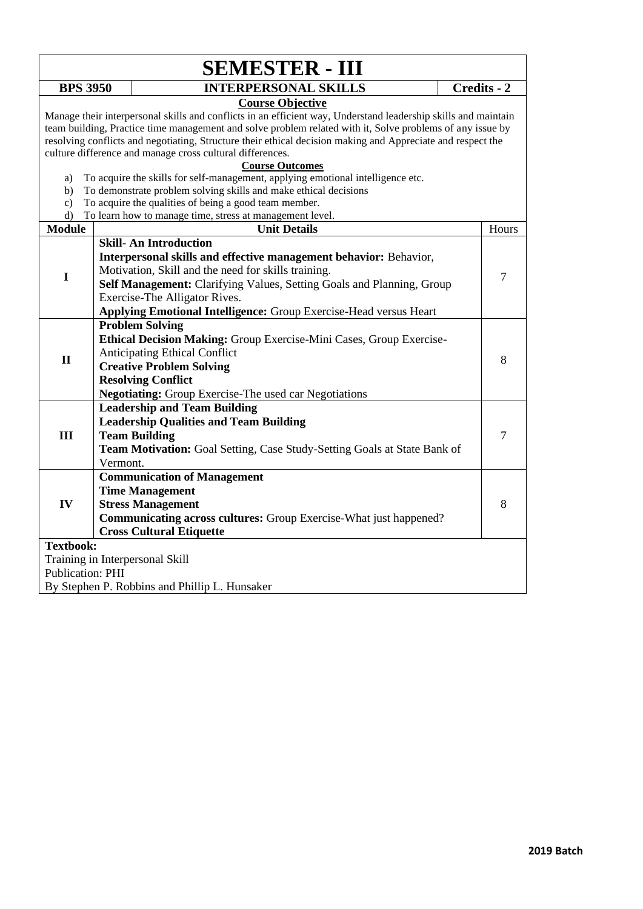# SEMESTER - III

| BPS 3950 | INTERPERSONAL SKILLS | Credits - 2 |
|---|---|---|

### Course Objective

Manage their interpersonal skills and conflicts in an efficient way, Understand leadership skills and maintain team building, Practice time management and solve problem related with it, Solve problems of any issue by resolving conflicts and negotiating, Structure their ethical decision making and Appreciate and respect the culture difference and manage cross cultural differences.

### Course Outcomes

a) To acquire the skills for self-management, applying emotional intelligence etc.
b) To demonstrate problem solving skills and make ethical decisions
c) To acquire the qualities of being a good team member.
d) To learn how to manage time, stress at management level.

| Module | Unit Details | Hours |
|---|---|---|
| I | **Skill- An Introduction**<br>**Interpersonal skills and effective management behavior:** Behavior, Motivation, Skill and the need for skills training.<br>**Self Management:** Clarifying Values, Setting Goals and Planning, Group Exercise-The Alligator Rives.<br>**Applying Emotional Intelligence:** Group Exercise-Head versus Heart | 7 |
| II | **Problem Solving**<br>**Ethical Decision Making:** Group Exercise-Mini Cases, Group Exercise-Anticipating Ethical Conflict<br>**Creative Problem Solving**<br>**Resolving Conflict**<br>**Negotiating:** Group Exercise-The used car Negotiations | 8 |
| III | **Leadership and Team Building**<br>**Leadership Qualities and Team Building**<br>**Team Building**<br>**Team Motivation:** Goal Setting, Case Study-Setting Goals at State Bank of Vermont. | 7 |
| IV | **Communication of Management**<br>**Time Management**<br>**Stress Management**<br>**Communicating across cultures:** Group Exercise-What just happened?<br>**Cross Cultural Etiquette** | 8 |

**Textbook:**

Training in Interpersonal Skill
Publication: PHI
By Stephen P. Robbins and Phillip L. Hunsaker

**2019 Batch**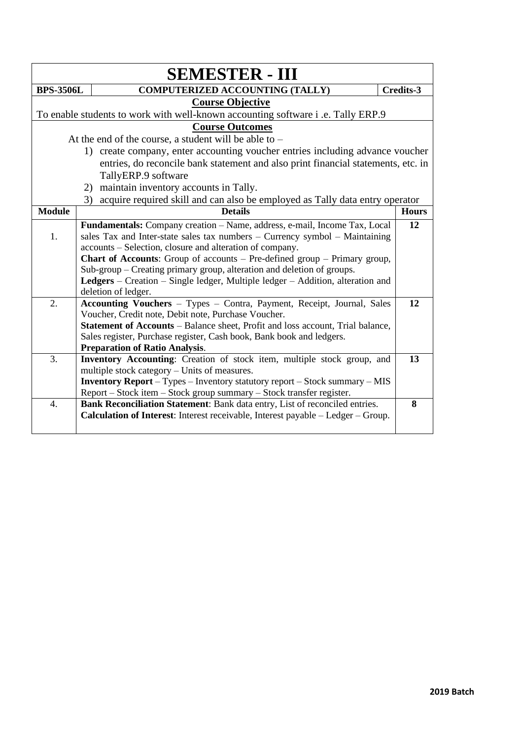# SEMESTER - III

| BPS-3506L | COMPUTERIZED ACCOUNTING (TALLY) | Credits-3 |
|---|---|---|

**Course Objective**

To enable students to work with well-known accounting software i .e. Tally ERP.9

**Course Outcomes**

At the end of the course, a student will be able to –

1) create company, enter accounting voucher entries including advance voucher entries, do reconcile bank statement and also print financial statements, etc. in TallyERP.9 software
2) maintain inventory accounts in Tally.
3) acquire required skill and can also be employed as Tally data entry operator

| Module | Details | Hours |
|---|---|---|
| 1. | **Fundamentals:** Company creation – Name, address, e-mail, Income Tax, Local sales Tax and Inter-state sales tax numbers – Currency symbol – Maintaining accounts – Selection, closure and alteration of company. **Chart of Accounts**: Group of accounts – Pre-defined group – Primary group, Sub-group – Creating primary group, alteration and deletion of groups. **Ledgers** – Creation – Single ledger, Multiple ledger – Addition, alteration and deletion of ledger. | 12 |
| 2. | **Accounting Vouchers** – Types – Contra, Payment, Receipt, Journal, Sales Voucher, Credit note, Debit note, Purchase Voucher. **Statement of Accounts** – Balance sheet, Profit and loss account, Trial balance, Sales register, Purchase register, Cash book, Bank book and ledgers. **Preparation of Ratio Analysis**. | 12 |
| 3. | **Inventory Accounting**: Creation of stock item, multiple stock group, and multiple stock category – Units of measures. **Inventory Report** – Types – Inventory statutory report – Stock summary – MIS Report – Stock item – Stock group summary – Stock transfer register. | 13 |
| 4. | **Bank Reconciliation Statement**: Bank data entry, List of reconciled entries. **Calculation of Interest**: Interest receivable, Interest payable – Ledger – Group. | 8 |

**2019 Batch**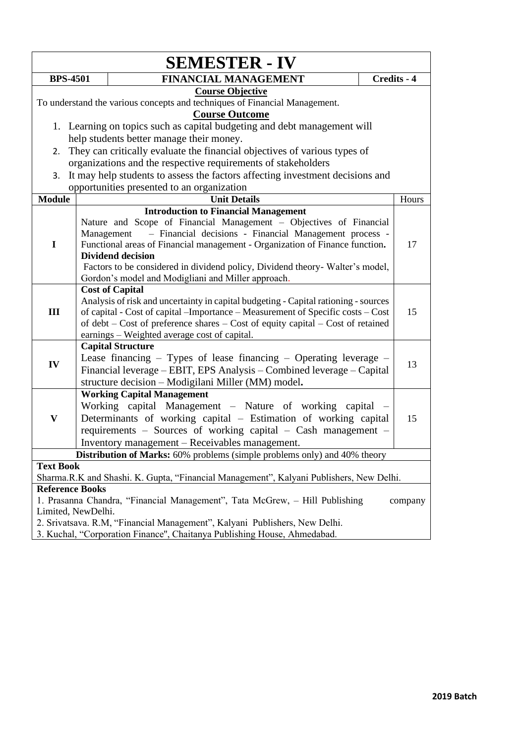# SEMESTER - IV

| BPS-4501 | FINANCIAL MANAGEMENT | Credits - 4 |
|---|---|---|

**Course Objective**

To understand the various concepts and techniques of Financial Management.

**Course Outcome**

1. Learning on topics such as capital budgeting and debt management will help students better manage their money.
2. They can critically evaluate the financial objectives of various types of organizations and the respective requirements of stakeholders
3. It may help students to assess the factors affecting investment decisions and opportunities presented to an organization

| Module | Unit Details | Hours |
|---|---|---|
| I | **Introduction to Financial Management** Nature and Scope of Financial Management – Objectives of Financial Management – Financial decisions - Financial Management process - Functional areas of Financial management - Organization of Finance function. **Dividend decision** Factors to be considered in dividend policy, Dividend theory- Walter's model, Gordon's model and Modigliani and Miller approach. | 17 |
| III | **Cost of Capital** Analysis of risk and uncertainty in capital budgeting - Capital rationing - sources of capital - Cost of capital –Importance – Measurement of Specific costs – Cost of debt – Cost of preference shares – Cost of equity capital – Cost of retained earnings – Weighted average cost of capital. | 15 |
| IV | **Capital Structure** Lease financing – Types of lease financing – Operating leverage – Financial leverage – EBIT, EPS Analysis – Combined leverage – Capital structure decision – Modigilani Miller (MM) model. | 13 |
| V | **Working Capital Management** Working capital Management – Nature of working capital – Determinants of working capital – Estimation of working capital requirements – Sources of working capital – Cash management – Inventory management – Receivables management. | 15 |

**Distribution of Marks:** 60% problems (simple problems only) and 40% theory

**Text Book**

Sharma.R.K and Shashi. K. Gupta, "Financial Management", Kalyani Publishers, New Delhi.

**Reference Books**

1. Prasanna Chandra, "Financial Management", Tata McGrew, – Hill Publishing company Limited, NewDelhi.
2. Srivatsava. R.M, "Financial Management", Kalyani Publishers, New Delhi.
3. Kuchal, "Corporation Finance", Chaitanya Publishing House, Ahmedabad.

**2019 Batch**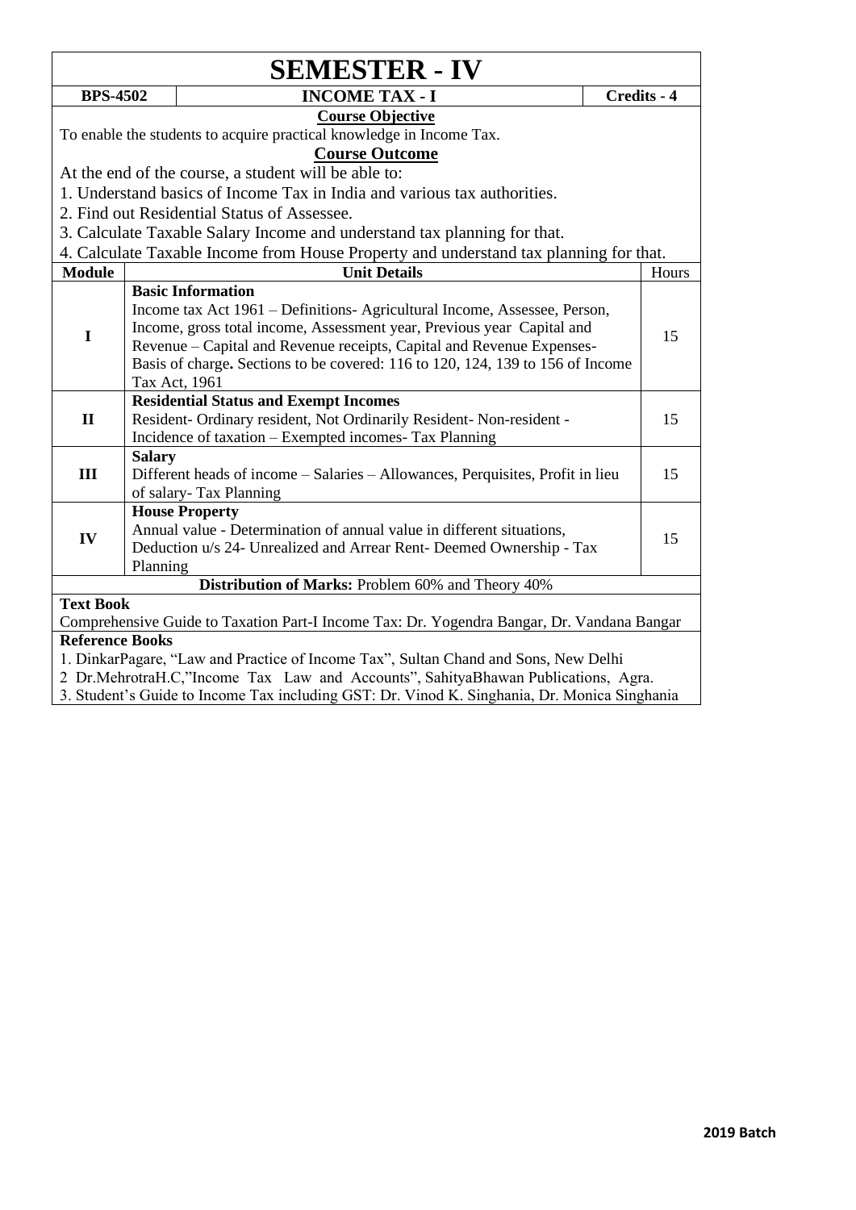# SEMESTER - IV

| BPS-4502 | INCOME TAX - I | Credits - 4 |
|---|---|---|

**Course Objective**

To enable the students to acquire practical knowledge in Income Tax.

**Course Outcome**

At the end of the course, a student will be able to:

1. Understand basics of Income Tax in India and various tax authorities.
2. Find out Residential Status of Assessee.
3. Calculate Taxable Salary Income and understand tax planning for that.
4. Calculate Taxable Income from House Property and understand tax planning for that.

| Module | Unit Details | Hours |
|---|---|---|
| I | **Basic Information** Income tax Act 1961 – Definitions- Agricultural Income, Assessee, Person, Income, gross total income, Assessment year, Previous year Capital and Revenue – Capital and Revenue receipts, Capital and Revenue Expenses- Basis of charge**.** Sections to be covered: 116 to 120, 124, 139 to 156 of Income Tax Act, 1961 | 15 |
| II | **Residential Status and Exempt Incomes** Resident- Ordinary resident, Not Ordinarily Resident- Non-resident - Incidence of taxation – Exempted incomes- Tax Planning | 15 |
| III | **Salary** Different heads of income – Salaries – Allowances, Perquisites, Profit in lieu of salary- Tax Planning | 15 |
| IV | **House Property** Annual value - Determination of annual value in different situations, Deduction u/s 24- Unrealized and Arrear Rent- Deemed Ownership - Tax Planning | 15 |

**Distribution of Marks:** Problem 60% and Theory 40%

**Text Book**

Comprehensive Guide to Taxation Part-I Income Tax: Dr. Yogendra Bangar, Dr. Vandana Bangar

**Reference Books**

1. DinkarPagare, "Law and Practice of Income Tax", Sultan Chand and Sons, New Delhi
2. Dr.MehrotraH.C,"Income Tax Law and Accounts", SahityaBhawan Publications, Agra.
3. Student's Guide to Income Tax including GST: Dr. Vinod K. Singhania, Dr. Monica Singhania

**2019 Batch**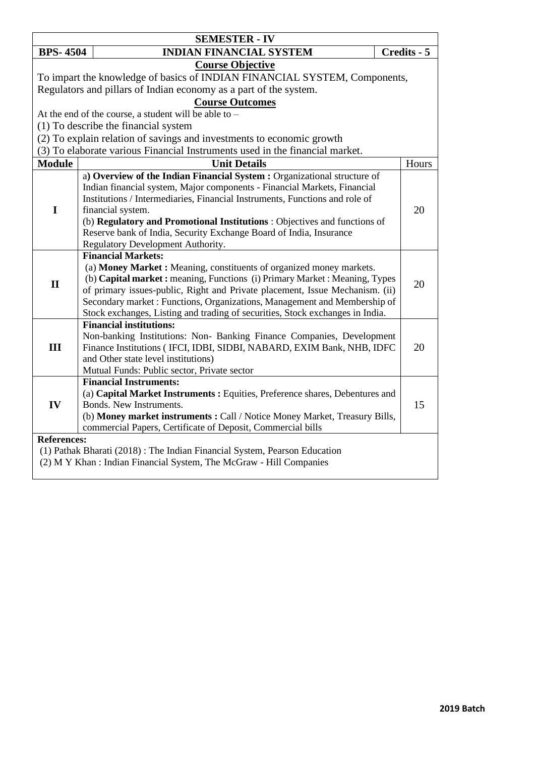## SEMESTER - IV

| BPS- 4504 | INDIAN FINANCIAL SYSTEM | Credits - 5 |
|---|---|---|

### Course Objective

To impart the knowledge of basics of INDIAN FINANCIAL SYSTEM, Components, Regulators and pillars of Indian economy as a part of the system.

### Course Outcomes

At the end of the course, a student will be able to –

(1) To describe the financial system

(2) To explain relation of savings and investments to economic growth

(3) To elaborate various Financial Instruments used in the financial market.

| Module | Unit Details | Hours |
|---|---|---|
| I | a**) Overview of the Indian Financial System :** Organizational structure of Indian financial system, Major components - Financial Markets, Financial Institutions / Intermediaries, Financial Instruments, Functions and role of financial system.<br>(b) **Regulatory and Promotional Institutions** : Objectives and functions of Reserve bank of India, Security Exchange Board of India, Insurance Regulatory Development Authority. | 20 |
| II | **Financial Markets:**<br>(a) **Money Market :** Meaning, constituents of organized money markets.<br>(b) **Capital market :** meaning, Functions (i) Primary Market : Meaning, Types of primary issues-public, Right and Private placement, Issue Mechanism. (ii) Secondary market : Functions, Organizations, Management and Membership of Stock exchanges, Listing and trading of securities, Stock exchanges in India. | 20 |
| III | **Financial institutions:**<br>Non-banking Institutions: Non- Banking Finance Companies, Development Finance Institutions ( IFCI, IDBI, SIDBI, NABARD, EXIM Bank, NHB, IDFC and Other state level institutions)<br>Mutual Funds: Public sector, Private sector | 20 |
| IV | **Financial Instruments:**<br>(a) **Capital Market Instruments :** Equities, Preference shares, Debentures and Bonds. New Instruments.<br>(b) **Money market instruments :** Call / Notice Money Market, Treasury Bills, commercial Papers, Certificate of Deposit, Commercial bills | 15 |

**References:**

(1) Pathak Bharati (2018) : The Indian Financial System, Pearson Education

(2) M Y Khan : Indian Financial System, The McGraw - Hill Companies

**2019 Batch**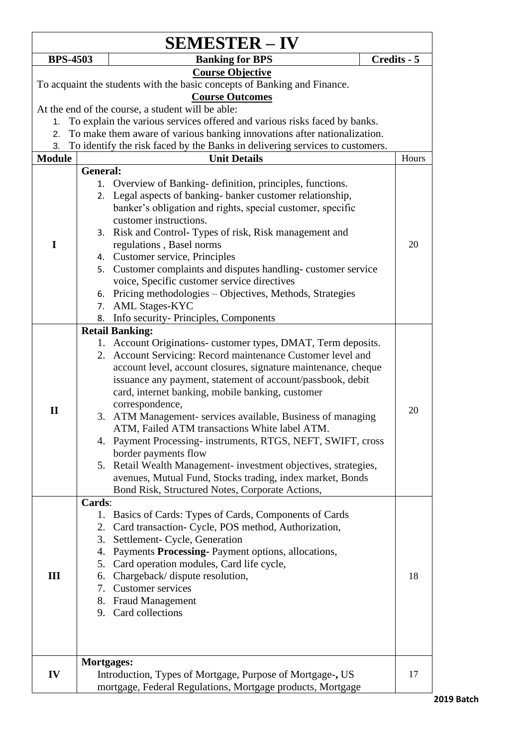# SEMESTER – IV

| BPS-4503 | Banking for BPS | Credits - 5 |
|---|---|---|

**Course Objective**

To acquaint the students with the basic concepts of Banking and Finance.

**Course Outcomes**

At the end of the course, a student will be able:

1. To explain the various services offered and various risks faced by banks.
2. To make them aware of various banking innovations after nationalization.
3. To identify the risk faced by the Banks in delivering services to customers.

| Module | Unit Details | Hours |
|---|---|---|
| I | **General:**<br>1. Overview of Banking- definition, principles, functions.<br>2. Legal aspects of banking- banker customer relationship, banker's obligation and rights, special customer, specific customer instructions.<br>3. Risk and Control- Types of risk, Risk management and regulations , Basel norms<br>4. Customer service, Principles<br>5. Customer complaints and disputes handling- customer service voice, Specific customer service directives<br>6. Pricing methodologies – Objectives, Methods, Strategies<br>7. AML Stages-KYC<br>8. Info security- Principles, Components | 20 |
| II | **Retail Banking:**<br>1. Account Originations- customer types, DMAT, Term deposits.<br>2. Account Servicing: Record maintenance Customer level and account level, account closures, signature maintenance, cheque issuance any payment, statement of account/passbook, debit card, internet banking, mobile banking, customer correspondence,<br>3. ATM Management- services available, Business of managing ATM, Failed ATM transactions White label ATM.<br>4. Payment Processing- instruments, RTGS, NEFT, SWIFT, cross border payments flow<br>5. Retail Wealth Management- investment objectives, strategies, avenues, Mutual Fund, Stocks trading, index market, Bonds Bond Risk, Structured Notes, Corporate Actions, | 20 |
| III | **Cards**:<br>1. Basics of Cards: Types of Cards, Components of Cards<br>2. Card transaction- Cycle, POS method, Authorization,<br>3. Settlement- Cycle, Generation<br>4. Payments **Processing**- Payment options, allocations,<br>5. Card operation modules, Card life cycle,<br>6. Chargeback/ dispute resolution,<br>7. Customer services<br>8. Fraud Management<br>9. Card collections | 18 |
| IV | **Mortgages:**<br>Introduction, Types of Mortgage, Purpose of Mortgage-**,** US mortgage, Federal Regulations, Mortgage products, Mortgage | 17 |

**2019 Batch**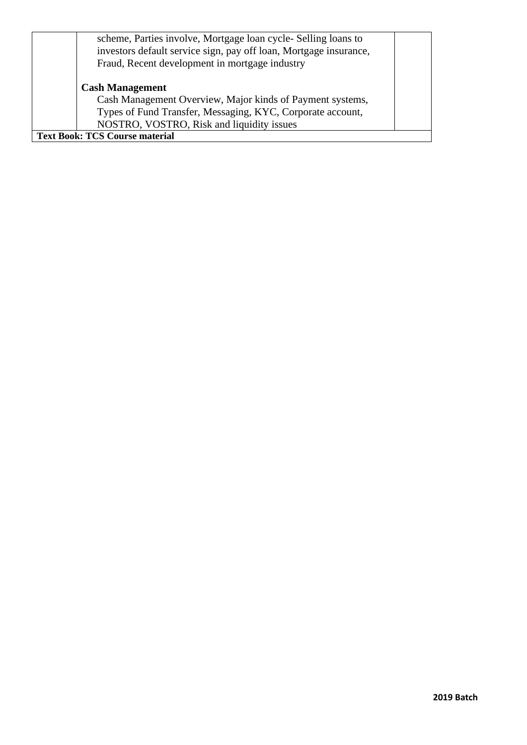| | | |
|---|---|---|
| | scheme, Parties involve, Mortgage loan cycle- Selling loans to investors default service sign, pay off loan, Mortgage insurance, Fraud, Recent development in mortgage industry<br><br>**Cash Management**<br>Cash Management Overview, Major kinds of Payment systems, Types of Fund Transfer, Messaging, KYC, Corporate account, NOSTRO, VOSTRO, Risk and liquidity issues | |
| **Text Book: TCS Course material** | | |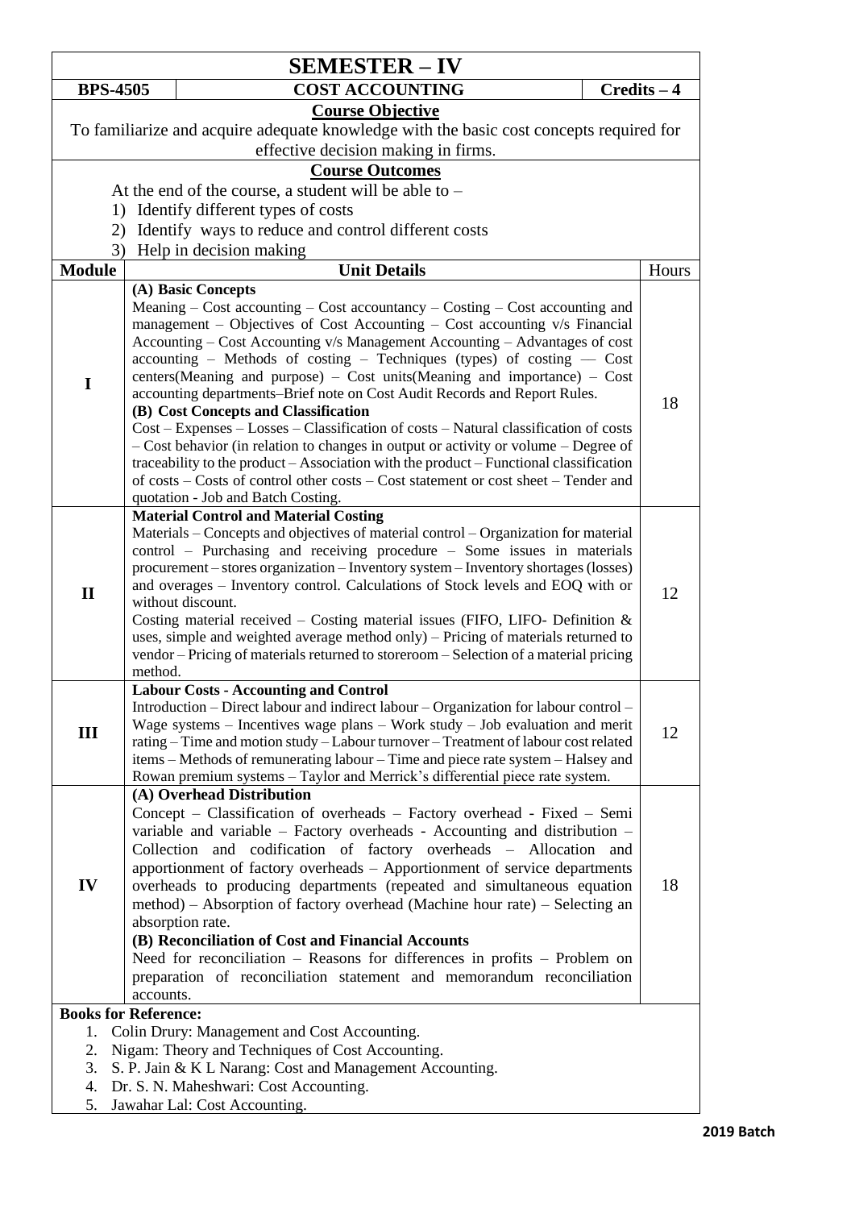# SEMESTER – IV

| BPS-4505 | COST ACCOUNTING | Credits – 4 |
|---|---|---|

**Course Objective**

To familiarize and acquire adequate knowledge with the basic cost concepts required for effective decision making in firms.

**Course Outcomes**

At the end of the course, a student will be able to –

1) Identify different types of costs
2) Identify ways to reduce and control different costs
3) Help in decision making

| Module | Unit Details | Hours |
|---|---|---|
| I | **(A) Basic Concepts**<br>Meaning – Cost accounting – Cost accountancy – Costing – Cost accounting and management – Objectives of Cost Accounting – Cost accounting v/s Financial Accounting – Cost Accounting v/s Management Accounting – Advantages of cost accounting – Methods of costing – Techniques (types) of costing — Cost centers(Meaning and purpose) – Cost units(Meaning and importance) – Cost accounting departments–Brief note on Cost Audit Records and Report Rules.<br>**(B) Cost Concepts and Classification**<br>Cost – Expenses – Losses – Classification of costs – Natural classification of costs – Cost behavior (in relation to changes in output or activity or volume – Degree of traceability to the product – Association with the product – Functional classification of costs – Costs of control other costs – Cost statement or cost sheet – Tender and quotation - Job and Batch Costing. | 18 |
| II | **Material Control and Material Costing**<br>Materials – Concepts and objectives of material control – Organization for material control – Purchasing and receiving procedure – Some issues in materials procurement – stores organization – Inventory system – Inventory shortages (losses) and overages – Inventory control. Calculations of Stock levels and EOQ with or without discount.<br>Costing material received – Costing material issues (FIFO, LIFO- Definition & uses, simple and weighted average method only) – Pricing of materials returned to vendor – Pricing of materials returned to storeroom – Selection of a material pricing method. | 12 |
| III | **Labour Costs - Accounting and Control**<br>Introduction – Direct labour and indirect labour – Organization for labour control – Wage systems – Incentives wage plans – Work study – Job evaluation and merit rating – Time and motion study – Labour turnover – Treatment of labour cost related items – Methods of remunerating labour – Time and piece rate system – Halsey and Rowan premium systems – Taylor and Merrick's differential piece rate system. | 12 |
| IV | **(A) Overhead Distribution**<br>Concept – Classification of overheads – Factory overhead - Fixed – Semi variable and variable – Factory overheads - Accounting and distribution – Collection and codification of factory overheads – Allocation and apportionment of factory overheads – Apportionment of service departments overheads to producing departments (repeated and simultaneous equation method) – Absorption of factory overhead (Machine hour rate) – Selecting an absorption rate.<br>**(B) Reconciliation of Cost and Financial Accounts**<br>Need for reconciliation – Reasons for differences in profits – Problem on preparation of reconciliation statement and memorandum reconciliation accounts. | 18 |

**Books for Reference:**

1. Colin Drury: Management and Cost Accounting.
2. Nigam: Theory and Techniques of Cost Accounting.
3. S. P. Jain & K L Narang: Cost and Management Accounting.
4. Dr. S. N. Maheshwari: Cost Accounting.
5. Jawahar Lal: Cost Accounting.

**2019 Batch**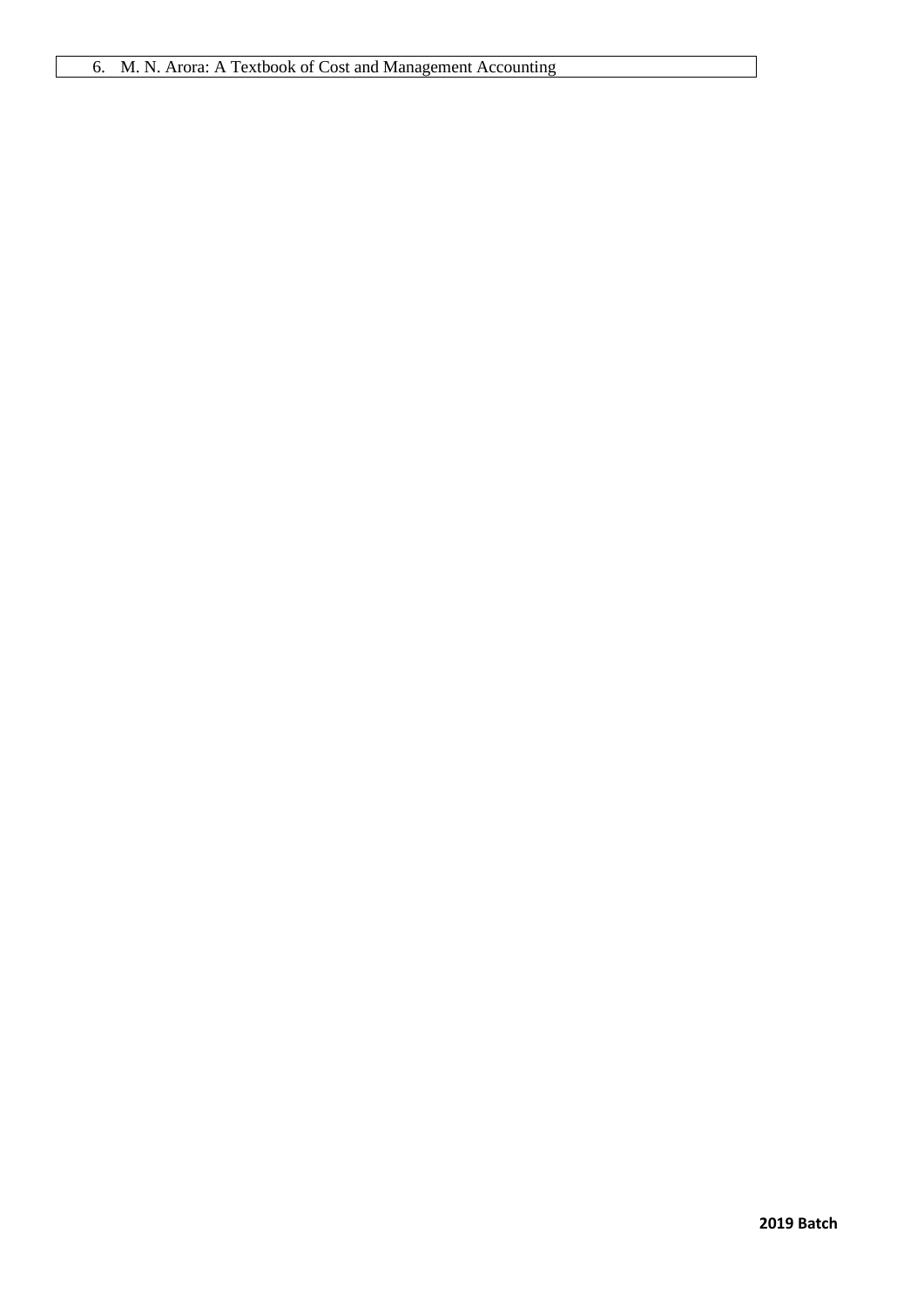| 6. M. N. Arora: A Textbook of Cost and Management Accounting |
| --- |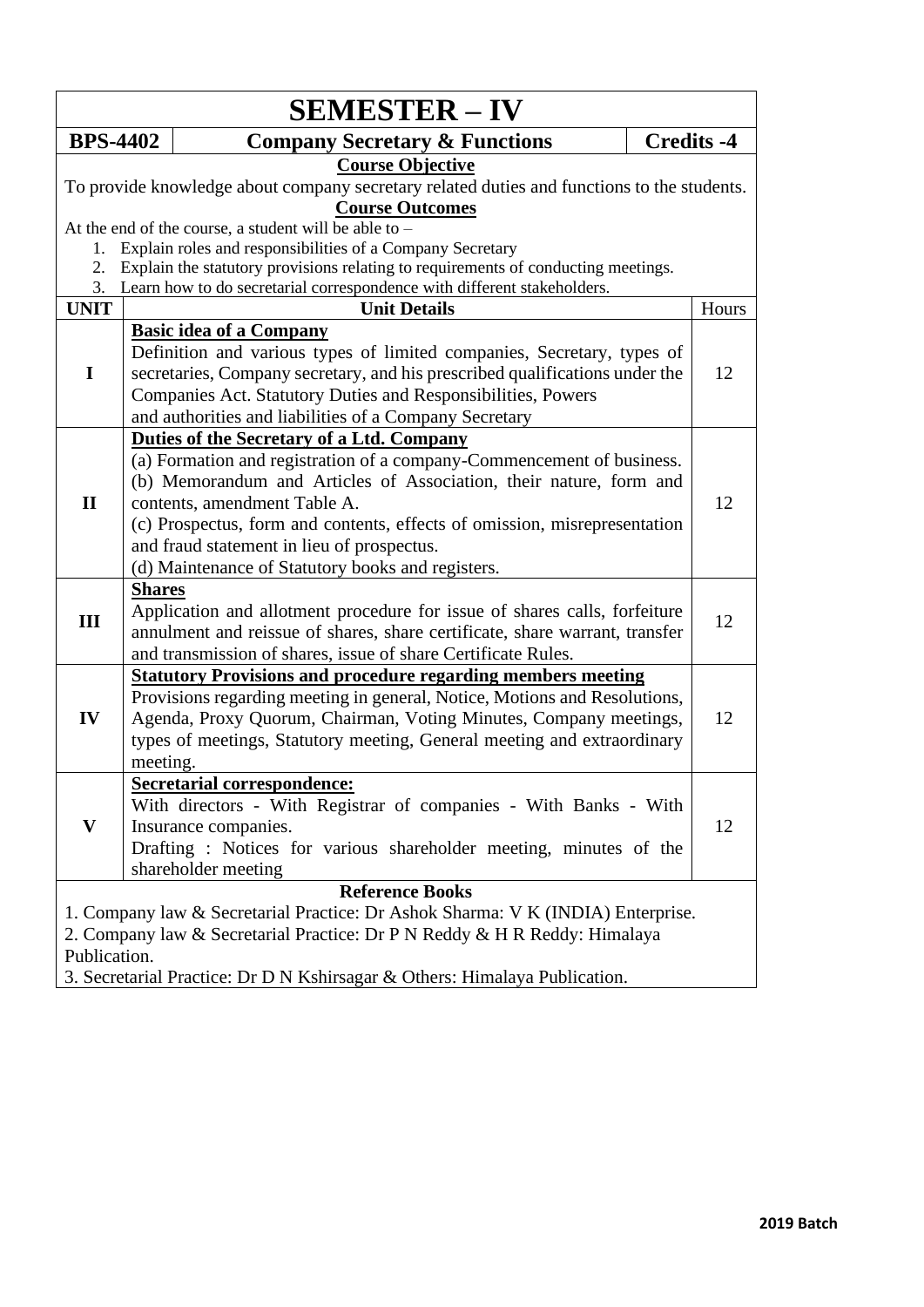# SEMESTER – IV

| BPS-4402 | Company Secretary & Functions | Credits -4 |
|---|---|---|

**Course Objective**

To provide knowledge about company secretary related duties and functions to the students.

**Course Outcomes**

At the end of the course, a student will be able to –

1. Explain roles and responsibilities of a Company Secretary
2. Explain the statutory provisions relating to requirements of conducting meetings.
3. Learn how to do secretarial correspondence with different stakeholders.

| UNIT | Unit Details | Hours |
|---|---|---|
| I | **Basic idea of a Company**<br>Definition and various types of limited companies, Secretary, types of secretaries, Company secretary, and his prescribed qualifications under the Companies Act. Statutory Duties and Responsibilities, Powers and authorities and liabilities of a Company Secretary | 12 |
| II | **Duties of the Secretary of a Ltd. Company**<br>(a) Formation and registration of a company-Commencement of business.<br>(b) Memorandum and Articles of Association, their nature, form and contents, amendment Table A.<br>(c) Prospectus, form and contents, effects of omission, misrepresentation and fraud statement in lieu of prospectus.<br>(d) Maintenance of Statutory books and registers. | 12 |
| III | **Shares**<br>Application and allotment procedure for issue of shares calls, forfeiture annulment and reissue of shares, share certificate, share warrant, transfer and transmission of shares, issue of share Certificate Rules. | 12 |
| IV | **Statutory Provisions and procedure regarding members meeting**<br>Provisions regarding meeting in general, Notice, Motions and Resolutions, Agenda, Proxy Quorum, Chairman, Voting Minutes, Company meetings, types of meetings, Statutory meeting, General meeting and extraordinary meeting. | 12 |
| V | **Secretarial correspondence:**<br>With directors - With Registrar of companies - With Banks - With Insurance companies.<br>Drafting : Notices for various shareholder meeting, minutes of the shareholder meeting | 12 |

**Reference Books**

1. Company law & Secretarial Practice: Dr Ashok Sharma: V K (INDIA) Enterprise.
2. Company law & Secretarial Practice: Dr P N Reddy & H R Reddy: Himalaya Publication.
3. Secretarial Practice: Dr D N Kshirsagar & Others: Himalaya Publication.

**2019 Batch**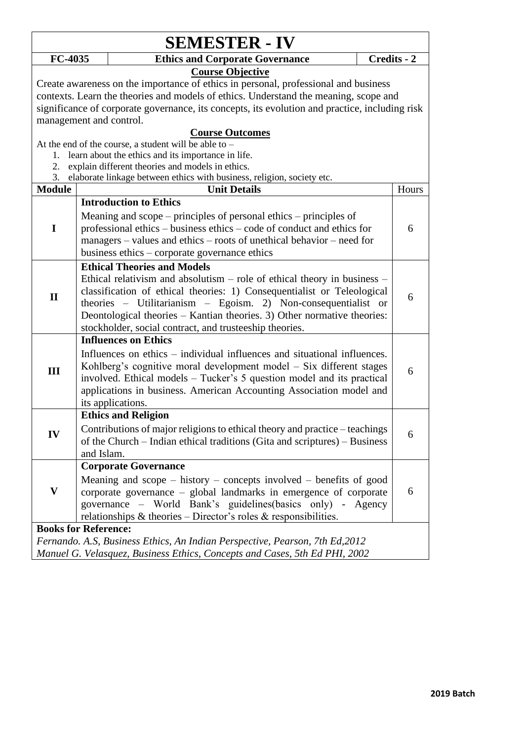# SEMESTER - IV

| FC-4035 | Ethics and Corporate Governance | Credits - 2 |
|---|---|---|

## Course Objective

Create awareness on the importance of ethics in personal, professional and business contexts. Learn the theories and models of ethics. Understand the meaning, scope and significance of corporate governance, its concepts, its evolution and practice, including risk management and control.

## Course Outcomes

At the end of the course, a student will be able to –

1. learn about the ethics and its importance in life.
2. explain different theories and models in ethics.
3. elaborate linkage between ethics with business, religion, society etc.

| Module | Unit Details | Hours |
|---|---|---|
| I | **Introduction to Ethics**<br>Meaning and scope – principles of personal ethics – principles of professional ethics – business ethics – code of conduct and ethics for managers – values and ethics – roots of unethical behavior – need for business ethics – corporate governance ethics | 6 |
| II | **Ethical Theories and Models**<br>Ethical relativism and absolutism – role of ethical theory in business – classification of ethical theories: 1) Consequentialist or Teleological theories – Utilitarianism – Egoism. 2) Non-consequentialist or Deontological theories – Kantian theories. 3) Other normative theories: stockholder, social contract, and trusteeship theories. | 6 |
| III | **Influences on Ethics**<br>Influences on ethics – individual influences and situational influences. Kohlberg's cognitive moral development model – Six different stages involved. Ethical models – Tucker's 5 question model and its practical applications in business. American Accounting Association model and its applications. | 6 |
| IV | **Ethics and Religion**<br>Contributions of major religions to ethical theory and practice – teachings of the Church – Indian ethical traditions (Gita and scriptures) – Business and Islam. | 6 |
| V | **Corporate Governance**<br>Meaning and scope – history – concepts involved – benefits of good corporate governance – global landmarks in emergence of corporate governance – World Bank's guidelines(basics only) - Agency relationships & theories – Director's roles & responsibilities. | 6 |

**Books for Reference:**

*Fernando. A.S, Business Ethics, An Indian Perspective, Pearson, 7th Ed,2012*

*Manuel G. Velasquez, Business Ethics, Concepts and Cases, 5th Ed PHI, 2002*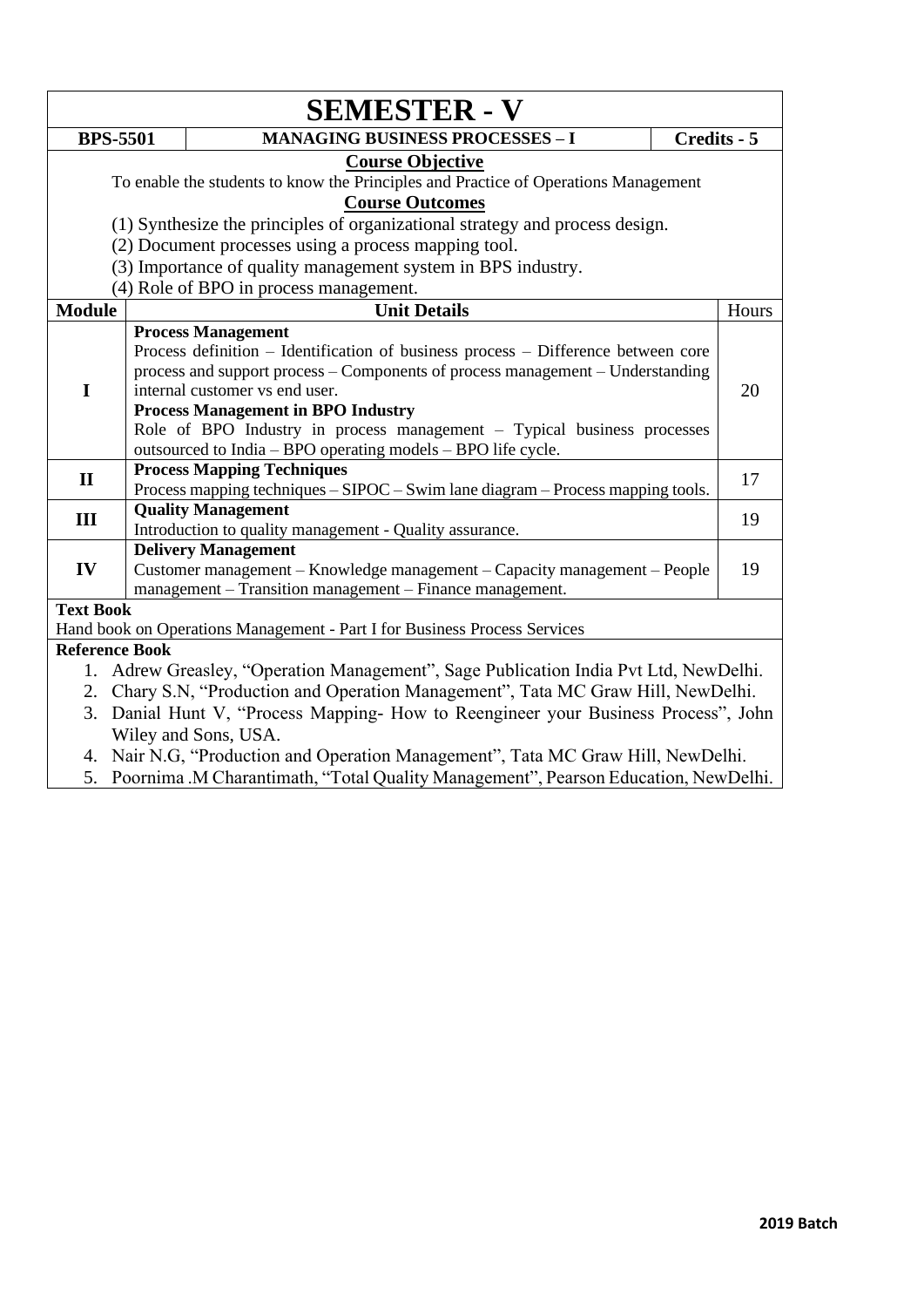# SEMESTER - V

| BPS-5501 | MANAGING BUSINESS PROCESSES – I | Credits - 5 |
|---|---|---|

### Course Objective

To enable the students to know the Principles and Practice of Operations Management

### Course Outcomes

(1) Synthesize the principles of organizational strategy and process design.
(2) Document processes using a process mapping tool.
(3) Importance of quality management system in BPS industry.
(4) Role of BPO in process management.

| Module | Unit Details | Hours |
|---|---|---|
| I | **Process Management**<br>Process definition – Identification of business process – Difference between core process and support process – Components of process management – Understanding internal customer vs end user.<br>**Process Management in BPO Industry**<br>Role of BPO Industry in process management – Typical business processes outsourced to India – BPO operating models – BPO life cycle. | 20 |
| II | **Process Mapping Techniques**<br>Process mapping techniques – SIPOC – Swim lane diagram – Process mapping tools. | 17 |
| III | **Quality Management**<br>Introduction to quality management - Quality assurance. | 19 |
| IV | **Delivery Management**<br>Customer management – Knowledge management – Capacity management – People management – Transition management – Finance management. | 19 |

**Text Book**

Hand book on Operations Management - Part I for Business Process Services

**Reference Book**

1. Adrew Greasley, "Operation Management", Sage Publication India Pvt Ltd, NewDelhi.
2. Chary S.N, "Production and Operation Management", Tata MC Graw Hill, NewDelhi.
3. Danial Hunt V, "Process Mapping- How to Reengineer your Business Process", John Wiley and Sons, USA.
4. Nair N.G, "Production and Operation Management", Tata MC Graw Hill, NewDelhi.
5. Poornima .M Charantimath, "Total Quality Management", Pearson Education, NewDelhi.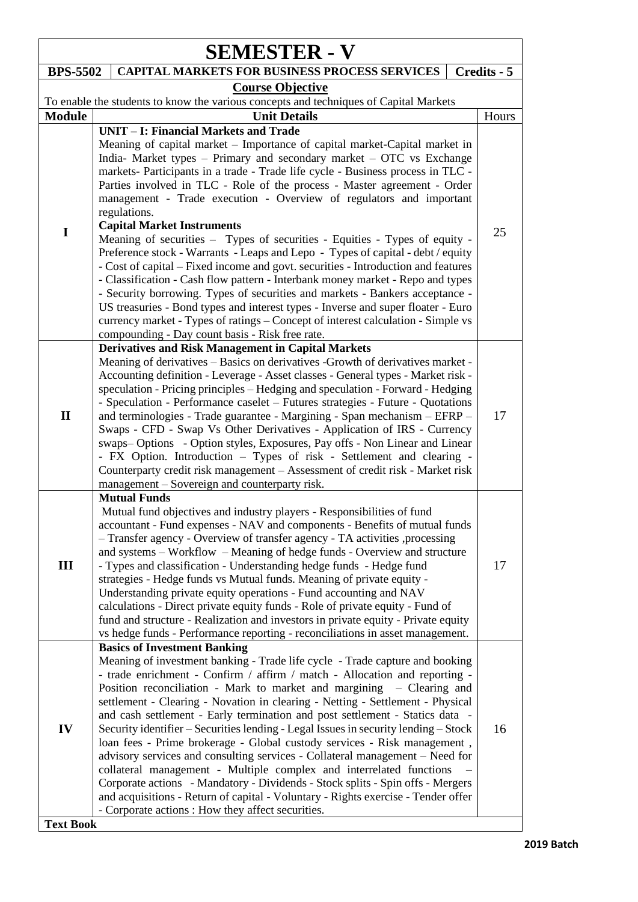# SEMESTER - V

| BPS-5502 | CAPITAL MARKETS FOR BUSINESS PROCESS SERVICES | Credits - 5 |
|---|---|---|

**Course Objective**

To enable the students to know the various concepts and techniques of Capital Markets

| Module | Unit Details | Hours |
|---|---|---|
| I | **UNIT – I: Financial Markets and Trade**<br>Meaning of capital market – Importance of capital market-Capital market in India- Market types – Primary and secondary market – OTC vs Exchange markets- Participants in a trade - Trade life cycle - Business process in TLC - Parties involved in TLC - Role of the process - Master agreement - Order management - Trade execution - Overview of regulators and important regulations.<br>**Capital Market Instruments**<br>Meaning of securities – Types of securities - Equities - Types of equity - Preference stock - Warrants - Leaps and Lepo - Types of capital - debt / equity - Cost of capital – Fixed income and govt. securities - Introduction and features - Classification - Cash flow pattern - Interbank money market - Repo and types - Security borrowing. Types of securities and markets - Bankers acceptance - US treasuries - Bond types and interest types - Inverse and super floater - Euro currency market - Types of ratings – Concept of interest calculation - Simple vs compounding - Day count basis - Risk free rate. | 25 |
| II | **Derivatives and Risk Management in Capital Markets**<br>Meaning of derivatives – Basics on derivatives -Growth of derivatives market - Accounting definition - Leverage - Asset classes - General types - Market risk - speculation - Pricing principles – Hedging and speculation - Forward - Hedging - Speculation - Performance caselet – Futures strategies - Future - Quotations and terminologies - Trade guarantee - Margining - Span mechanism – EFRP – Swaps - CFD - Swap Vs Other Derivatives - Application of IRS - Currency swaps– Options - Option styles, Exposures, Pay offs - Non Linear and Linear - FX Option. Introduction – Types of risk - Settlement and clearing - Counterparty credit risk management – Assessment of credit risk - Market risk management – Sovereign and counterparty risk. | 17 |
| III | **Mutual Funds**<br>Mutual fund objectives and industry players - Responsibilities of fund accountant - Fund expenses - NAV and components - Benefits of mutual funds – Transfer agency - Overview of transfer agency - TA activities ,processing and systems – Workflow – Meaning of hedge funds - Overview and structure - Types and classification - Understanding hedge funds - Hedge fund strategies - Hedge funds vs Mutual funds. Meaning of private equity - Understanding private equity operations - Fund accounting and NAV calculations - Direct private equity funds - Role of private equity - Fund of fund and structure - Realization and investors in private equity - Private equity vs hedge funds - Performance reporting - reconciliations in asset management. | 17 |
| IV | **Basics of Investment Banking**<br>Meaning of investment banking - Trade life cycle - Trade capture and booking - trade enrichment - Confirm / affirm / match - Allocation and reporting - Position reconciliation - Mark to market and margining – Clearing and settlement - Clearing - Novation in clearing - Netting - Settlement - Physical and cash settlement - Early termination and post settlement - Statics data - Security identifier – Securities lending - Legal Issues in security lending – Stock loan fees - Prime brokerage - Global custody services - Risk management , advisory services and consulting services - Collateral management – Need for collateral management - Multiple complex and interrelated functions – Corporate actions - Mandatory - Dividends - Stock splits - Spin offs - Mergers and acquisitions - Return of capital - Voluntary - Rights exercise - Tender offer - Corporate actions : How they affect securities. | 16 |

**Text Book**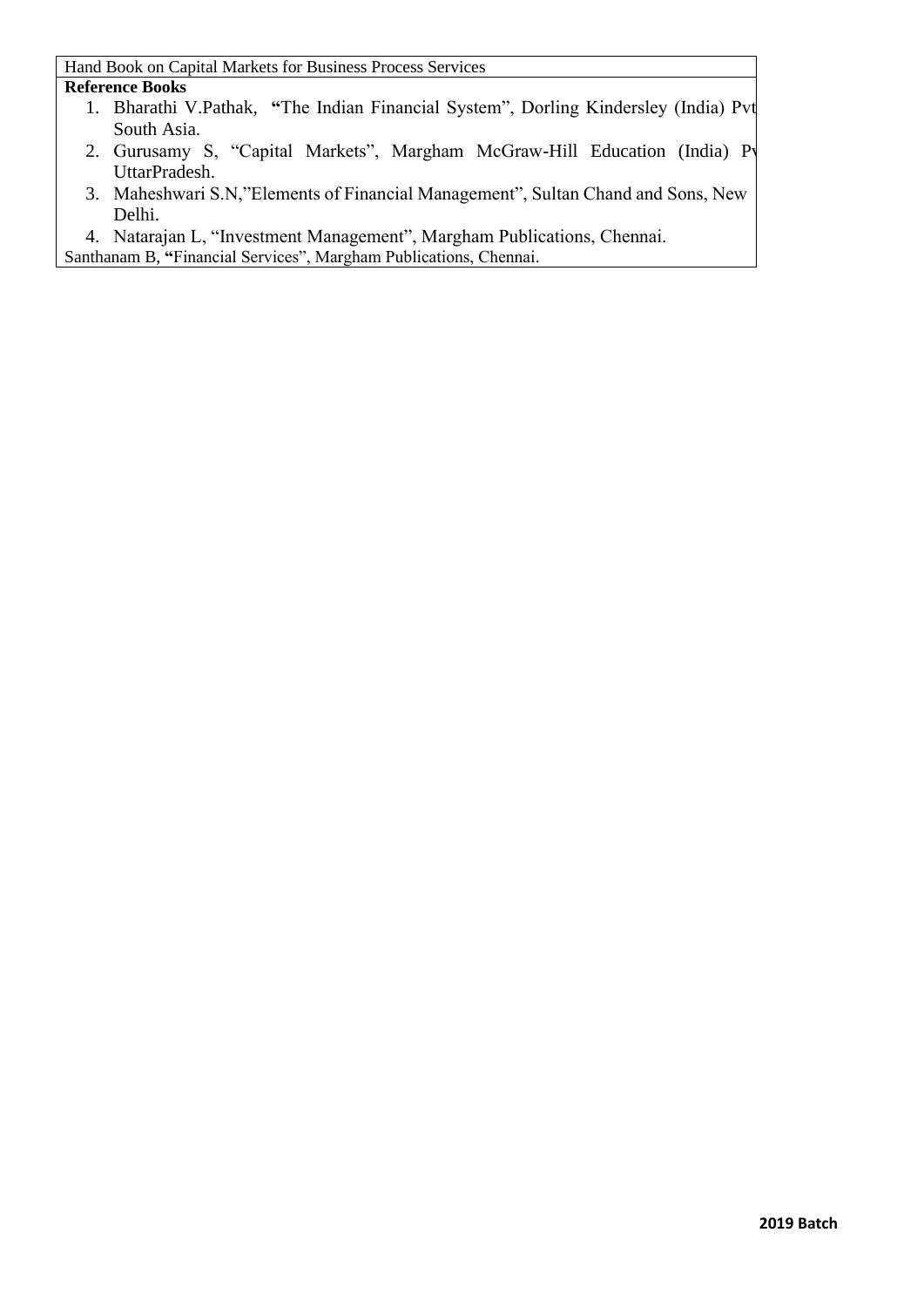Hand Book on Capital Markets for Business Process Services

**Reference Books**

1. Bharathi V.Pathak, **"**The Indian Financial System", Dorling Kindersley (India) Pvt South Asia.
2. Gurusamy S, "Capital Markets", Margham McGraw-Hill Education (India) Pv UttarPradesh.
3. Maheshwari S.N,"Elements of Financial Management", Sultan Chand and Sons, New Delhi.
4. Natarajan L, "Investment Management", Margham Publications, Chennai.

Santhanam B, **"**Financial Services", Margham Publications, Chennai.

**2019 Batch**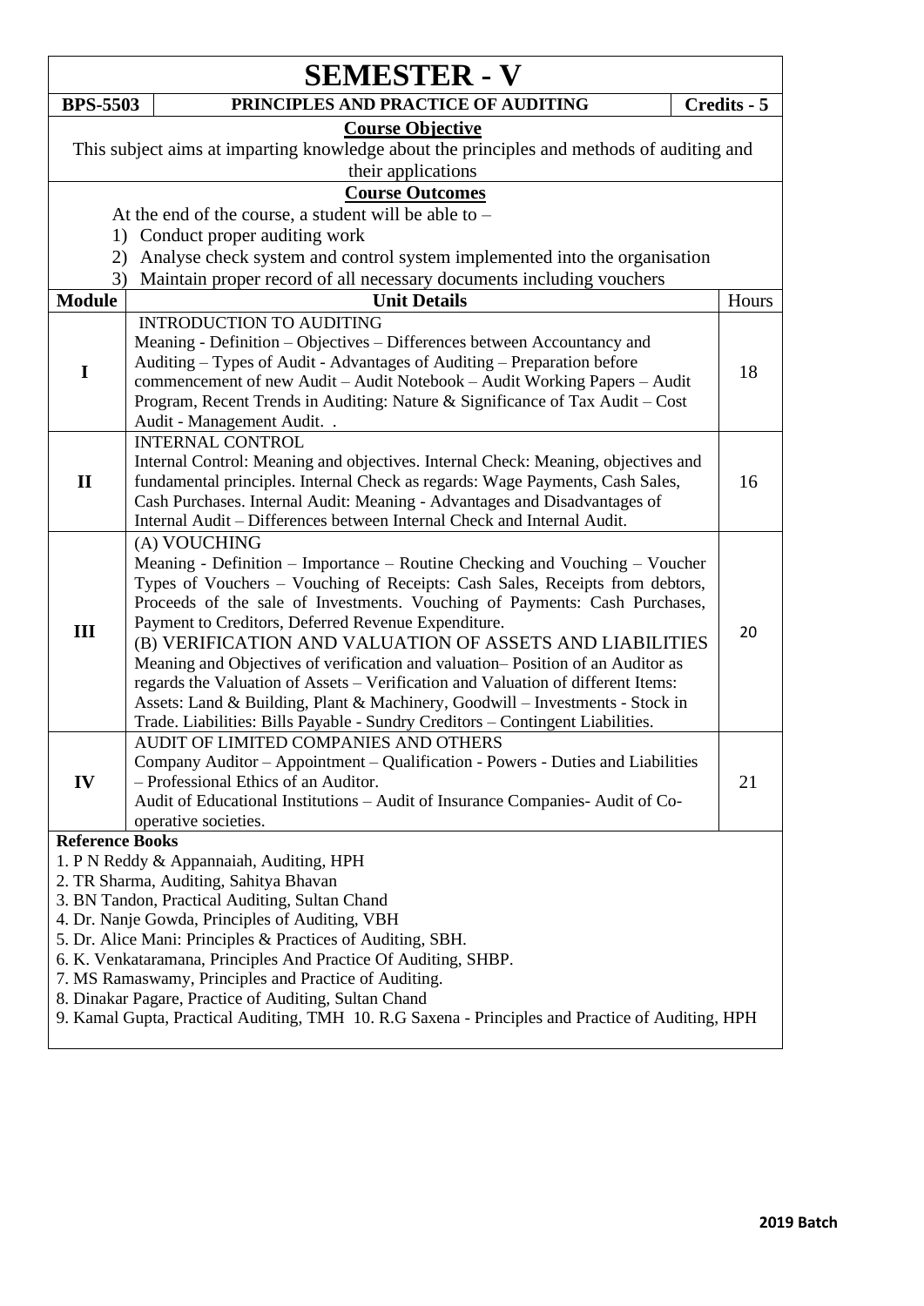# SEMESTER - V

| BPS-5503 | PRINCIPLES AND PRACTICE OF AUDITING | Credits - 5 |
|---|---|---|

**Course Objective**

This subject aims at imparting knowledge about the principles and methods of auditing and their applications

**Course Outcomes**

At the end of the course, a student will be able to –

1) Conduct proper auditing work
2) Analyse check system and control system implemented into the organisation
3) Maintain proper record of all necessary documents including vouchers

| Module | Unit Details | Hours |
|---|---|---|
| I | INTRODUCTION TO AUDITING<br>Meaning - Definition – Objectives – Differences between Accountancy and Auditing – Types of Audit - Advantages of Auditing – Preparation before commencement of new Audit – Audit Notebook – Audit Working Papers – Audit Program, Recent Trends in Auditing: Nature & Significance of Tax Audit – Cost Audit - Management Audit. . | 18 |
| II | INTERNAL CONTROL<br>Internal Control: Meaning and objectives. Internal Check: Meaning, objectives and fundamental principles. Internal Check as regards: Wage Payments, Cash Sales, Cash Purchases. Internal Audit: Meaning - Advantages and Disadvantages of Internal Audit – Differences between Internal Check and Internal Audit. | 16 |
| III | (A) VOUCHING<br>Meaning - Definition – Importance – Routine Checking and Vouching – Voucher Types of Vouchers – Vouching of Receipts: Cash Sales, Receipts from debtors, Proceeds of the sale of Investments. Vouching of Payments: Cash Purchases, Payment to Creditors, Deferred Revenue Expenditure.<br>(B) VERIFICATION AND VALUATION OF ASSETS AND LIABILITIES<br>Meaning and Objectives of verification and valuation– Position of an Auditor as regards the Valuation of Assets – Verification and Valuation of different Items: Assets: Land & Building, Plant & Machinery, Goodwill – Investments - Stock in Trade. Liabilities: Bills Payable - Sundry Creditors – Contingent Liabilities. | 20 |
| IV | AUDIT OF LIMITED COMPANIES AND OTHERS<br>Company Auditor – Appointment – Qualification - Powers - Duties and Liabilities – Professional Ethics of an Auditor.<br>Audit of Educational Institutions – Audit of Insurance Companies- Audit of Co-operative societies. | 21 |

**Reference Books**

1. P N Reddy & Appannaiah, Auditing, HPH
2. TR Sharma, Auditing, Sahitya Bhavan
3. BN Tandon, Practical Auditing, Sultan Chand
4. Dr. Nanje Gowda, Principles of Auditing, VBH
5. Dr. Alice Mani: Principles & Practices of Auditing, SBH.
6. K. Venkataramana, Principles And Practice Of Auditing, SHBP.
7. MS Ramaswamy, Principles and Practice of Auditing.
8. Dinakar Pagare, Practice of Auditing, Sultan Chand
9. Kamal Gupta, Practical Auditing, TMH 10. R.G Saxena - Principles and Practice of Auditing, HPH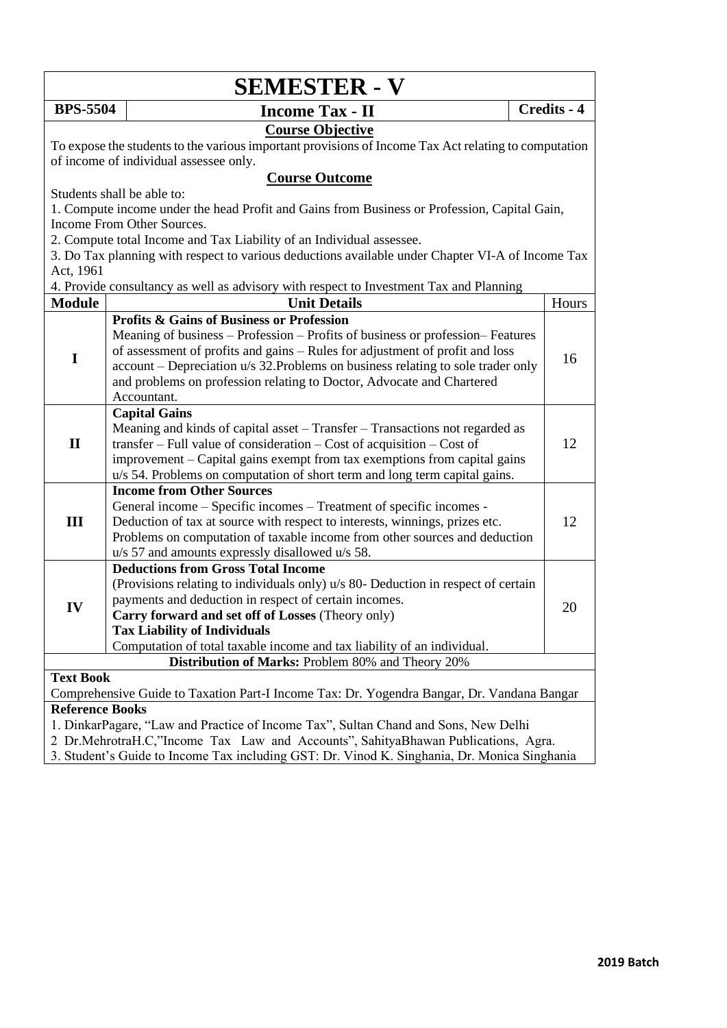# SEMESTER - V

| BPS-5504 | Income Tax - II | Credits - 4 |
|---|---|---|

## Course Objective

To expose the students to the various important provisions of Income Tax Act relating to computation of income of individual assessee only.

## Course Outcome

Students shall be able to:

1. Compute income under the head Profit and Gains from Business or Profession, Capital Gain, Income From Other Sources.
2. Compute total Income and Tax Liability of an Individual assessee.
3. Do Tax planning with respect to various deductions available under Chapter VI-A of Income Tax Act, 1961
4. Provide consultancy as well as advisory with respect to Investment Tax and Planning

| Module | Unit Details | Hours |
|---|---|---|
| I | **Profits & Gains of Business or Profession**<br>Meaning of business – Profession – Profits of business or profession– Features of assessment of profits and gains – Rules for adjustment of profit and loss account – Depreciation u/s 32.Problems on business relating to sole trader only and problems on profession relating to Doctor, Advocate and Chartered Accountant. | 16 |
| II | **Capital Gains**<br>Meaning and kinds of capital asset – Transfer – Transactions not regarded as transfer – Full value of consideration – Cost of acquisition – Cost of improvement – Capital gains exempt from tax exemptions from capital gains u/s 54. Problems on computation of short term and long term capital gains. | 12 |
| III | **Income from Other Sources**<br>General income – Specific incomes – Treatment of specific incomes - Deduction of tax at source with respect to interests, winnings, prizes etc. Problems on computation of taxable income from other sources and deduction u/s 57 and amounts expressly disallowed u/s 58. | 12 |
| IV | **Deductions from Gross Total Income**<br>(Provisions relating to individuals only) u/s 80- Deduction in respect of certain payments and deduction in respect of certain incomes.<br>**Carry forward and set off of Losses** (Theory only)<br>**Tax Liability of Individuals**<br>Computation of total taxable income and tax liability of an individual. | 20 |

**Distribution of Marks:** Problem 80% and Theory 20%

**Text Book**

Comprehensive Guide to Taxation Part-I Income Tax: Dr. Yogendra Bangar, Dr. Vandana Bangar

**Reference Books**

1. DinkarPagare, "Law and Practice of Income Tax", Sultan Chand and Sons, New Delhi
2. Dr.MehrotraH.C,"Income Tax Law and Accounts", SahityaBhawan Publications, Agra.
3. Student's Guide to Income Tax including GST: Dr. Vinod K. Singhania, Dr. Monica Singhania

**2019 Batch**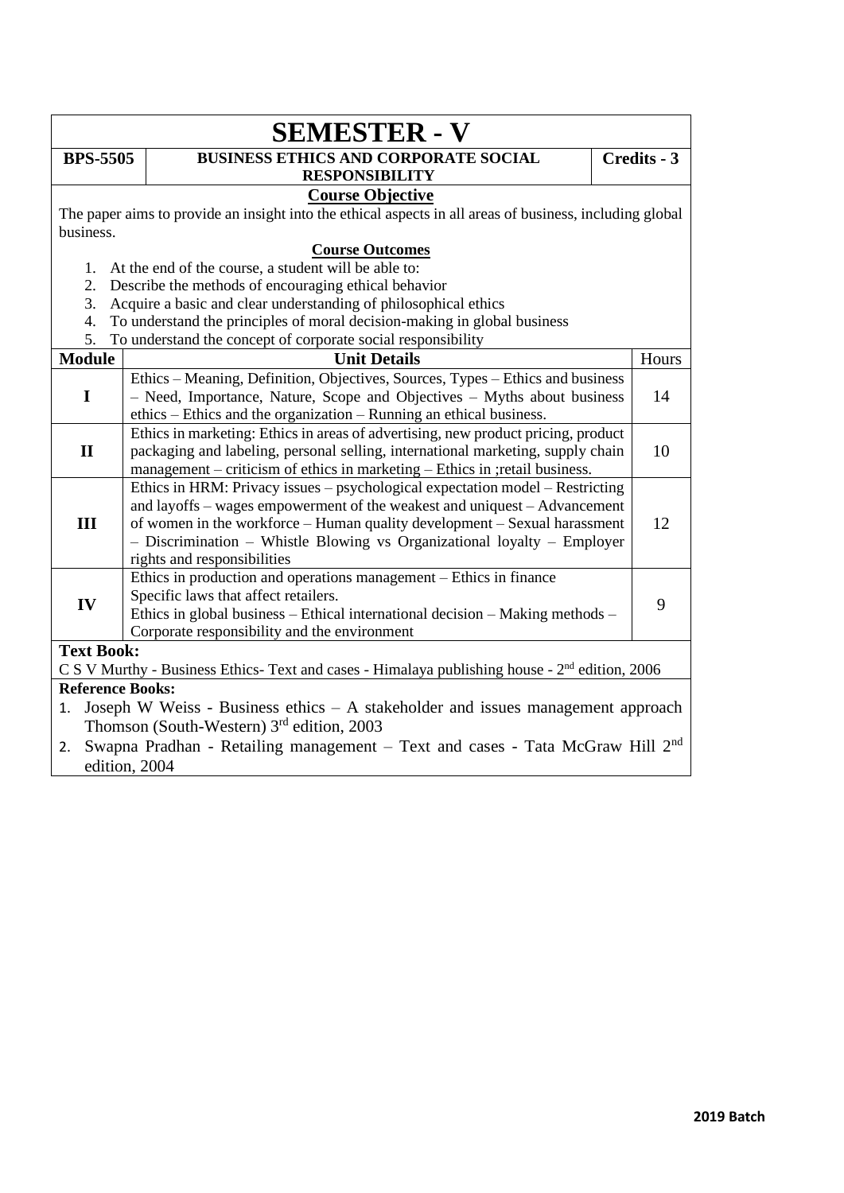# SEMESTER - V

| BPS-5505 | BUSINESS ETHICS AND CORPORATE SOCIAL RESPONSIBILITY | Credits - 3 |
|---|---|---|

## Course Objective

The paper aims to provide an insight into the ethical aspects in all areas of business, including global business.

## Course Outcomes

1. At the end of the course, a student will be able to:
2. Describe the methods of encouraging ethical behavior
3. Acquire a basic and clear understanding of philosophical ethics
4. To understand the principles of moral decision-making in global business
5. To understand the concept of corporate social responsibility

| Module | Unit Details | Hours |
|---|---|---|
| I | Ethics – Meaning, Definition, Objectives, Sources, Types – Ethics and business – Need, Importance, Nature, Scope and Objectives – Myths about business ethics – Ethics and the organization – Running an ethical business. | 14 |
| II | Ethics in marketing: Ethics in areas of advertising, new product pricing, product packaging and labeling, personal selling, international marketing, supply chain management – criticism of ethics in marketing – Ethics in ;retail business. | 10 |
| III | Ethics in HRM: Privacy issues – psychological expectation model – Restricting and layoffs – wages empowerment of the weakest and uniquest – Advancement of women in the workforce – Human quality development – Sexual harassment – Discrimination – Whistle Blowing vs Organizational loyalty – Employer rights and responsibilities | 12 |
| IV | Ethics in production and operations management – Ethics in finance<br>Specific laws that affect retailers.<br>Ethics in global business – Ethical international decision – Making methods – Corporate responsibility and the environment | 9 |

**Text Book:**

C S V Murthy - Business Ethics- Text and cases - Himalaya publishing house - 2nd edition, 2006

**Reference Books:**

1. Joseph W Weiss - Business ethics – A stakeholder and issues management approach Thomson (South-Western) 3rd edition, 2003
2. Swapna Pradhan - Retailing management – Text and cases - Tata McGraw Hill 2nd edition, 2004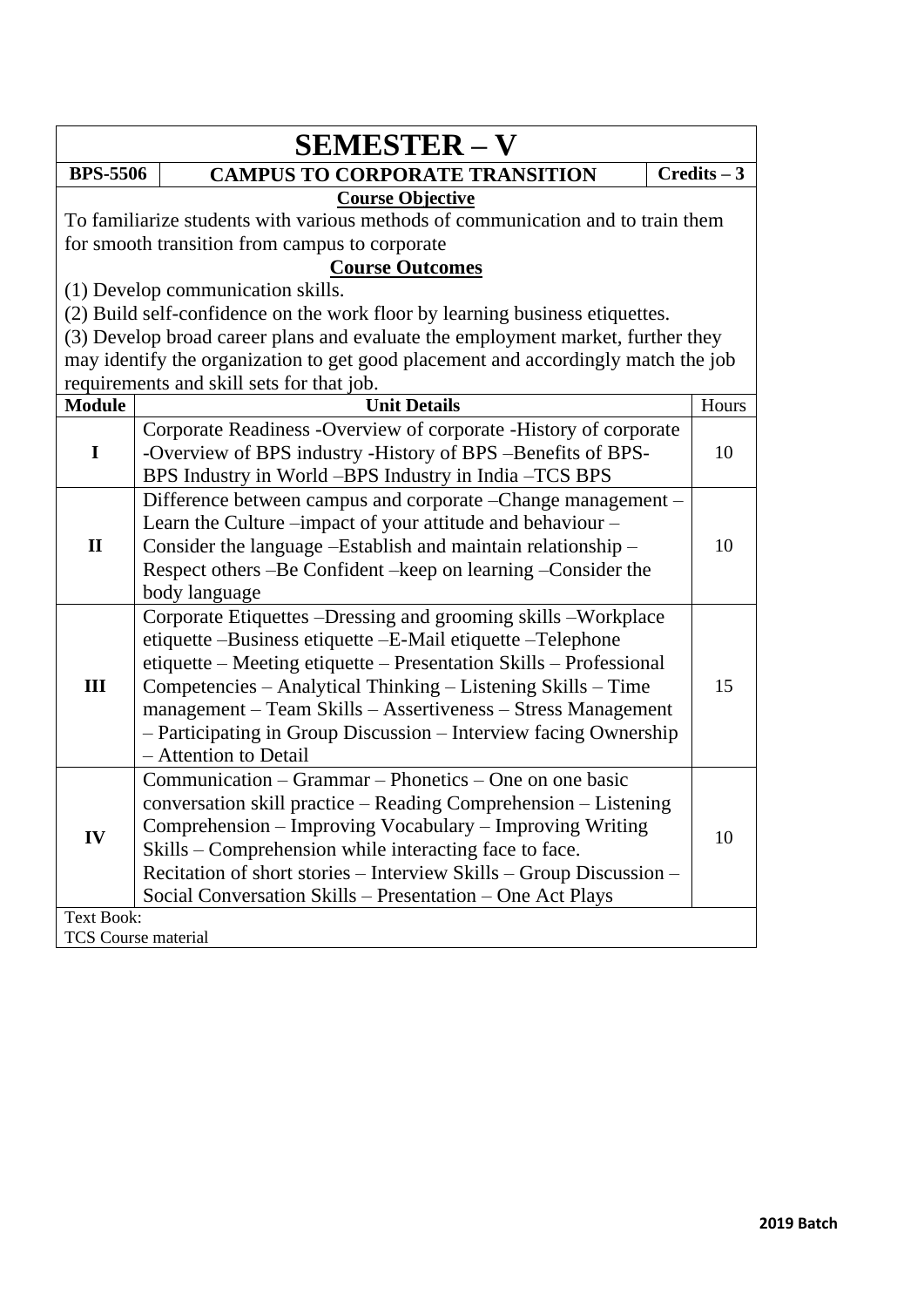# SEMESTER – V

| BPS-5506 | CAMPUS TO CORPORATE TRANSITION | Credits – 3 |
|---|---|---|

**Course Objective**

To familiarize students with various methods of communication and to train them for smooth transition from campus to corporate

**Course Outcomes**

(1) Develop communication skills.
(2) Build self-confidence on the work floor by learning business etiquettes.
(3) Develop broad career plans and evaluate the employment market, further they may identify the organization to get good placement and accordingly match the job requirements and skill sets for that job.

| Module | Unit Details | Hours |
|---|---|---|
| I | Corporate Readiness -Overview of corporate -History of corporate -Overview of BPS industry -History of BPS –Benefits of BPS-BPS Industry in World –BPS Industry in India –TCS BPS | 10 |
| II | Difference between campus and corporate –Change management –Learn the Culture –impact of your attitude and behaviour –Consider the language –Establish and maintain relationship –Respect others –Be Confident –keep on learning –Consider the body language | 10 |
| III | Corporate Etiquettes –Dressing and grooming skills –Workplace etiquette –Business etiquette –E-Mail etiquette –Telephone etiquette – Meeting etiquette – Presentation Skills – Professional Competencies – Analytical Thinking – Listening Skills – Time management – Team Skills – Assertiveness – Stress Management – Participating in Group Discussion – Interview facing Ownership – Attention to Detail | 15 |
| IV | Communication – Grammar – Phonetics – One on one basic conversation skill practice – Reading Comprehension – Listening Comprehension – Improving Vocabulary – Improving Writing Skills – Comprehension while interacting face to face. Recitation of short stories – Interview Skills – Group Discussion – Social Conversation Skills – Presentation – One Act Plays | 10 |

Text Book:
TCS Course material

**2019 Batch**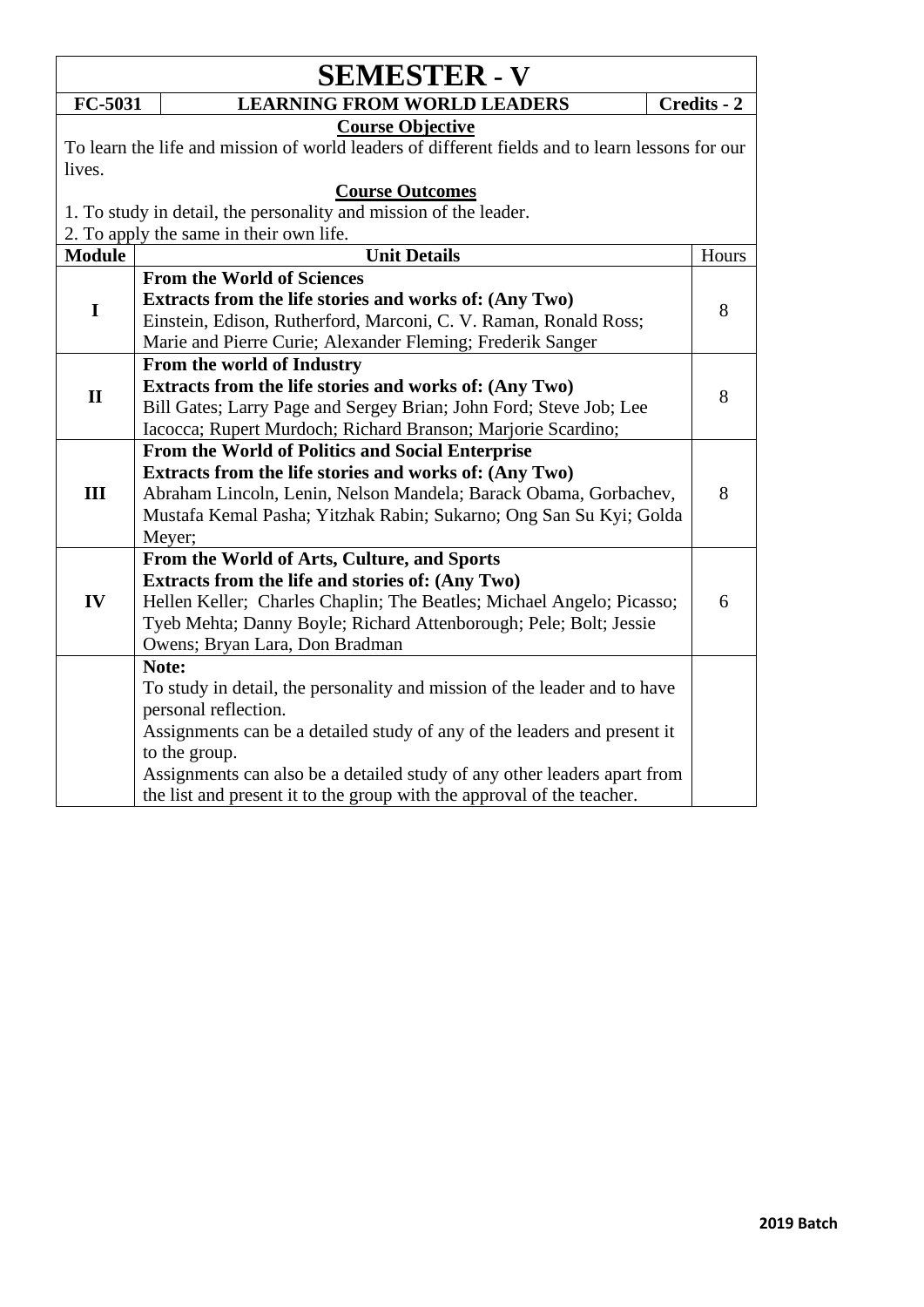# SEMESTER - V

| FC-5031 | LEARNING FROM WORLD LEADERS | Credits - 2 |
|---|---|---|

**Course Objective**

To learn the life and mission of world leaders of different fields and to learn lessons for our lives.

**Course Outcomes**

1. To study in detail, the personality and mission of the leader.
2. To apply the same in their own life.

| Module | Unit Details | Hours |
|---|---|---|
| I | **From the World of Sciences**<br>**Extracts from the life stories and works of: (Any Two)**<br>Einstein, Edison, Rutherford, Marconi, C. V. Raman, Ronald Ross; Marie and Pierre Curie; Alexander Fleming; Frederik Sanger | 8 |
| II | **From the world of Industry**<br>**Extracts from the life stories and works of: (Any Two)**<br>Bill Gates; Larry Page and Sergey Brian; John Ford; Steve Job; Lee Iacocca; Rupert Murdoch; Richard Branson; Marjorie Scardino; | 8 |
| III | **From the World of Politics and Social Enterprise**<br>**Extracts from the life stories and works of: (Any Two)**<br>Abraham Lincoln, Lenin, Nelson Mandela; Barack Obama, Gorbachev, Mustafa Kemal Pasha; Yitzhak Rabin; Sukarno; Ong San Su Kyi; Golda Meyer; | 8 |
| IV | **From the World of Arts, Culture, and Sports**<br>**Extracts from the life and stories of: (Any Two)**<br>Hellen Keller; Charles Chaplin; The Beatles; Michael Angelo; Picasso; Tyeb Mehta; Danny Boyle; Richard Attenborough; Pele; Bolt; Jessie Owens; Bryan Lara, Don Bradman | 6 |
| | **Note:**<br>To study in detail, the personality and mission of the leader and to have personal reflection.<br>Assignments can be a detailed study of any of the leaders and present it to the group.<br>Assignments can also be a detailed study of any other leaders apart from the list and present it to the group with the approval of the teacher. | |

**2019 Batch**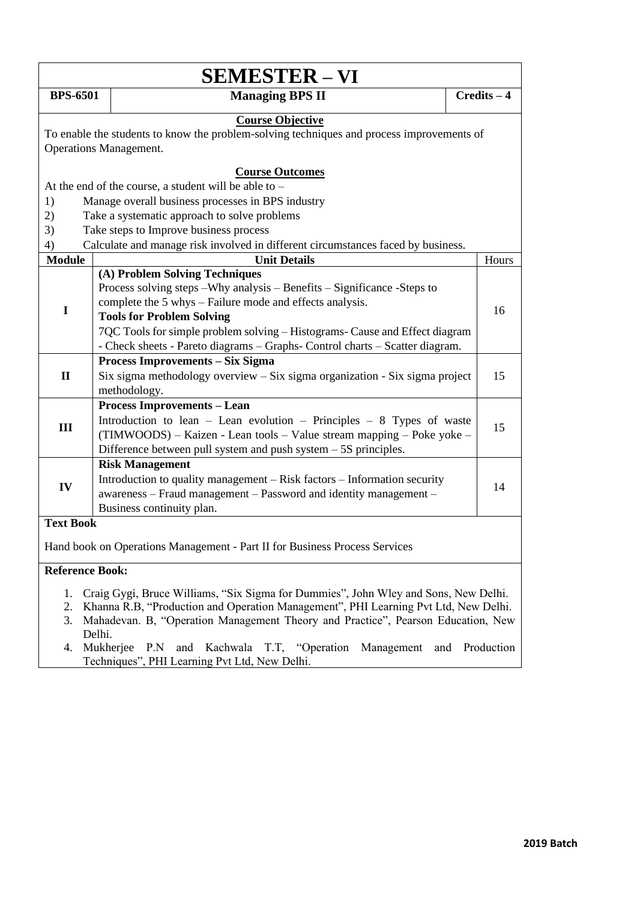# SEMESTER – VI

| BPS-6501 | Managing BPS II | Credits – 4 |
|---|---|---|

**Course Objective**

To enable the students to know the problem-solving techniques and process improvements of Operations Management.

**Course Outcomes**

At the end of the course, a student will be able to –

1) Manage overall business processes in BPS industry
2) Take a systematic approach to solve problems
3) Take steps to Improve business process
4) Calculate and manage risk involved in different circumstances faced by business.

| Module | Unit Details | Hours |
|---|---|---|
| I | **(A) Problem Solving Techniques**<br>Process solving steps –Why analysis – Benefits – Significance -Steps to complete the 5 whys – Failure mode and effects analysis.<br>**Tools for Problem Solving**<br>7QC Tools for simple problem solving – Histograms- Cause and Effect diagram - Check sheets - Pareto diagrams – Graphs- Control charts – Scatter diagram. | 16 |
| II | **Process Improvements – Six Sigma**<br>Six sigma methodology overview – Six sigma organization - Six sigma project methodology. | 15 |
| III | **Process Improvements – Lean**<br>Introduction to lean – Lean evolution – Principles – 8 Types of waste (TIMWOODS) – Kaizen - Lean tools – Value stream mapping – Poke yoke – Difference between pull system and push system – 5S principles. | 15 |
| IV | **Risk Management**<br>Introduction to quality management – Risk factors – Information security awareness – Fraud management – Password and identity management – Business continuity plan. | 14 |

**Text Book**

Hand book on Operations Management - Part II for Business Process Services

**Reference Book:**

1. Craig Gygi, Bruce Williams, "Six Sigma for Dummies", John Wley and Sons, New Delhi.
2. Khanna R.B, "Production and Operation Management", PHI Learning Pvt Ltd, New Delhi.
3. Mahadevan. B, "Operation Management Theory and Practice", Pearson Education, New Delhi.
4. Mukherjee P.N and Kachwala T.T, "Operation Management and Production Techniques", PHI Learning Pvt Ltd, New Delhi.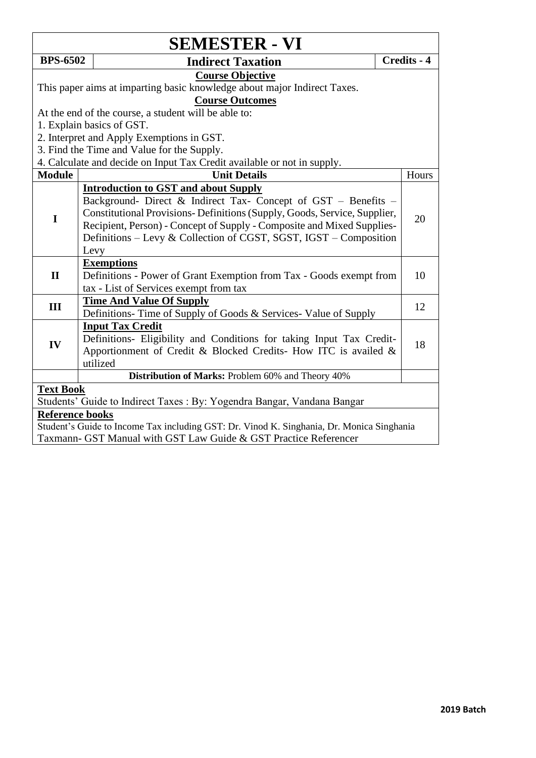# SEMESTER - VI

| BPS-6502 | Indirect Taxation | Credits - 4 |
|---|---|---|

**Course Objective**

This paper aims at imparting basic knowledge about major Indirect Taxes.

**Course Outcomes**

At the end of the course, a student will be able to:

1. Explain basics of GST.
2. Interpret and Apply Exemptions in GST.
3. Find the Time and Value for the Supply.
4. Calculate and decide on Input Tax Credit available or not in supply.

| Module | Unit Details | Hours |
|---|---|---|
| I | **Introduction to GST and about Supply**<br>Background- Direct & Indirect Tax- Concept of GST – Benefits – Constitutional Provisions- Definitions (Supply, Goods, Service, Supplier, Recipient, Person) - Concept of Supply - Composite and Mixed Supplies- Definitions – Levy & Collection of CGST, SGST, IGST – Composition Levy | 20 |
| II | **Exemptions**<br>Definitions - Power of Grant Exemption from Tax - Goods exempt from tax - List of Services exempt from tax | 10 |
| III | **Time And Value Of Supply**<br>Definitions- Time of Supply of Goods & Services- Value of Supply | 12 |
| IV | **Input Tax Credit**<br>Definitions- Eligibility and Conditions for taking Input Tax Credit- Apportionment of Credit & Blocked Credits- How ITC is availed & utilized | 18 |
| | **Distribution of Marks:** Problem 60% and Theory 40% | |

**Text Book**

Students' Guide to Indirect Taxes : By: Yogendra Bangar, Vandana Bangar

**Reference books**

Student's Guide to Income Tax including GST: Dr. Vinod K. Singhania, Dr. Monica Singhania

Taxmann- GST Manual with GST Law Guide & GST Practice Referencer

**2019 Batch**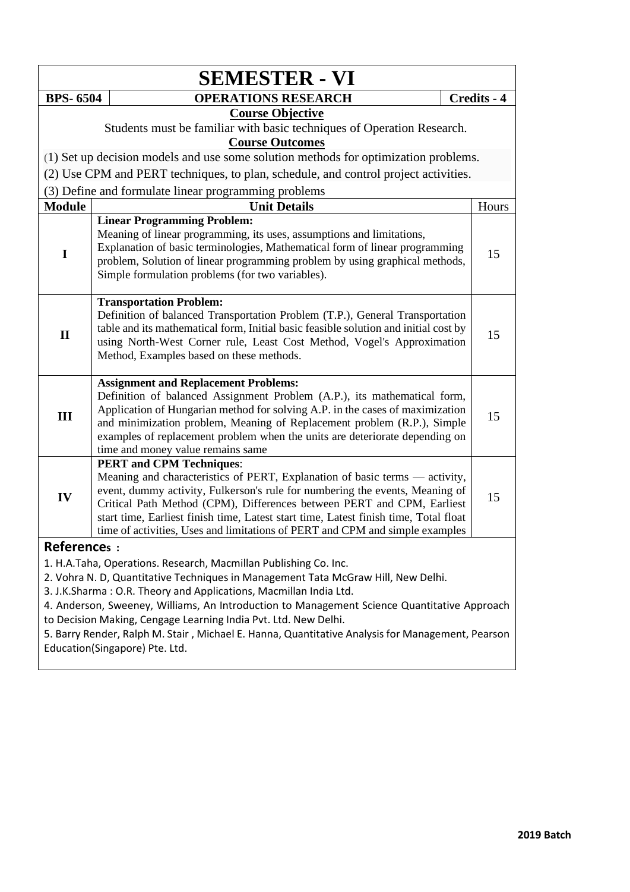# SEMESTER - VI

| BPS- 6504 | OPERATIONS RESEARCH | Credits - 4 |
|---|---|---|

**Course Objective**

Students must be familiar with basic techniques of Operation Research.

**Course Outcomes**

(1) Set up decision models and use some solution methods for optimization problems.

(2) Use CPM and PERT techniques, to plan, schedule, and control project activities.

(3) Define and formulate linear programming problems

| Module | Unit Details | Hours |
|---|---|---|
| I | **Linear Programming Problem:** Meaning of linear programming, its uses, assumptions and limitations, Explanation of basic terminologies, Mathematical form of linear programming problem, Solution of linear programming problem by using graphical methods, Simple formulation problems (for two variables). | 15 |
| II | **Transportation Problem:** Definition of balanced Transportation Problem (T.P.), General Transportation table and its mathematical form, Initial basic feasible solution and initial cost by using North-West Corner rule, Least Cost Method, Vogel's Approximation Method, Examples based on these methods. | 15 |
| III | **Assignment and Replacement Problems:** Definition of balanced Assignment Problem (A.P.), its mathematical form, Application of Hungarian method for solving A.P. in the cases of maximization and minimization problem, Meaning of Replacement problem (R.P.), Simple examples of replacement problem when the units are deteriorate depending on time and money value remains same | 15 |
| IV | **PERT and CPM Techniques**: Meaning and characteristics of PERT, Explanation of basic terms — activity, event, dummy activity, Fulkerson's rule for numbering the events, Meaning of Critical Path Method (CPM), Differences between PERT and CPM, Earliest start time, Earliest finish time, Latest start time, Latest finish time, Total float time of activities, Uses and limitations of PERT and CPM and simple examples | 15 |

**References :**

1. H.A.Taha, Operations. Research, Macmillan Publishing Co. Inc.
2. Vohra N. D, Quantitative Techniques in Management Tata McGraw Hill, New Delhi.
3. J.K.Sharma : O.R. Theory and Applications, Macmillan India Ltd.
4. Anderson, Sweeney, Williams, An Introduction to Management Science Quantitative Approach to Decision Making, Cengage Learning India Pvt. Ltd. New Delhi.
5. Barry Render, Ralph M. Stair , Michael E. Hanna, Quantitative Analysis for Management, Pearson Education(Singapore) Pte. Ltd.

**2019 Batch**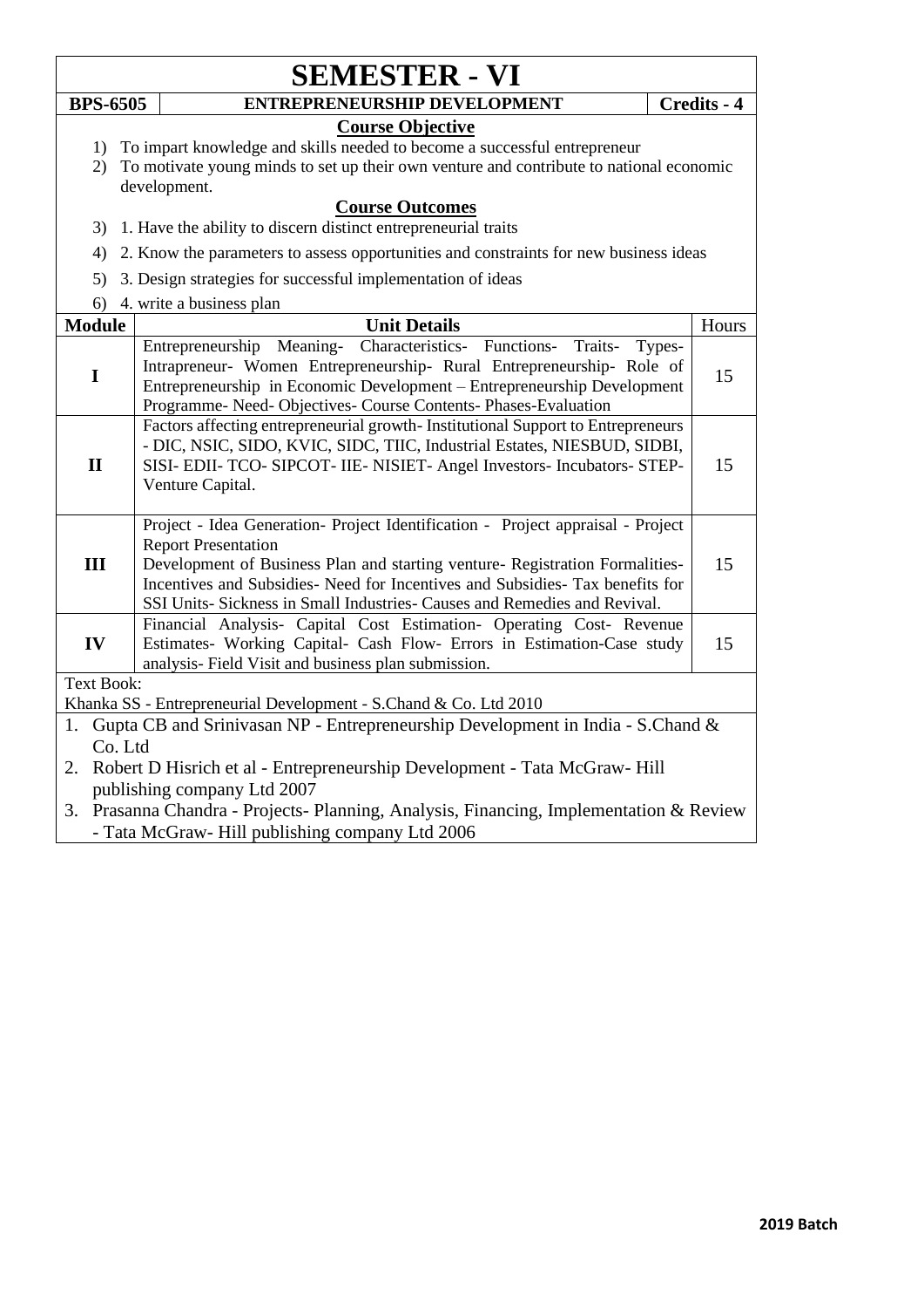# SEMESTER - VI

| BPS-6505 | ENTREPRENEURSHIP DEVELOPMENT | Credits - 4 |
|---|---|---|

### Course Objective

1) To impart knowledge and skills needed to become a successful entrepreneur
2) To motivate young minds to set up their own venture and contribute to national economic development.

### Course Outcomes

3) 1. Have the ability to discern distinct entrepreneurial traits
4) 2. Know the parameters to assess opportunities and constraints for new business ideas
5) 3. Design strategies for successful implementation of ideas
6) 4. write a business plan

| Module | Unit Details | Hours |
|---|---|---|
| I | Entrepreneurship Meaning- Characteristics- Functions- Traits- Types- Intrapreneur- Women Entrepreneurship- Rural Entrepreneurship- Role of Entrepreneurship in Economic Development – Entrepreneurship Development Programme- Need- Objectives- Course Contents- Phases-Evaluation | 15 |
| II | Factors affecting entrepreneurial growth- Institutional Support to Entrepreneurs - DIC, NSIC, SIDO, KVIC, SIDC, TIIC, Industrial Estates, NIESBUD, SIDBI, SISI- EDII- TCO- SIPCOT- IIE- NISIET- Angel Investors- Incubators- STEP- Venture Capital. | 15 |
| III | Project - Idea Generation- Project Identification - Project appraisal - Project Report Presentation<br>Development of Business Plan and starting venture- Registration Formalities- Incentives and Subsidies- Need for Incentives and Subsidies- Tax benefits for SSI Units- Sickness in Small Industries- Causes and Remedies and Revival. | 15 |
| IV | Financial Analysis- Capital Cost Estimation- Operating Cost- Revenue Estimates- Working Capital- Cash Flow- Errors in Estimation-Case study analysis- Field Visit and business plan submission. | 15 |

Text Book:

Khanka SS - Entrepreneurial Development - S.Chand & Co. Ltd 2010

1. Gupta CB and Srinivasan NP - Entrepreneurship Development in India - S.Chand & Co. Ltd
2. Robert D Hisrich et al - Entrepreneurship Development - Tata McGraw- Hill publishing company Ltd 2007
3. Prasanna Chandra - Projects- Planning, Analysis, Financing, Implementation & Review - Tata McGraw- Hill publishing company Ltd 2006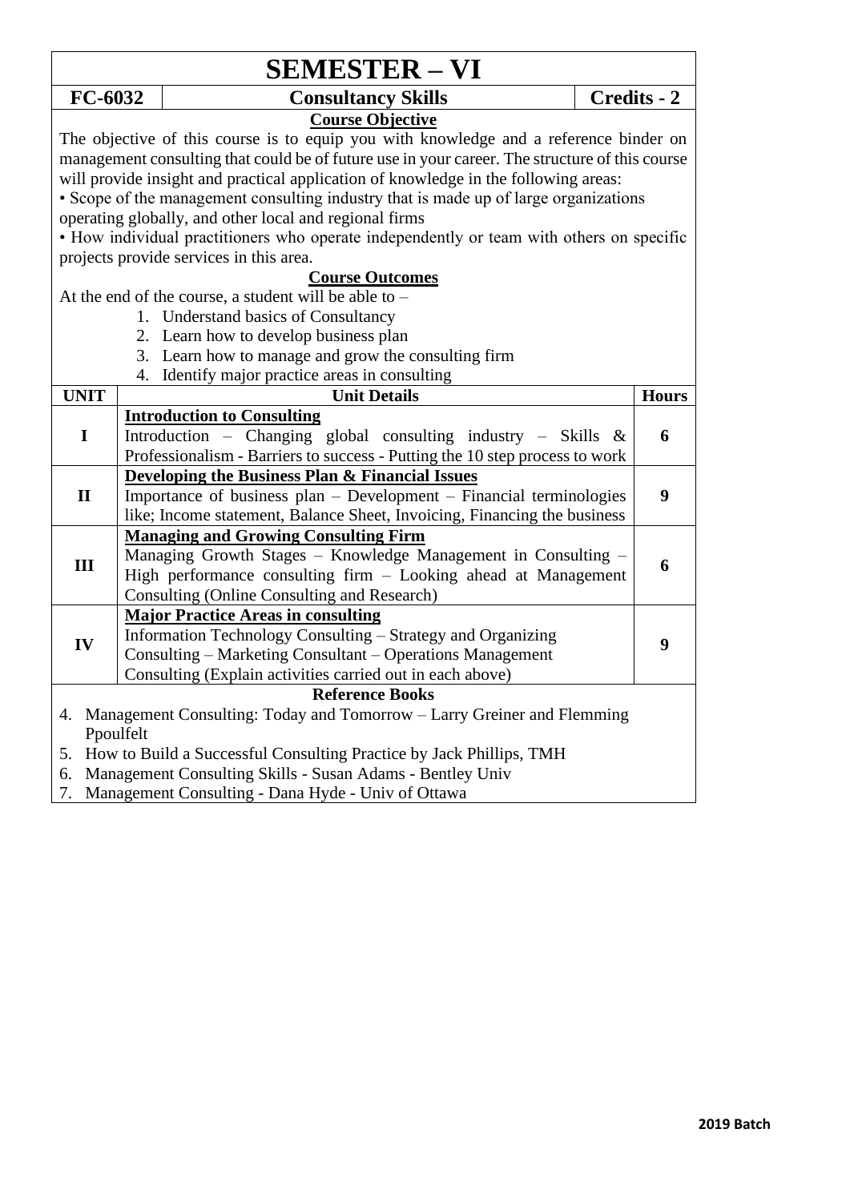# SEMESTER – VI

| FC-6032 | Consultancy Skills | Credits - 2 |
|---|---|---|

### Course Objective

The objective of this course is to equip you with knowledge and a reference binder on management consulting that could be of future use in your career. The structure of this course will provide insight and practical application of knowledge in the following areas:

• Scope of the management consulting industry that is made up of large organizations operating globally, and other local and regional firms

• How individual practitioners who operate independently or team with others on specific projects provide services in this area.

### Course Outcomes

At the end of the course, a student will be able to –

1. Understand basics of Consultancy
2. Learn how to develop business plan
3. Learn how to manage and grow the consulting firm
4. Identify major practice areas in consulting

| UNIT | Unit Details | Hours |
|---|---|---|
| I | **Introduction to Consulting**<br>Introduction – Changing global consulting industry – Skills & Professionalism - Barriers to success - Putting the 10 step process to work | 6 |
| II | **Developing the Business Plan & Financial Issues**<br>Importance of business plan – Development – Financial terminologies like; Income statement, Balance Sheet, Invoicing, Financing the business | 9 |
| III | **Managing and Growing Consulting Firm**<br>Managing Growth Stages – Knowledge Management in Consulting – High performance consulting firm – Looking ahead at Management Consulting (Online Consulting and Research) | 6 |
| IV | **Major Practice Areas in consulting**<br>Information Technology Consulting – Strategy and Organizing Consulting – Marketing Consultant – Operations Management Consulting (Explain activities carried out in each above) | 9 |

### Reference Books

4. Management Consulting: Today and Tomorrow – Larry Greiner and Flemming Ppoulfelt
5. How to Build a Successful Consulting Practice by Jack Phillips, TMH
6. Management Consulting Skills - Susan Adams - Bentley Univ
7. Management Consulting - Dana Hyde - Univ of Ottawa

**2019 Batch**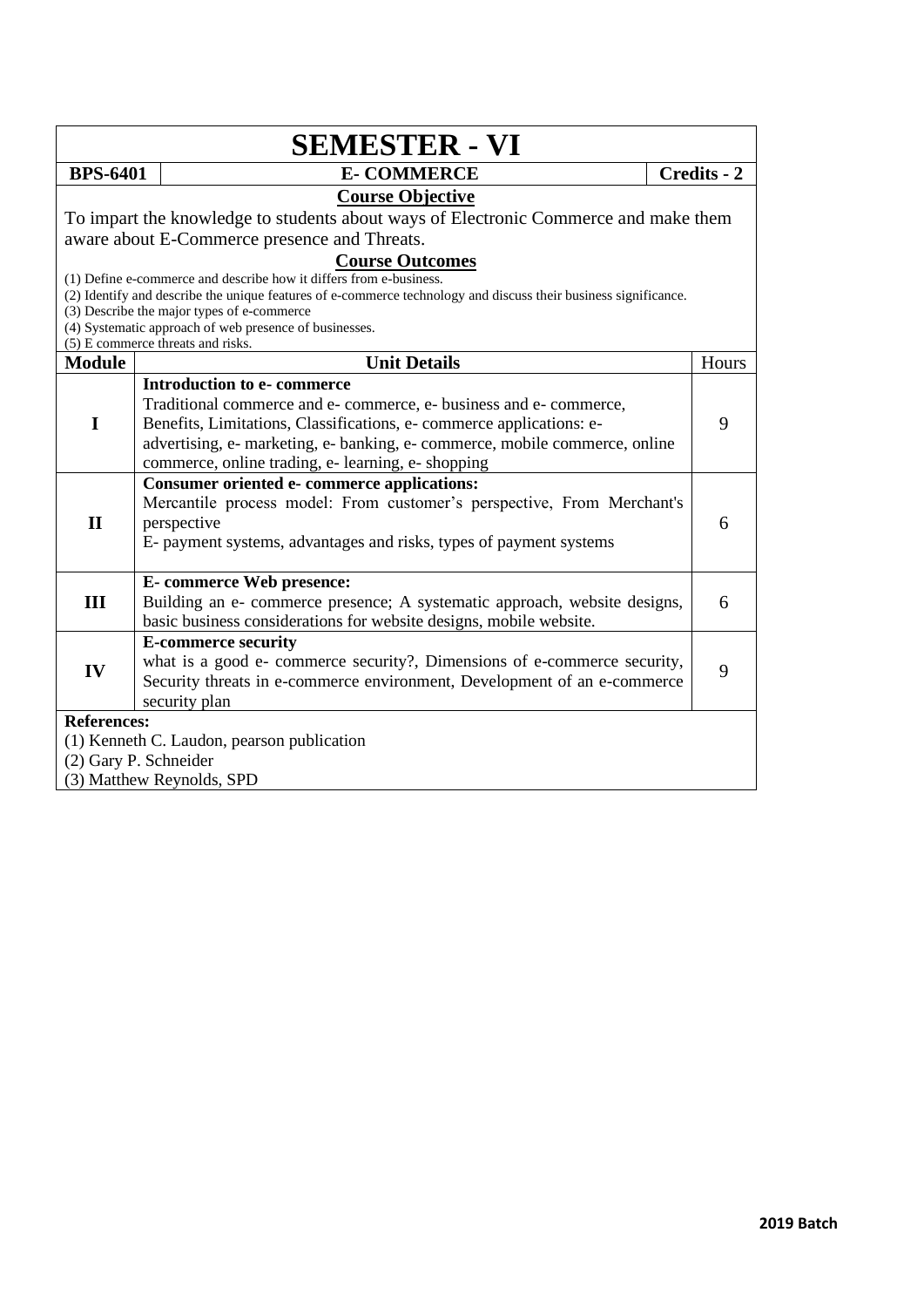# SEMESTER - VI

| BPS-6401 | E- COMMERCE | Credits - 2 |
|---|---|---|

## Course Objective

To impart the knowledge to students about ways of Electronic Commerce and make them aware about E-Commerce presence and Threats.

## Course Outcomes

(1) Define e-commerce and describe how it differs from e-business.
(2) Identify and describe the unique features of e-commerce technology and discuss their business significance.
(3) Describe the major types of e-commerce
(4) Systematic approach of web presence of businesses.
(5) E commerce threats and risks.

| Module | Unit Details | Hours |
|---|---|---|
| I | **Introduction to e- commerce**<br>Traditional commerce and e- commerce, e- business and e- commerce, Benefits, Limitations, Classifications, e- commerce applications: e- advertising, e- marketing, e- banking, e- commerce, mobile commerce, online commerce, online trading, e- learning, e- shopping | 9 |
| II | **Consumer oriented e- commerce applications:**<br>Mercantile process model: From customer's perspective, From Merchant's perspective<br>E- payment systems, advantages and risks, types of payment systems | 6 |
| III | **E- commerce Web presence:**<br>Building an e- commerce presence; A systematic approach, website designs, basic business considerations for website designs, mobile website. | 6 |
| IV | **E-commerce security**<br>what is a good e- commerce security?, Dimensions of e-commerce security, Security threats in e-commerce environment, Development of an e-commerce security plan | 9 |

**References:**

(1) Kenneth C. Laudon, pearson publication
(2) Gary P. Schneider
(3) Matthew Reynolds, SPD

**2019 Batch**